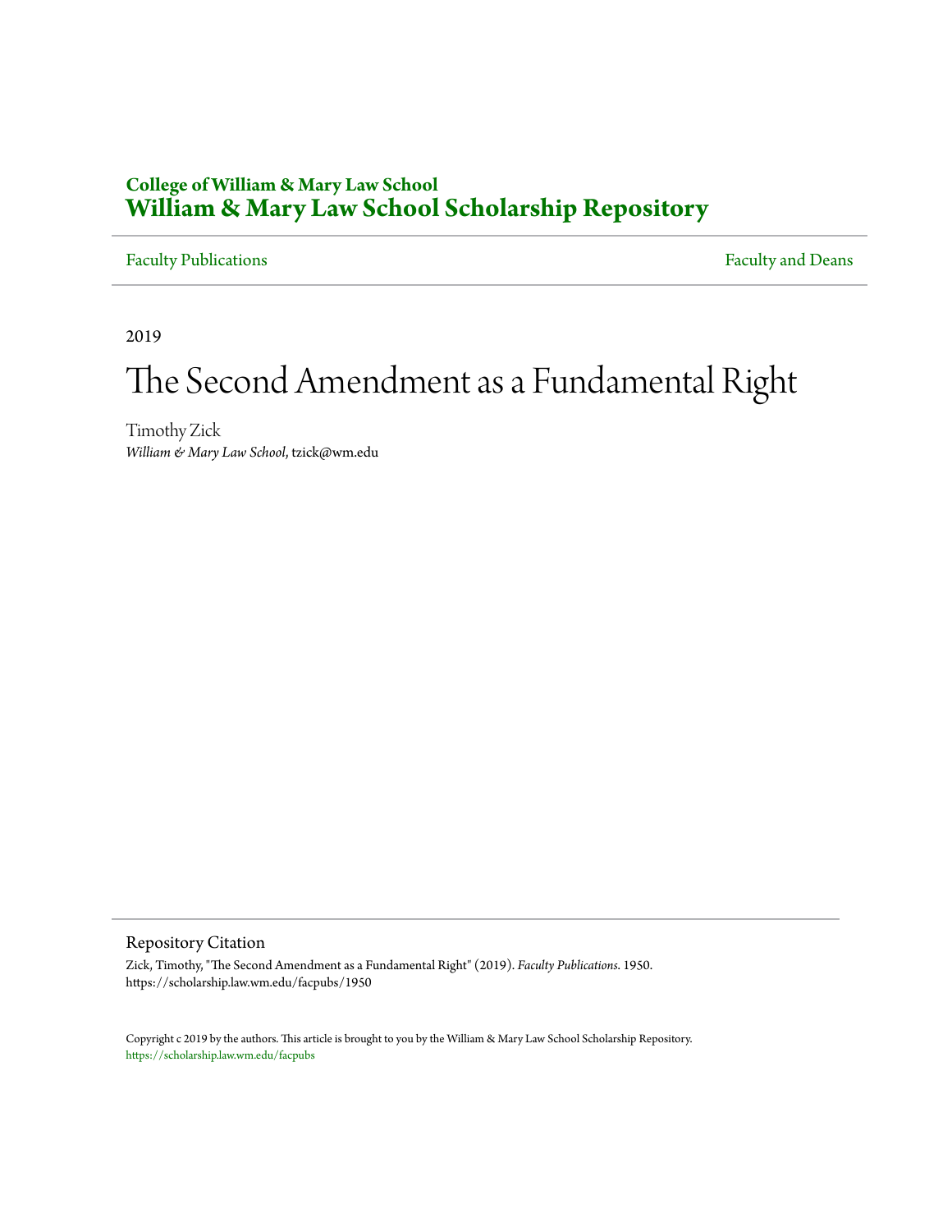**College of William & Mary Law School**
**William & Mary Law School Scholarship Repository**

Faculty Publications | Faculty and Deans

2019

# The Second Amendment as a Fundamental Right

Timothy Zick
*William & Mary Law School*, tzick@wm.edu

## Repository Citation

Zick, Timothy, "The Second Amendment as a Fundamental Right" (2019). *Faculty Publications*. 1950.
https://scholarship.law.wm.edu/facpubs/1950

Copyright c 2019 by the authors. This article is brought to you by the William & Mary Law School Scholarship Repository.
https://scholarship.law.wm.edu/facpubs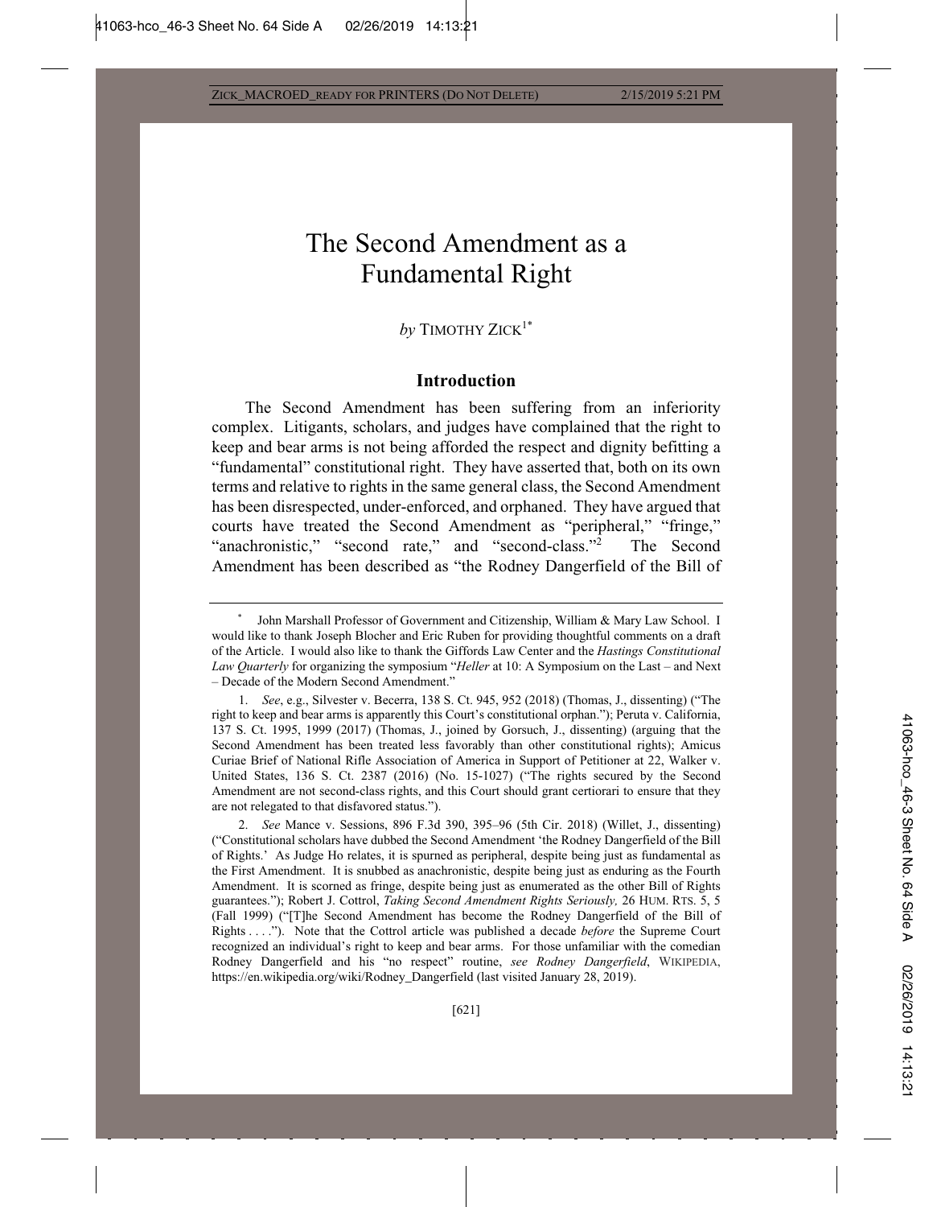# The Second Amendment as a Fundamental Right

*by* TIMOTHY ZICK[1*]

## Introduction

The Second Amendment has been suffering from an inferiority complex. Litigants, scholars, and judges have complained that the right to keep and bear arms is not being afforded the respect and dignity befitting a "fundamental" constitutional right. They have asserted that, both on its own terms and relative to rights in the same general class, the Second Amendment has been disrespected, under-enforced, and orphaned. They have argued that courts have treated the Second Amendment as "peripheral," "fringe," "anachronistic," "second rate," and "second-class."[2] The Second Amendment has been described as "the Rodney Dangerfield of the Bill of

---

\* John Marshall Professor of Government and Citizenship, William & Mary Law School. I would like to thank Joseph Blocher and Eric Ruben for providing thoughtful comments on a draft of the Article. I would also like to thank the Giffords Law Center and the *Hastings Constitutional Law Quarterly* for organizing the symposium "*Heller* at 10: A Symposium on the Last – and Next – Decade of the Modern Second Amendment."

1. *See*, e.g., Silvester v. Becerra, 138 S. Ct. 945, 952 (2018) (Thomas, J., dissenting) ("The right to keep and bear arms is apparently this Court's constitutional orphan."); Peruta v. California, 137 S. Ct. 1995, 1999 (2017) (Thomas, J., joined by Gorsuch, J., dissenting) (arguing that the Second Amendment has been treated less favorably than other constitutional rights); Amicus Curiae Brief of National Rifle Association of America in Support of Petitioner at 22, Walker v. United States, 136 S. Ct. 2387 (2016) (No. 15-1027) ("The rights secured by the Second Amendment are not second-class rights, and this Court should grant certiorari to ensure that they are not relegated to that disfavored status.").

2. *See* Mance v. Sessions, 896 F.3d 390, 395–96 (5th Cir. 2018) (Willet, J., dissenting) ("Constitutional scholars have dubbed the Second Amendment 'the Rodney Dangerfield of the Bill of Rights.' As Judge Ho relates, it is spurned as peripheral, despite being just as fundamental as the First Amendment. It is snubbed as anachronistic, despite being just as enduring as the Fourth Amendment. It is scorned as fringe, despite being just as enumerated as the other Bill of Rights guarantees."); Robert J. Cottrol, *Taking Second Amendment Rights Seriously,* 26 HUM. RTS. 5, 5 (Fall 1999) ("[T]he Second Amendment has become the Rodney Dangerfield of the Bill of Rights . . . ."). Note that the Cottrol article was published a decade *before* the Supreme Court recognized an individual's right to keep and bear arms. For those unfamiliar with the comedian Rodney Dangerfield and his "no respect" routine, *see Rodney Dangerfield*, WIKIPEDIA, https://en.wikipedia.org/wiki/Rodney_Dangerfield (last visited January 28, 2019).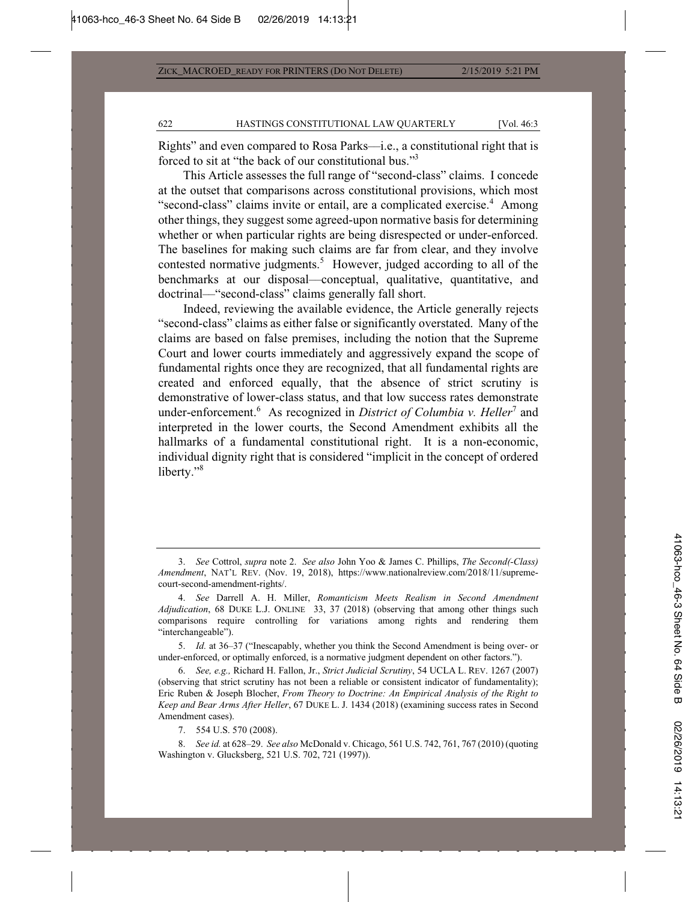Rights" and even compared to Rosa Parks—i.e., a constitutional right that is forced to sit at "the back of our constitutional bus."[3]

This Article assesses the full range of "second-class" claims. I concede at the outset that comparisons across constitutional provisions, which most "second-class" claims invite or entail, are a complicated exercise.[4] Among other things, they suggest some agreed-upon normative basis for determining whether or when particular rights are being disrespected or under-enforced. The baselines for making such claims are far from clear, and they involve contested normative judgments.[5] However, judged according to all of the benchmarks at our disposal—conceptual, qualitative, quantitative, and doctrinal—"second-class" claims generally fall short.

Indeed, reviewing the available evidence, the Article generally rejects "second-class" claims as either false or significantly overstated. Many of the claims are based on false premises, including the notion that the Supreme Court and lower courts immediately and aggressively expand the scope of fundamental rights once they are recognized, that all fundamental rights are created and enforced equally, that the absence of strict scrutiny is demonstrative of lower-class status, and that low success rates demonstrate under-enforcement.[6] As recognized in *District of Columbia v. Heller*[7] and interpreted in the lower courts, the Second Amendment exhibits all the hallmarks of a fundamental constitutional right. It is a non-economic, individual dignity right that is considered "implicit in the concept of ordered liberty."[8]

---

3. *See* Cottrol, *supra* note 2. *See also* John Yoo & James C. Phillips, *The Second(-Class) Amendment*, NAT'L REV. (Nov. 19, 2018), https://www.nationalreview.com/2018/11/supreme-court-second-amendment-rights/.

4. *See* Darrell A. H. Miller, *Romanticism Meets Realism in Second Amendment Adjudication*, 68 DUKE L.J. ONLINE 33, 37 (2018) (observing that among other things such comparisons require controlling for variations among rights and rendering them "interchangeable").

5. *Id.* at 36–37 ("Inescapably, whether you think the Second Amendment is being over- or under-enforced, or optimally enforced, is a normative judgment dependent on other factors.").

6. *See, e.g.,* Richard H. Fallon, Jr., *Strict Judicial Scrutiny*, 54 UCLA L. REV. 1267 (2007) (observing that strict scrutiny has not been a reliable or consistent indicator of fundamentality); Eric Ruben & Joseph Blocher, *From Theory to Doctrine: An Empirical Analysis of the Right to Keep and Bear Arms After Heller*, 67 DUKE L. J. 1434 (2018) (examining success rates in Second Amendment cases).

7. 554 U.S. 570 (2008).

8. *See id.* at 628–29. *See also* McDonald v. Chicago, 561 U.S. 742, 761, 767 (2010) (quoting Washington v. Glucksberg, 521 U.S. 702, 721 (1997)).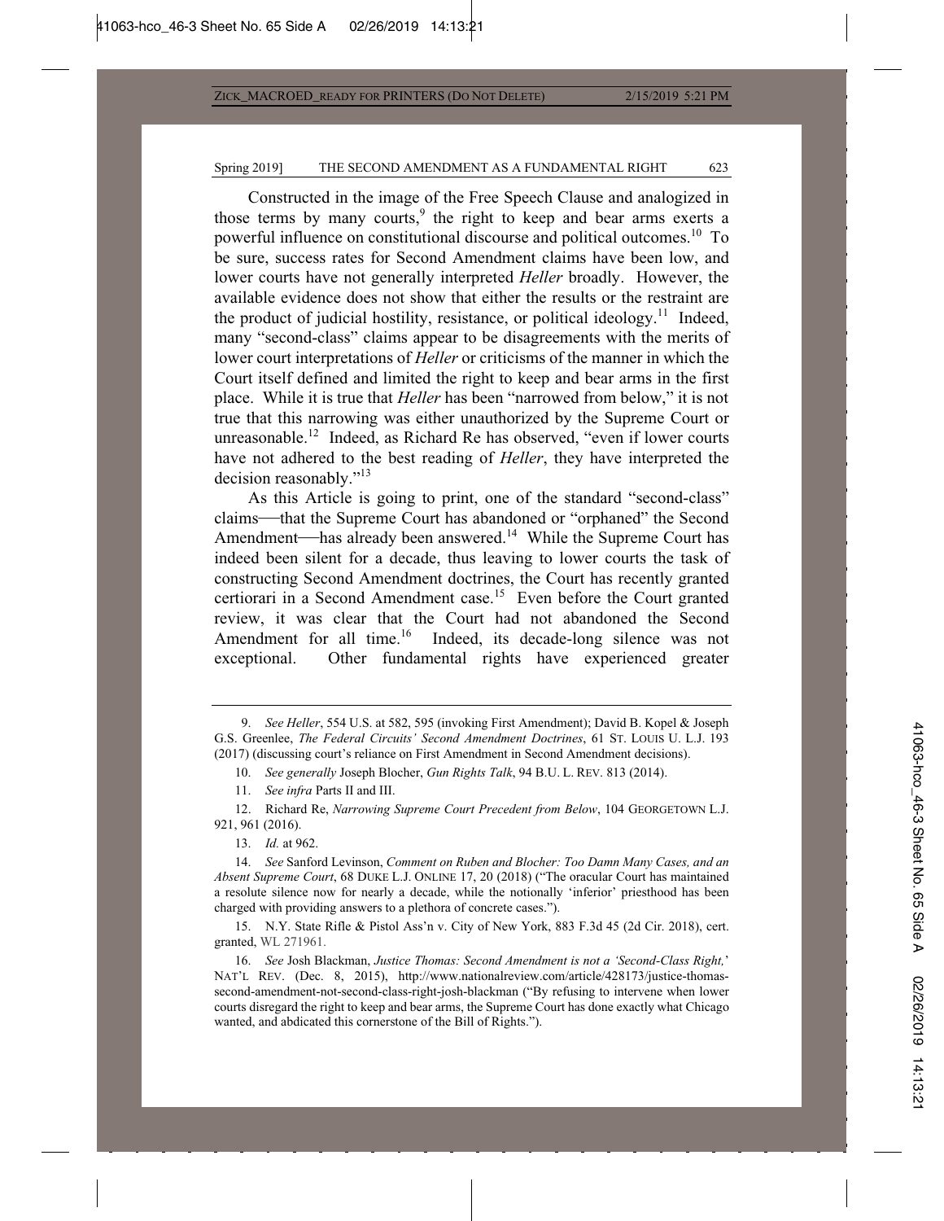Constructed in the image of the Free Speech Clause and analogized in those terms by many courts,[9] the right to keep and bear arms exerts a powerful influence on constitutional discourse and political outcomes.[10] To be sure, success rates for Second Amendment claims have been low, and lower courts have not generally interpreted *Heller* broadly. However, the available evidence does not show that either the results or the restraint are the product of judicial hostility, resistance, or political ideology.[11] Indeed, many "second-class" claims appear to be disagreements with the merits of lower court interpretations of *Heller* or criticisms of the manner in which the Court itself defined and limited the right to keep and bear arms in the first place. While it is true that *Heller* has been "narrowed from below," it is not true that this narrowing was either unauthorized by the Supreme Court or unreasonable.[12] Indeed, as Richard Re has observed, "even if lower courts have not adhered to the best reading of *Heller*, they have interpreted the decision reasonably."[13]

As this Article is going to print, one of the standard "second-class" claims—that the Supreme Court has abandoned or "orphaned" the Second Amendment—has already been answered.[14] While the Supreme Court has indeed been silent for a decade, thus leaving to lower courts the task of constructing Second Amendment doctrines, the Court has recently granted certiorari in a Second Amendment case.[15] Even before the Court granted review, it was clear that the Court had not abandoned the Second Amendment for all time.[16] Indeed, its decade-long silence was not exceptional. Other fundamental rights have experienced greater

---

9. *See Heller*, 554 U.S. at 582, 595 (invoking First Amendment); David B. Kopel & Joseph G.S. Greenlee, *The Federal Circuits' Second Amendment Doctrines*, 61 ST. LOUIS U. L.J. 193 (2017) (discussing court's reliance on First Amendment in Second Amendment decisions).

10. *See generally* Joseph Blocher, *Gun Rights Talk*, 94 B.U. L. REV. 813 (2014).

11. *See infra* Parts II and III.

12. Richard Re, *Narrowing Supreme Court Precedent from Below*, 104 GEORGETOWN L.J. 921, 961 (2016).

13. *Id.* at 962.

14. *See* Sanford Levinson, *Comment on Ruben and Blocher: Too Damn Many Cases, and an Absent Supreme Court*, 68 DUKE L.J. ONLINE 17, 20 (2018) ("The oracular Court has maintained a resolute silence now for nearly a decade, while the notionally 'inferior' priesthood has been charged with providing answers to a plethora of concrete cases.").

15. N.Y. State Rifle & Pistol Ass'n v. City of New York, 883 F.3d 45 (2d Cir. 2018), cert. granted, WL 271961.

16. *See* Josh Blackman, *Justice Thomas: Second Amendment is not a 'Second-Class Right,'* NAT'L REV. (Dec. 8, 2015), http://www.nationalreview.com/article/428173/justice-thomas-second-amendment-not-second-class-right-josh-blackman ("By refusing to intervene when lower courts disregard the right to keep and bear arms, the Supreme Court has done exactly what Chicago wanted, and abdicated this cornerstone of the Bill of Rights.").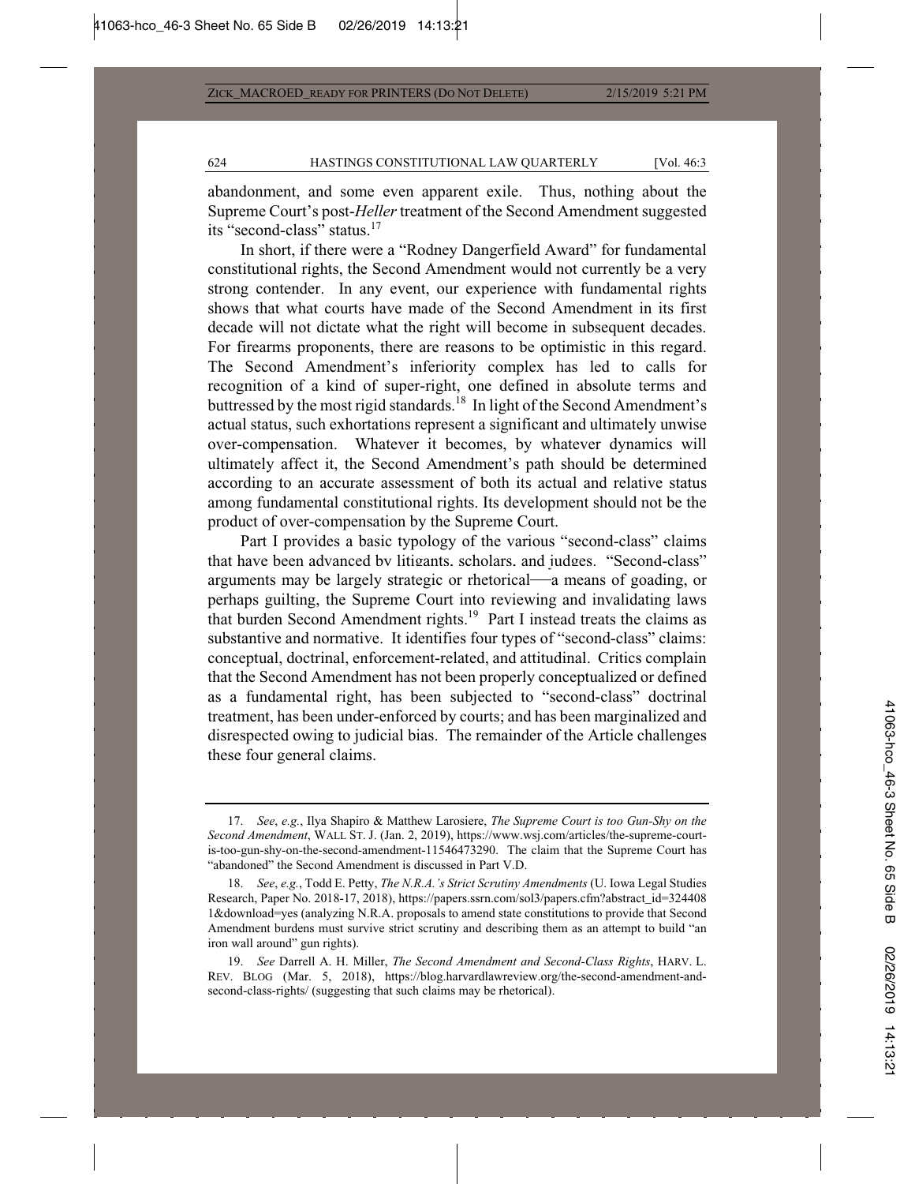abandonment, and some even apparent exile. Thus, nothing about the Supreme Court's post-*Heller* treatment of the Second Amendment suggested its "second-class" status.[17]

In short, if there were a "Rodney Dangerfield Award" for fundamental constitutional rights, the Second Amendment would not currently be a very strong contender. In any event, our experience with fundamental rights shows that what courts have made of the Second Amendment in its first decade will not dictate what the right will become in subsequent decades. For firearms proponents, there are reasons to be optimistic in this regard. The Second Amendment's inferiority complex has led to calls for recognition of a kind of super-right, one defined in absolute terms and buttressed by the most rigid standards.[18] In light of the Second Amendment's actual status, such exhortations represent a significant and ultimately unwise over-compensation. Whatever it becomes, by whatever dynamics will ultimately affect it, the Second Amendment's path should be determined according to an accurate assessment of both its actual and relative status among fundamental constitutional rights. Its development should not be the product of over-compensation by the Supreme Court.

Part I provides a basic typology of the various "second-class" claims that have been advanced by litigants, scholars, and judges. "Second-class" arguments may be largely strategic or rhetorical—a means of goading, or perhaps guilting, the Supreme Court into reviewing and invalidating laws that burden Second Amendment rights.[19] Part I instead treats the claims as substantive and normative. It identifies four types of "second-class" claims: conceptual, doctrinal, enforcement-related, and attitudinal. Critics complain that the Second Amendment has not been properly conceptualized or defined as a fundamental right, has been subjected to "second-class" doctrinal treatment, has been under-enforced by courts; and has been marginalized and disrespected owing to judicial bias. The remainder of the Article challenges these four general claims.

---

17. *See*, *e.g.*, Ilya Shapiro & Matthew Larosiere, *The Supreme Court is too Gun-Shy on the Second Amendment*, WALL ST. J. (Jan. 2, 2019), https://www.wsj.com/articles/the-supreme-court-is-too-gun-shy-on-the-second-amendment-11546473290. The claim that the Supreme Court has "abandoned" the Second Amendment is discussed in Part V.D.

18. *See*, *e.g.*, Todd E. Petty, *The N.R.A.'s Strict Scrutiny Amendments* (U. Iowa Legal Studies Research, Paper No. 2018-17, 2018), https://papers.ssrn.com/sol3/papers.cfm?abstract_id=3244081&download=yes (analyzing N.R.A. proposals to amend state constitutions to provide that Second Amendment burdens must survive strict scrutiny and describing them as an attempt to build "an iron wall around" gun rights).

19. *See* Darrell A. H. Miller, *The Second Amendment and Second-Class Rights*, HARV. L. REV. BLOG (Mar. 5, 2018), https://blog.harvardlawreview.org/the-second-amendment-and-second-class-rights/ (suggesting that such claims may be rhetorical).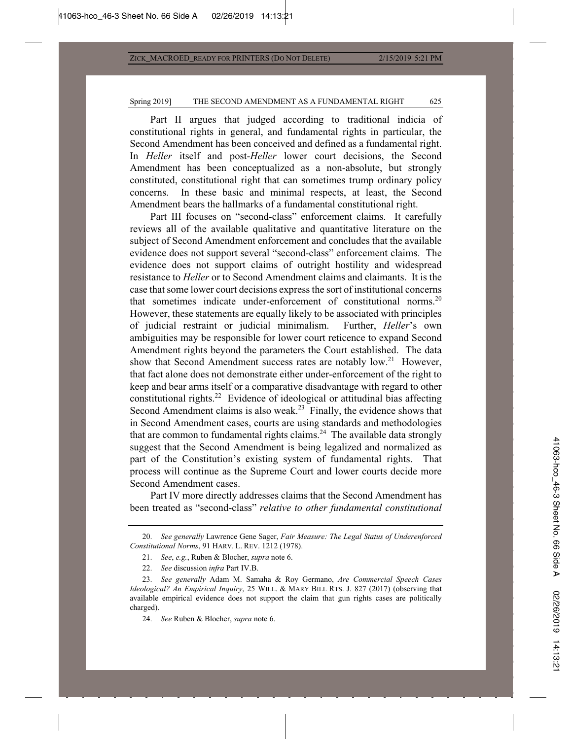Part II argues that judged according to traditional indicia of constitutional rights in general, and fundamental rights in particular, the Second Amendment has been conceived and defined as a fundamental right. In *Heller* itself and post-*Heller* lower court decisions, the Second Amendment has been conceptualized as a non-absolute, but strongly constituted, constitutional right that can sometimes trump ordinary policy concerns. In these basic and minimal respects, at least, the Second Amendment bears the hallmarks of a fundamental constitutional right.

Part III focuses on "second-class" enforcement claims. It carefully reviews all of the available qualitative and quantitative literature on the subject of Second Amendment enforcement and concludes that the available evidence does not support several "second-class" enforcement claims. The evidence does not support claims of outright hostility and widespread resistance to *Heller* or to Second Amendment claims and claimants. It is the case that some lower court decisions express the sort of institutional concerns that sometimes indicate under-enforcement of constitutional norms.[20] However, these statements are equally likely to be associated with principles of judicial restraint or judicial minimalism. Further, *Heller*'s own ambiguities may be responsible for lower court reticence to expand Second Amendment rights beyond the parameters the Court established. The data show that Second Amendment success rates are notably low.[21] However, that fact alone does not demonstrate either under-enforcement of the right to keep and bear arms itself or a comparative disadvantage with regard to other constitutional rights.[22] Evidence of ideological or attitudinal bias affecting Second Amendment claims is also weak.[23] Finally, the evidence shows that in Second Amendment cases, courts are using standards and methodologies that are common to fundamental rights claims.[24] The available data strongly suggest that the Second Amendment is being legalized and normalized as part of the Constitution's existing system of fundamental rights. That process will continue as the Supreme Court and lower courts decide more Second Amendment cases.

Part IV more directly addresses claims that the Second Amendment has been treated as "second-class" *relative to other fundamental constitutional*

---

20. *See generally* Lawrence Gene Sager, *Fair Measure: The Legal Status of Underenforced Constitutional Norms*, 91 HARV. L. REV. 1212 (1978).

21. *See*, *e.g.*, Ruben & Blocher, *supra* note 6.

22. *See* discussion *infra* Part IV.B.

23. *See generally* Adam M. Samaha & Roy Germano, *Are Commercial Speech Cases Ideological? An Empirical Inquiry*, 25 WILL. & MARY BILL RTS. J. 827 (2017) (observing that available empirical evidence does not support the claim that gun rights cases are politically charged).

24. *See* Ruben & Blocher, *supra* note 6.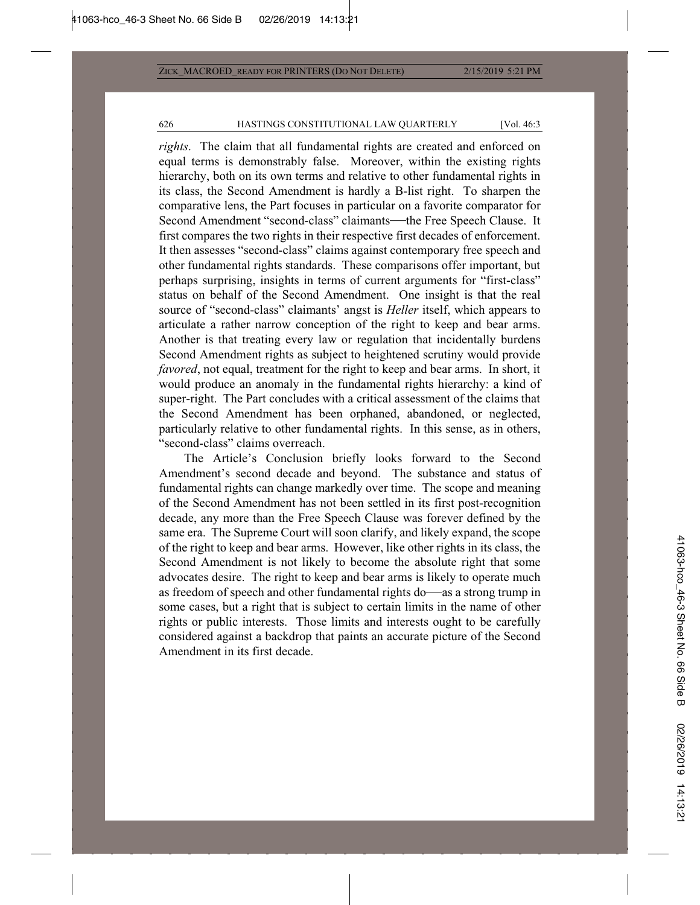*rights*. The claim that all fundamental rights are created and enforced on equal terms is demonstrably false. Moreover, within the existing rights hierarchy, both on its own terms and relative to other fundamental rights in its class, the Second Amendment is hardly a B-list right. To sharpen the comparative lens, the Part focuses in particular on a favorite comparator for Second Amendment "second-class" claimants—the Free Speech Clause. It first compares the two rights in their respective first decades of enforcement. It then assesses "second-class" claims against contemporary free speech and other fundamental rights standards. These comparisons offer important, but perhaps surprising, insights in terms of current arguments for "first-class" status on behalf of the Second Amendment. One insight is that the real source of "second-class" claimants' angst is *Heller* itself, which appears to articulate a rather narrow conception of the right to keep and bear arms. Another is that treating every law or regulation that incidentally burdens Second Amendment rights as subject to heightened scrutiny would provide *favored*, not equal, treatment for the right to keep and bear arms. In short, it would produce an anomaly in the fundamental rights hierarchy: a kind of super-right. The Part concludes with a critical assessment of the claims that the Second Amendment has been orphaned, abandoned, or neglected, particularly relative to other fundamental rights. In this sense, as in others, "second-class" claims overreach.

The Article's Conclusion briefly looks forward to the Second Amendment's second decade and beyond. The substance and status of fundamental rights can change markedly over time. The scope and meaning of the Second Amendment has not been settled in its first post-recognition decade, any more than the Free Speech Clause was forever defined by the same era. The Supreme Court will soon clarify, and likely expand, the scope of the right to keep and bear arms. However, like other rights in its class, the Second Amendment is not likely to become the absolute right that some advocates desire. The right to keep and bear arms is likely to operate much as freedom of speech and other fundamental rights do—as a strong trump in some cases, but a right that is subject to certain limits in the name of other rights or public interests. Those limits and interests ought to be carefully considered against a backdrop that paints an accurate picture of the Second Amendment in its first decade.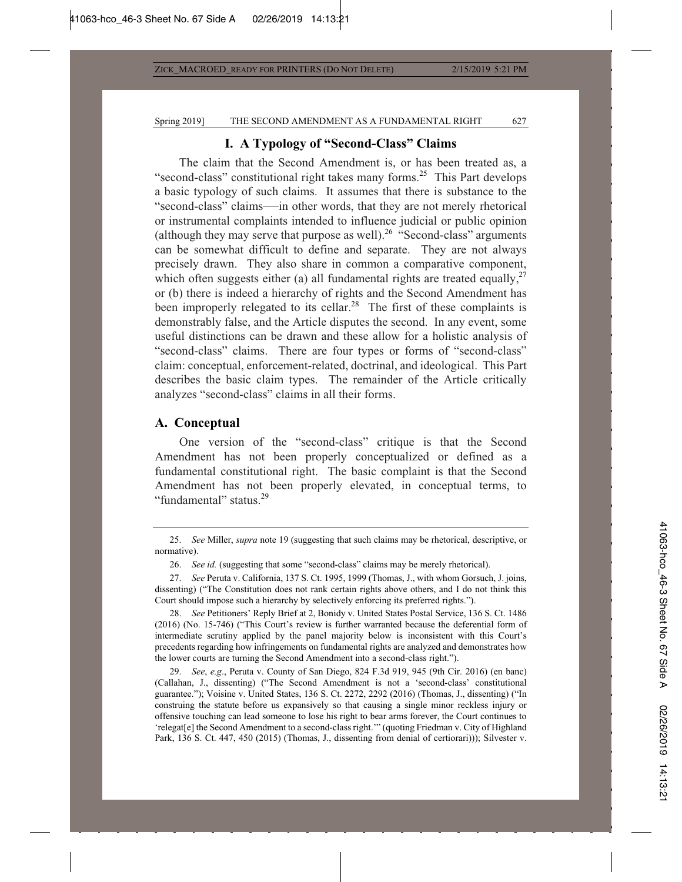# I. A Typology of "Second-Class" Claims

The claim that the Second Amendment is, or has been treated as, a "second-class" constitutional right takes many forms.[25] This Part develops a basic typology of such claims. It assumes that there is substance to the "second-class" claims—in other words, that they are not merely rhetorical or instrumental complaints intended to influence judicial or public opinion (although they may serve that purpose as well).[26] "Second-class" arguments can be somewhat difficult to define and separate. They are not always precisely drawn. They also share in common a comparative component, which often suggests either (a) all fundamental rights are treated equally,[27] or (b) there is indeed a hierarchy of rights and the Second Amendment has been improperly relegated to its cellar.[28] The first of these complaints is demonstrably false, and the Article disputes the second. In any event, some useful distinctions can be drawn and these allow for a holistic analysis of "second-class" claims. There are four types or forms of "second-class" claim: conceptual, enforcement-related, doctrinal, and ideological. This Part describes the basic claim types. The remainder of the Article critically analyzes "second-class" claims in all their forms.

## A. Conceptual

One version of the "second-class" critique is that the Second Amendment has not been properly conceptualized or defined as a fundamental constitutional right. The basic complaint is that the Second Amendment has not been properly elevated, in conceptual terms, to "fundamental" status.[29]

---

25. *See* Miller, *supra* note 19 (suggesting that such claims may be rhetorical, descriptive, or normative).

26. *See id.* (suggesting that some "second-class" claims may be merely rhetorical).

27. *See* Peruta v. California, 137 S. Ct. 1995, 1999 (Thomas, J., with whom Gorsuch, J. joins, dissenting) ("The Constitution does not rank certain rights above others, and I do not think this Court should impose such a hierarchy by selectively enforcing its preferred rights.").

28. *See* Petitioners' Reply Brief at 2, Bonidy v. United States Postal Service, 136 S. Ct. 1486 (2016) (No. 15-746) ("This Court's review is further warranted because the deferential form of intermediate scrutiny applied by the panel majority below is inconsistent with this Court's precedents regarding how infringements on fundamental rights are analyzed and demonstrates how the lower courts are turning the Second Amendment into a second-class right.").

29. *See*, *e.g*., Peruta v. County of San Diego, 824 F.3d 919, 945 (9th Cir. 2016) (en banc) (Callahan, J., dissenting) ("The Second Amendment is not a 'second-class' constitutional guarantee."); Voisine v. United States, 136 S. Ct. 2272, 2292 (2016) (Thomas, J., dissenting) ("In construing the statute before us expansively so that causing a single minor reckless injury or offensive touching can lead someone to lose his right to bear arms forever, the Court continues to 'relegat[e] the Second Amendment to a second-class right.'" (quoting Friedman v. City of Highland Park, 136 S. Ct. 447, 450 (2015) (Thomas, J., dissenting from denial of certiorari))); Silvester v.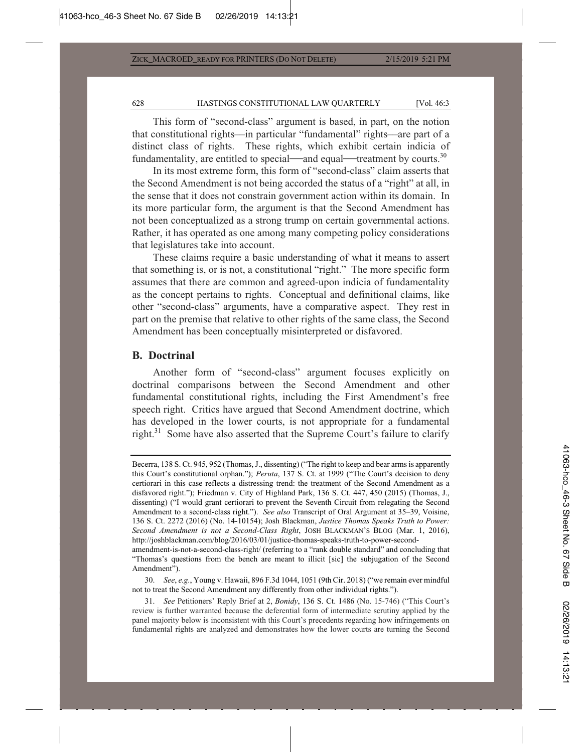This form of "second-class" argument is based, in part, on the notion that constitutional rights—in particular "fundamental" rights—are part of a distinct class of rights. These rights, which exhibit certain indicia of fundamentality, are entitled to special—and equal—treatment by courts.[30]

In its most extreme form, this form of "second-class" claim asserts that the Second Amendment is not being accorded the status of a "right" at all, in the sense that it does not constrain government action within its domain. In its more particular form, the argument is that the Second Amendment has not been conceptualized as a strong trump on certain governmental actions. Rather, it has operated as one among many competing policy considerations that legislatures take into account.

These claims require a basic understanding of what it means to assert that something is, or is not, a constitutional "right." The more specific form assumes that there are common and agreed-upon indicia of fundamentality as the concept pertains to rights. Conceptual and definitional claims, like other "second-class" arguments, have a comparative aspect. They rest in part on the premise that relative to other rights of the same class, the Second Amendment has been conceptually misinterpreted or disfavored.

## B. Doctrinal

Another form of "second-class" argument focuses explicitly on doctrinal comparisons between the Second Amendment and other fundamental constitutional rights, including the First Amendment's free speech right. Critics have argued that Second Amendment doctrine, which has developed in the lower courts, is not appropriate for a fundamental right.[31] Some have also asserted that the Supreme Court's failure to clarify

---

Becerra, 138 S. Ct. 945, 952 (Thomas, J., dissenting) ("The right to keep and bear arms is apparently this Court's constitutional orphan."); *Peruta*, 137 S. Ct. at 1999 ("The Court's decision to deny certiorari in this case reflects a distressing trend: the treatment of the Second Amendment as a disfavored right."); Friedman v. City of Highland Park, 136 S. Ct. 447, 450 (2015) (Thomas, J., dissenting) ("I would grant certiorari to prevent the Seventh Circuit from relegating the Second Amendment to a second-class right."). *See also* Transcript of Oral Argument at 35–39, Voisine, 136 S. Ct. 2272 (2016) (No. 14-10154); Josh Blackman, *Justice Thomas Speaks Truth to Power: Second Amendment is not a Second-Class Right*, JOSH BLACKMAN'S BLOG (Mar. 1, 2016), http://joshblackman.com/blog/2016/03/01/justice-thomas-speaks-truth-to-power-second-amendment-is-not-a-second-class-right/ (referring to a "rank double standard" and concluding that "Thomas's questions from the bench are meant to illicit [sic] the subjugation of the Second Amendment").

30. *See*, *e.g.*, Young v. Hawaii, 896 F.3d 1044, 1051 (9th Cir. 2018) ("we remain ever mindful not to treat the Second Amendment any differently from other individual rights.").

31. *See* Petitioners' Reply Brief at 2, *Bonidy*, 136 S. Ct. 1486 (No. 15-746) ("This Court's review is further warranted because the deferential form of intermediate scrutiny applied by the panel majority below is inconsistent with this Court's precedents regarding how infringements on fundamental rights are analyzed and demonstrates how the lower courts are turning the Second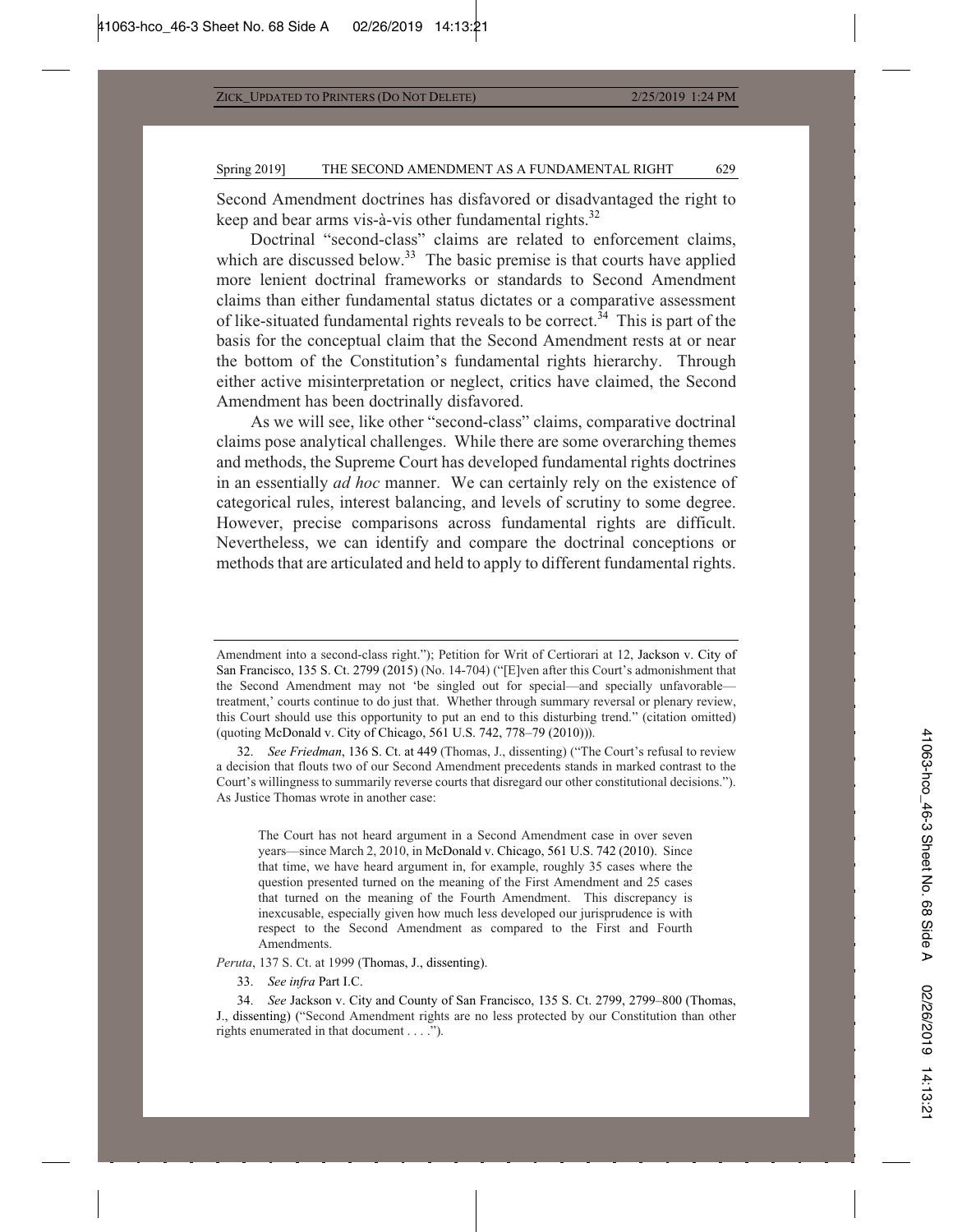Second Amendment doctrines has disfavored or disadvantaged the right to keep and bear arms vis-à-vis other fundamental rights.[32]

Doctrinal "second-class" claims are related to enforcement claims, which are discussed below.[33] The basic premise is that courts have applied more lenient doctrinal frameworks or standards to Second Amendment claims than either fundamental status dictates or a comparative assessment of like-situated fundamental rights reveals to be correct.[34] This is part of the basis for the conceptual claim that the Second Amendment rests at or near the bottom of the Constitution's fundamental rights hierarchy. Through either active misinterpretation or neglect, critics have claimed, the Second Amendment has been doctrinally disfavored.

As we will see, like other "second-class" claims, comparative doctrinal claims pose analytical challenges. While there are some overarching themes and methods, the Supreme Court has developed fundamental rights doctrines in an essentially *ad hoc* manner. We can certainly rely on the existence of categorical rules, interest balancing, and levels of scrutiny to some degree. However, precise comparisons across fundamental rights are difficult. Nevertheless, we can identify and compare the doctrinal conceptions or methods that are articulated and held to apply to different fundamental rights.

---

Amendment into a second-class right."); Petition for Writ of Certiorari at 12, Jackson v. City of San Francisco, 135 S. Ct. 2799 (2015) (No. 14-704) ("[E]ven after this Court's admonishment that the Second Amendment may not 'be singled out for special—and specially unfavorable—treatment,' courts continue to do just that. Whether through summary reversal or plenary review, this Court should use this opportunity to put an end to this disturbing trend." (citation omitted) (quoting McDonald v. City of Chicago, 561 U.S. 742, 778–79 (2010))).

32. *See Friedman*, 136 S. Ct. at 449 (Thomas, J., dissenting) ("The Court's refusal to review a decision that flouts two of our Second Amendment precedents stands in marked contrast to the Court's willingness to summarily reverse courts that disregard our other constitutional decisions."). As Justice Thomas wrote in another case:

> The Court has not heard argument in a Second Amendment case in over seven years—since March 2, 2010, in McDonald v. Chicago, 561 U.S. 742 (2010). Since that time, we have heard argument in, for example, roughly 35 cases where the question presented turned on the meaning of the First Amendment and 25 cases that turned on the meaning of the Fourth Amendment. This discrepancy is inexcusable, especially given how much less developed our jurisprudence is with respect to the Second Amendment as compared to the First and Fourth Amendments.

*Peruta*, 137 S. Ct. at 1999 (Thomas, J., dissenting).

33. *See infra* Part I.C.

34. *See* Jackson v. City and County of San Francisco, 135 S. Ct. 2799, 2799–800 (Thomas, J., dissenting) ("Second Amendment rights are no less protected by our Constitution than other rights enumerated in that document . . . .").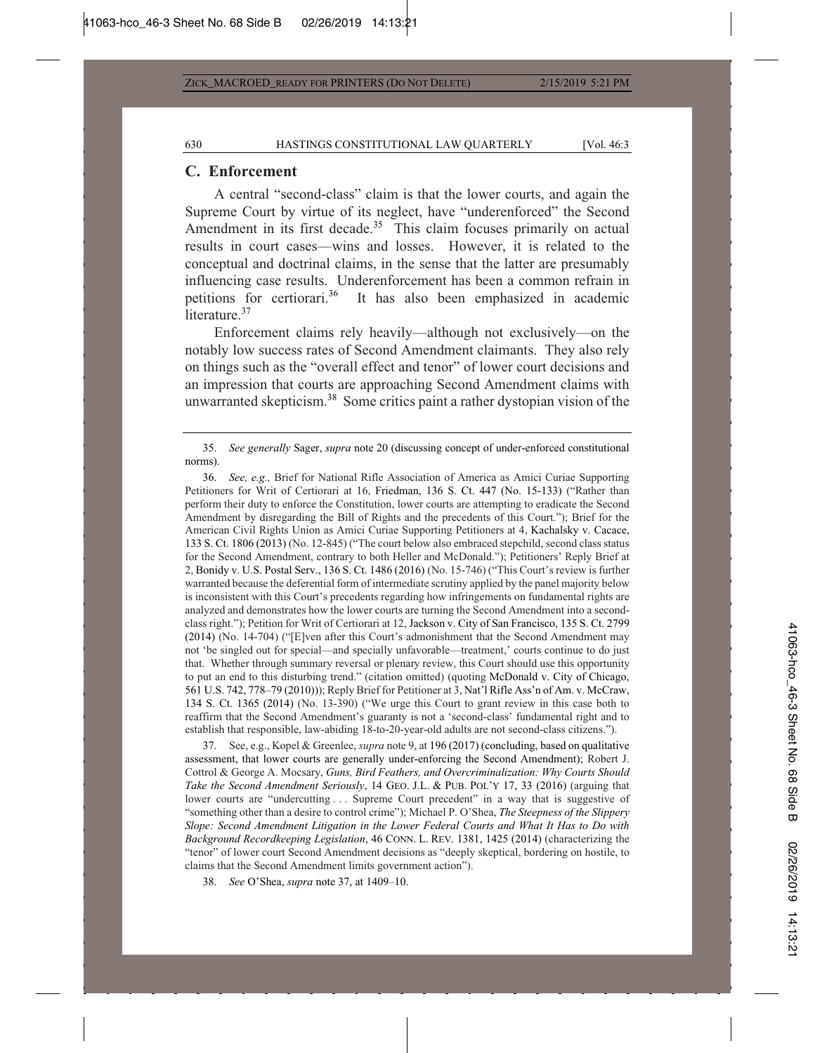## C. Enforcement

A central "second-class" claim is that the lower courts, and again the Supreme Court by virtue of its neglect, have "underenforced" the Second Amendment in its first decade.[35] This claim focuses primarily on actual results in court cases—wins and losses. However, it is related to the conceptual and doctrinal claims, in the sense that the latter are presumably influencing case results. Underenforcement has been a common refrain in petitions for certiorari.[36] It has also been emphasized in academic literature.[37]

Enforcement claims rely heavily—although not exclusively—on the notably low success rates of Second Amendment claimants. They also rely on things such as the "overall effect and tenor" of lower court decisions and an impression that courts are approaching Second Amendment claims with unwarranted skepticism.[38] Some critics paint a rather dystopian vision of the

---

35. *See generally* Sager, *supra* note 20 (discussing concept of under-enforced constitutional norms).

36. *See, e.g.,* Brief for National Rifle Association of America as Amici Curiae Supporting Petitioners for Writ of Certiorari at 16, Friedman, 136 S. Ct. 447 (No. 15-133) ("Rather than perform their duty to enforce the Constitution, lower courts are attempting to eradicate the Second Amendment by disregarding the Bill of Rights and the precedents of this Court."); Brief for the American Civil Rights Union as Amici Curiae Supporting Petitioners at 4, Kachalsky v. Cacace, 133 S. Ct. 1806 (2013) (No. 12-845) ("The court below also embraced stepchild, second class status for the Second Amendment, contrary to both Heller and McDonald."); Petitioners' Reply Brief at 2, Bonidy v. U.S. Postal Serv., 136 S. Ct. 1486 (2016) (No. 15-746) ("This Court's review is further warranted because the deferential form of intermediate scrutiny applied by the panel majority below is inconsistent with this Court's precedents regarding how infringements on fundamental rights are analyzed and demonstrates how the lower courts are turning the Second Amendment into a second-class right."); Petition for Writ of Certiorari at 12, Jackson v. City of San Francisco, 135 S. Ct. 2799 (2014) (No. 14-704) ("[E]ven after this Court's admonishment that the Second Amendment may not 'be singled out for special—and specially unfavorable—treatment,' courts continue to do just that. Whether through summary reversal or plenary review, this Court should use this opportunity to put an end to this disturbing trend." (citation omitted) (quoting McDonald v. City of Chicago, 561 U.S. 742, 778–79 (2010))); Reply Brief for Petitioner at 3, Nat'l Rifle Ass'n of Am. v. McCraw, 134 S. Ct. 1365 (2014) (No. 13-390) ("We urge this Court to grant review in this case both to reaffirm that the Second Amendment's guaranty is not a 'second-class' fundamental right and to establish that responsible, law-abiding 18-to-20-year-old adults are not second-class citizens.").

37. See, e.g., Kopel & Greenlee, *supra* note 9, at 196 (2017) (concluding, based on qualitative assessment, that lower courts are generally under-enforcing the Second Amendment); Robert J. Cottrol & George A. Mocsary, *Guns, Bird Feathers, and Overcriminalization: Why Courts Should Take the Second Amendment Seriously*, 14 GEO. J.L. & PUB. POL'Y 17, 33 (2016) (arguing that lower courts are "undercutting . . . Supreme Court precedent" in a way that is suggestive of "something other than a desire to control crime"); Michael P. O'Shea, *The Steepness of the Slippery Slope: Second Amendment Litigation in the Lower Federal Courts and What It Has to Do with Background Recordkeeping Legislation*, 46 CONN. L. REV. 1381, 1425 (2014) (characterizing the "tenor" of lower court Second Amendment decisions as "deeply skeptical, bordering on hostile, to claims that the Second Amendment limits government action").

38. *See* O'Shea, *supra* note 37, at 1409–10.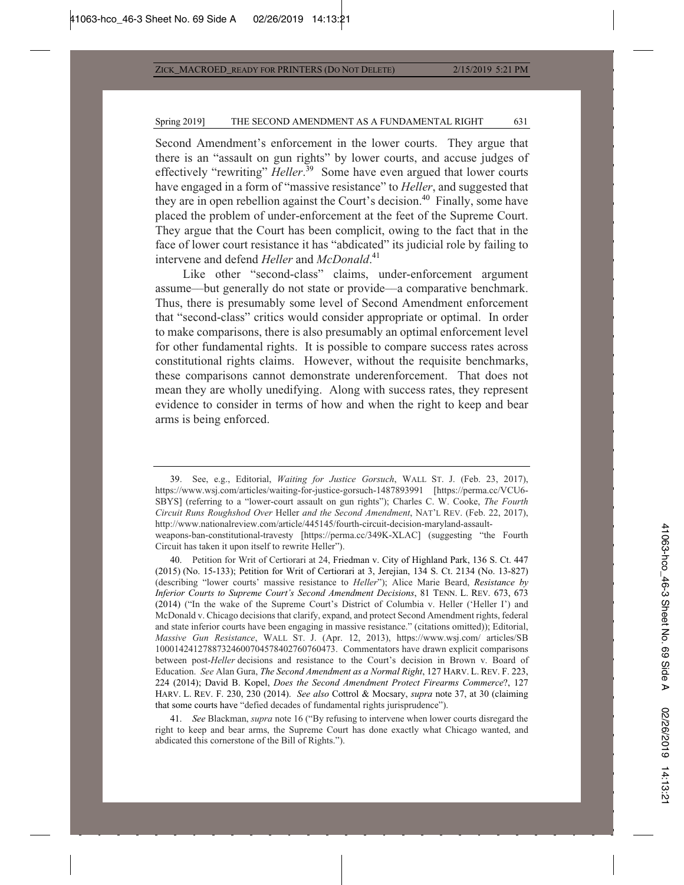Second Amendment's enforcement in the lower courts. They argue that there is an "assault on gun rights" by lower courts, and accuse judges of effectively "rewriting" *Heller*.[39] Some have even argued that lower courts have engaged in a form of "massive resistance" to *Heller*, and suggested that they are in open rebellion against the Court's decision.[40] Finally, some have placed the problem of under-enforcement at the feet of the Supreme Court. They argue that the Court has been complicit, owing to the fact that in the face of lower court resistance it has "abdicated" its judicial role by failing to intervene and defend *Heller* and *McDonald*.[41]

Like other "second-class" claims, under-enforcement argument assume—but generally do not state or provide—a comparative benchmark. Thus, there is presumably some level of Second Amendment enforcement that "second-class" critics would consider appropriate or optimal. In order to make comparisons, there is also presumably an optimal enforcement level for other fundamental rights. It is possible to compare success rates across constitutional rights claims. However, without the requisite benchmarks, these comparisons cannot demonstrate underenforcement. That does not mean they are wholly unedifying. Along with success rates, they represent evidence to consider in terms of how and when the right to keep and bear arms is being enforced.

---

39. See, e.g., Editorial, *Waiting for Justice Gorsuch*, WALL ST. J. (Feb. 23, 2017), https://www.wsj.com/articles/waiting-for-justice-gorsuch-1487893991 [https://perma.cc/VCU6-SBYS] (referring to a "lower-court assault on gun rights"); Charles C. W. Cooke, *The Fourth Circuit Runs Roughshod Over* Heller *and the Second Amendment*, NAT'L REV. (Feb. 22, 2017), http://www.nationalreview.com/article/445145/fourth-circuit-decision-maryland-assault-weapons-ban-constitutional-travesty [https://perma.cc/349K-XLAC] (suggesting "the Fourth Circuit has taken it upon itself to rewrite Heller").

40. Petition for Writ of Certiorari at 24, Friedman v. City of Highland Park, 136 S. Ct. 447 (2015) (No. 15-133); Petition for Writ of Certiorari at 3, Jerejian, 134 S. Ct. 2134 (No. 13-827) (describing "lower courts' massive resistance to *Heller*"); Alice Marie Beard, *Resistance by Inferior Courts to Supreme Court's Second Amendment Decisions*, 81 TENN. L. REV. 673, 673 (2014) ("In the wake of the Supreme Court's District of Columbia v. Heller ('Heller I') and McDonald v. Chicago decisions that clarify, expand, and protect Second Amendment rights, federal and state inferior courts have been engaging in massive resistance." (citations omitted)); Editorial, *Massive Gun Resistance*, WALL ST. J. (Apr. 12, 2013), https://www.wsj.com/ articles/SB10001424127887324600704578402760760473. Commentators have drawn explicit comparisons between post-*Heller* decisions and resistance to the Court's decision in Brown v. Board of Education. *See* Alan Gura, *The Second Amendment as a Normal Right*, 127 HARV. L. REV. F. 223, 224 (2014); David B. Kopel, *Does the Second Amendment Protect Firearms Commerce*?, 127 HARV. L. REV. F. 230, 230 (2014). *See also* Cottrol & Mocsary, *supra* note 37, at 30 (claiming that some courts have "defied decades of fundamental rights jurisprudence").

41. *See* Blackman, *supra* note 16 ("By refusing to intervene when lower courts disregard the right to keep and bear arms, the Supreme Court has done exactly what Chicago wanted, and abdicated this cornerstone of the Bill of Rights.").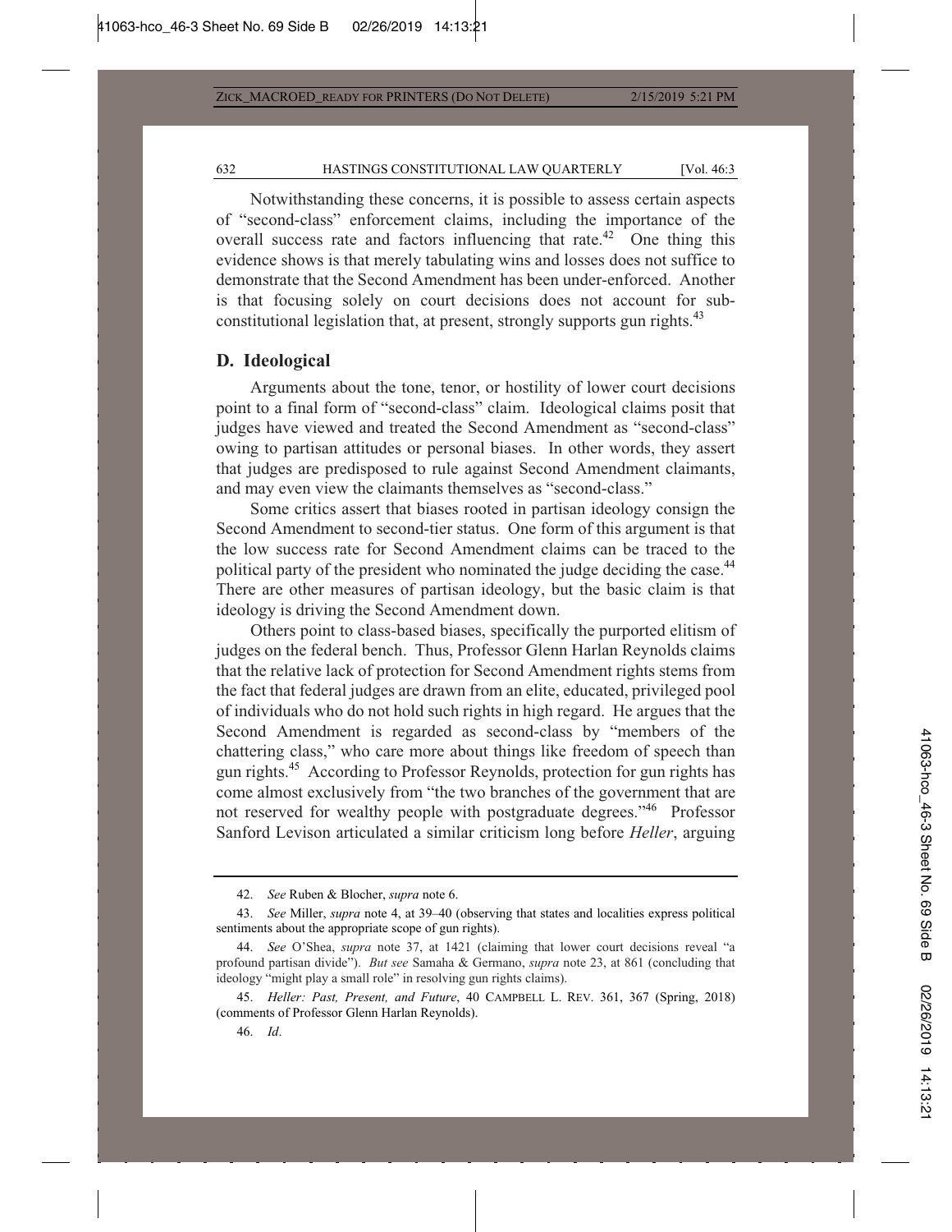Notwithstanding these concerns, it is possible to assess certain aspects of "second-class" enforcement claims, including the importance of the overall success rate and factors influencing that rate.[42] One thing this evidence shows is that merely tabulating wins and losses does not suffice to demonstrate that the Second Amendment has been under-enforced. Another is that focusing solely on court decisions does not account for sub-constitutional legislation that, at present, strongly supports gun rights.[43]

## D. Ideological

Arguments about the tone, tenor, or hostility of lower court decisions point to a final form of "second-class" claim. Ideological claims posit that judges have viewed and treated the Second Amendment as "second-class" owing to partisan attitudes or personal biases. In other words, they assert that judges are predisposed to rule against Second Amendment claimants, and may even view the claimants themselves as "second-class."

Some critics assert that biases rooted in partisan ideology consign the Second Amendment to second-tier status. One form of this argument is that the low success rate for Second Amendment claims can be traced to the political party of the president who nominated the judge deciding the case.[44] There are other measures of partisan ideology, but the basic claim is that ideology is driving the Second Amendment down.

Others point to class-based biases, specifically the purported elitism of judges on the federal bench. Thus, Professor Glenn Harlan Reynolds claims that the relative lack of protection for Second Amendment rights stems from the fact that federal judges are drawn from an elite, educated, privileged pool of individuals who do not hold such rights in high regard. He argues that the Second Amendment is regarded as second-class by "members of the chattering class," who care more about things like freedom of speech than gun rights.[45] According to Professor Reynolds, protection for gun rights has come almost exclusively from "the two branches of the government that are not reserved for wealthy people with postgraduate degrees."[46] Professor Sanford Levison articulated a similar criticism long before *Heller*, arguing

---

42. *See* Ruben & Blocher, *supra* note 6.

43. *See* Miller, *supra* note 4, at 39–40 (observing that states and localities express political sentiments about the appropriate scope of gun rights).

44. *See* O'Shea, *supra* note 37, at 1421 (claiming that lower court decisions reveal "a profound partisan divide"). *But see* Samaha & Germano, *supra* note 23, at 861 (concluding that ideology "might play a small role" in resolving gun rights claims).

45. *Heller: Past, Present, and Future*, 40 CAMPBELL L. REV. 361, 367 (Spring, 2018) (comments of Professor Glenn Harlan Reynolds).

46. *Id*.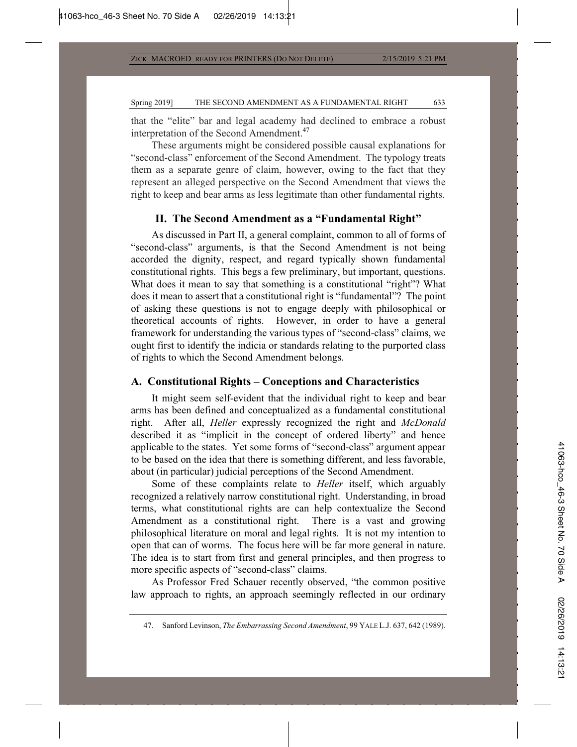that the "elite" bar and legal academy had declined to embrace a robust interpretation of the Second Amendment.[47]

These arguments might be considered possible causal explanations for "second-class" enforcement of the Second Amendment. The typology treats them as a separate genre of claim, however, owing to the fact that they represent an alleged perspective on the Second Amendment that views the right to keep and bear arms as less legitimate than other fundamental rights.

## II. The Second Amendment as a "Fundamental Right"

As discussed in Part II, a general complaint, common to all of forms of "second-class" arguments, is that the Second Amendment is not being accorded the dignity, respect, and regard typically shown fundamental constitutional rights. This begs a few preliminary, but important, questions. What does it mean to say that something is a constitutional "right"? What does it mean to assert that a constitutional right is "fundamental"? The point of asking these questions is not to engage deeply with philosophical or theoretical accounts of rights. However, in order to have a general framework for understanding the various types of "second-class" claims, we ought first to identify the indicia or standards relating to the purported class of rights to which the Second Amendment belongs.

### A. Constitutional Rights – Conceptions and Characteristics

It might seem self-evident that the individual right to keep and bear arms has been defined and conceptualized as a fundamental constitutional right. After all, *Heller* expressly recognized the right and *McDonald* described it as "implicit in the concept of ordered liberty" and hence applicable to the states. Yet some forms of "second-class" argument appear to be based on the idea that there is something different, and less favorable, about (in particular) judicial perceptions of the Second Amendment.

Some of these complaints relate to *Heller* itself, which arguably recognized a relatively narrow constitutional right. Understanding, in broad terms, what constitutional rights are can help contextualize the Second Amendment as a constitutional right. There is a vast and growing philosophical literature on moral and legal rights. It is not my intention to open that can of worms. The focus here will be far more general in nature. The idea is to start from first and general principles, and then progress to more specific aspects of "second-class" claims.

As Professor Fred Schauer recently observed, "the common positive law approach to rights, an approach seemingly reflected in our ordinary

47. Sanford Levinson, *The Embarrassing Second Amendment*, 99 YALE L.J. 637, 642 (1989).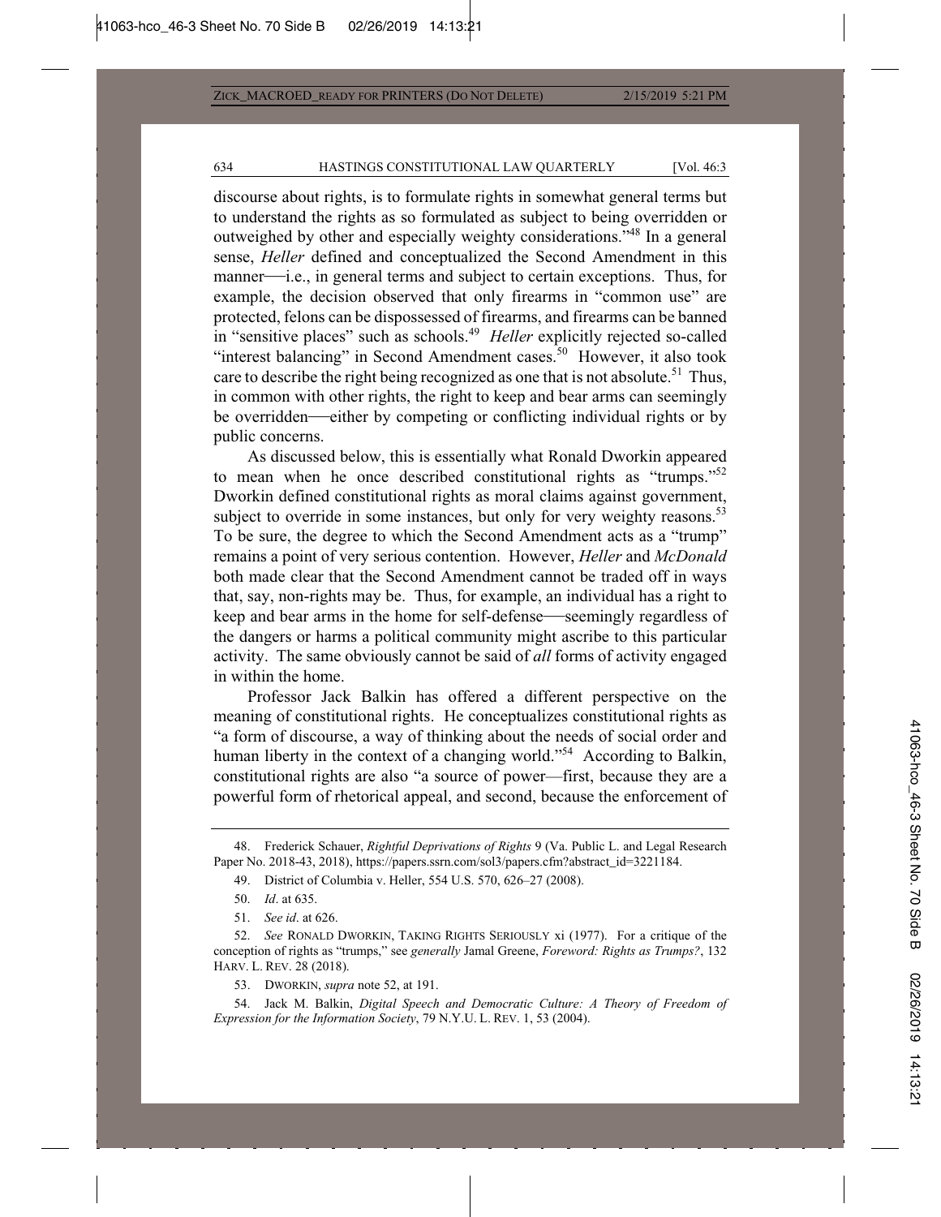discourse about rights, is to formulate rights in somewhat general terms but to understand the rights as so formulated as subject to being overridden or outweighed by other and especially weighty considerations."[48] In a general sense, *Heller* defined and conceptualized the Second Amendment in this manner—i.e., in general terms and subject to certain exceptions. Thus, for example, the decision observed that only firearms in "common use" are protected, felons can be dispossessed of firearms, and firearms can be banned in "sensitive places" such as schools.[49] *Heller* explicitly rejected so-called "interest balancing" in Second Amendment cases.[50] However, it also took care to describe the right being recognized as one that is not absolute.[51] Thus, in common with other rights, the right to keep and bear arms can seemingly be overridden—either by competing or conflicting individual rights or by public concerns.

As discussed below, this is essentially what Ronald Dworkin appeared to mean when he once described constitutional rights as "trumps."[52] Dworkin defined constitutional rights as moral claims against government, subject to override in some instances, but only for very weighty reasons.[53] To be sure, the degree to which the Second Amendment acts as a "trump" remains a point of very serious contention. However, *Heller* and *McDonald* both made clear that the Second Amendment cannot be traded off in ways that, say, non-rights may be. Thus, for example, an individual has a right to keep and bear arms in the home for self-defense—seemingly regardless of the dangers or harms a political community might ascribe to this particular activity. The same obviously cannot be said of *all* forms of activity engaged in within the home.

Professor Jack Balkin has offered a different perspective on the meaning of constitutional rights. He conceptualizes constitutional rights as "a form of discourse, a way of thinking about the needs of social order and human liberty in the context of a changing world."[54] According to Balkin, constitutional rights are also "a source of power—first, because they are a powerful form of rhetorical appeal, and second, because the enforcement of

---

48. Frederick Schauer, *Rightful Deprivations of Rights* 9 (Va. Public L. and Legal Research Paper No. 2018-43, 2018), https://papers.ssrn.com/sol3/papers.cfm?abstract_id=3221184.

49. District of Columbia v. Heller, 554 U.S. 570, 626–27 (2008).

50. *Id*. at 635.

51. *See id*. at 626.

52. *See* RONALD DWORKIN, TAKING RIGHTS SERIOUSLY xi (1977). For a critique of the conception of rights as "trumps," see *generally* Jamal Greene, *Foreword: Rights as Trumps?*, 132 HARV. L. REV. 28 (2018).

53. DWORKIN, *supra* note 52, at 191.

54. Jack M. Balkin, *Digital Speech and Democratic Culture: A Theory of Freedom of Expression for the Information Society*, 79 N.Y.U. L. REV. 1, 53 (2004).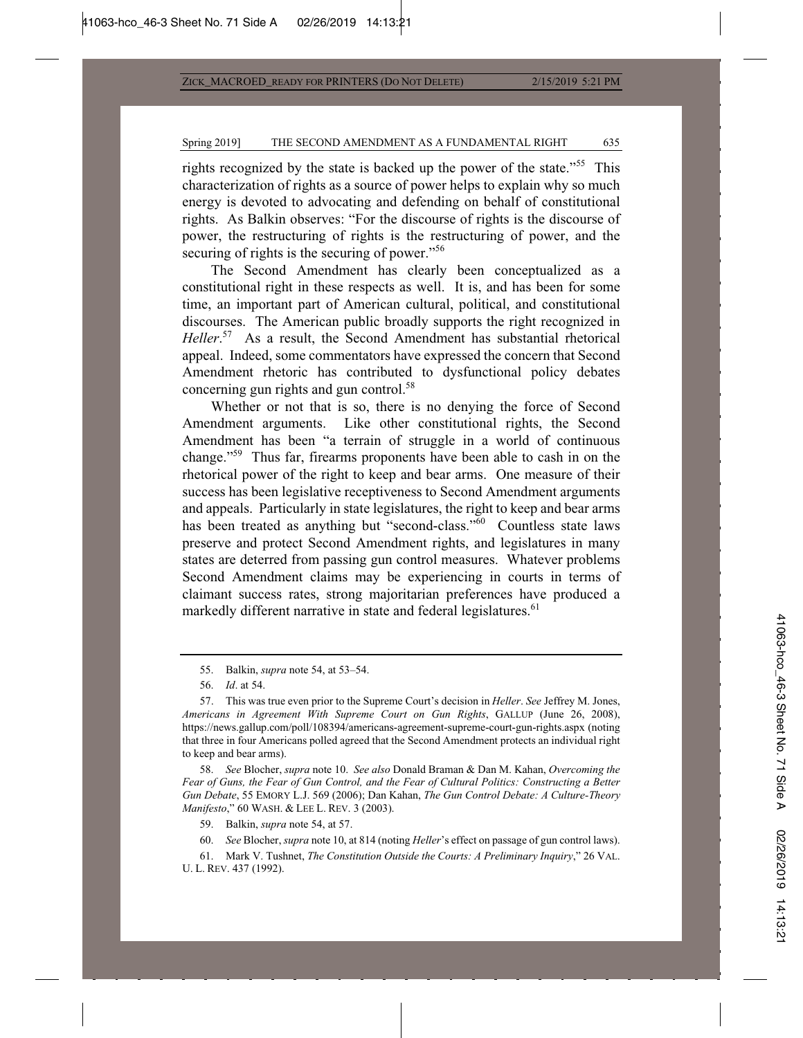rights recognized by the state is backed up the power of the state."[55] This characterization of rights as a source of power helps to explain why so much energy is devoted to advocating and defending on behalf of constitutional rights. As Balkin observes: "For the discourse of rights is the discourse of power, the restructuring of rights is the restructuring of power, and the securing of rights is the securing of power."[56]

The Second Amendment has clearly been conceptualized as a constitutional right in these respects as well. It is, and has been for some time, an important part of American cultural, political, and constitutional discourses. The American public broadly supports the right recognized in *Heller*.[57] As a result, the Second Amendment has substantial rhetorical appeal. Indeed, some commentators have expressed the concern that Second Amendment rhetoric has contributed to dysfunctional policy debates concerning gun rights and gun control.[58]

Whether or not that is so, there is no denying the force of Second Amendment arguments. Like other constitutional rights, the Second Amendment has been "a terrain of struggle in a world of continuous change."[59] Thus far, firearms proponents have been able to cash in on the rhetorical power of the right to keep and bear arms. One measure of their success has been legislative receptiveness to Second Amendment arguments and appeals. Particularly in state legislatures, the right to keep and bear arms has been treated as anything but "second-class."[60] Countless state laws preserve and protect Second Amendment rights, and legislatures in many states are deterred from passing gun control measures. Whatever problems Second Amendment claims may be experiencing in courts in terms of claimant success rates, strong majoritarian preferences have produced a markedly different narrative in state and federal legislatures.[61]

---

55. Balkin, *supra* note 54, at 53–54.

56. *Id*. at 54.

57. This was true even prior to the Supreme Court's decision in *Heller*. *See* Jeffrey M. Jones, *Americans in Agreement With Supreme Court on Gun Rights*, GALLUP (June 26, 2008), https://news.gallup.com/poll/108394/americans-agreement-supreme-court-gun-rights.aspx (noting that three in four Americans polled agreed that the Second Amendment protects an individual right to keep and bear arms).

58. *See* Blocher, *supra* note 10. *See also* Donald Braman & Dan M. Kahan, *Overcoming the Fear of Guns, the Fear of Gun Control, and the Fear of Cultural Politics: Constructing a Better Gun Debate*, 55 EMORY L.J. 569 (2006); Dan Kahan, *The Gun Control Debate: A Culture-Theory Manifesto*," 60 WASH. & LEE L. REV. 3 (2003).

59. Balkin, *supra* note 54, at 57.

60. *See* Blocher, *supra* note 10, at 814 (noting *Heller*'s effect on passage of gun control laws).

61. Mark V. Tushnet, *The Constitution Outside the Courts: A Preliminary Inquiry*," 26 VAL. U. L. REV. 437 (1992).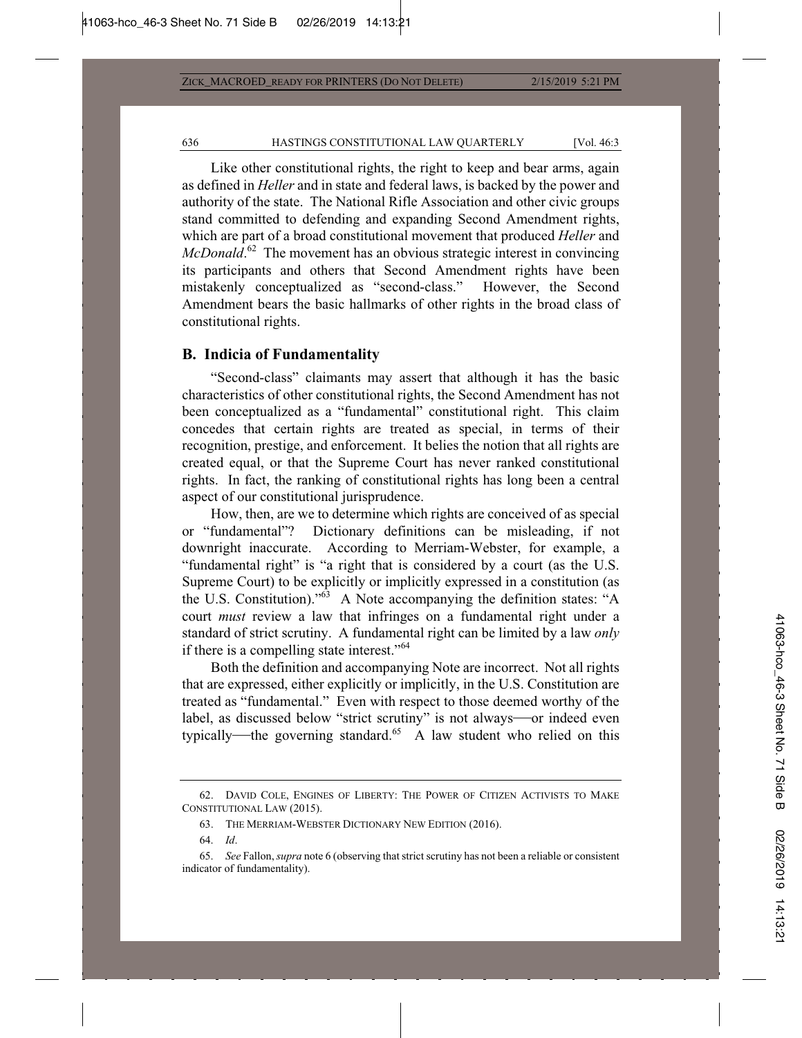Like other constitutional rights, the right to keep and bear arms, again as defined in *Heller* and in state and federal laws, is backed by the power and authority of the state. The National Rifle Association and other civic groups stand committed to defending and expanding Second Amendment rights, which are part of a broad constitutional movement that produced *Heller* and *McDonald*.[62] The movement has an obvious strategic interest in convincing its participants and others that Second Amendment rights have been mistakenly conceptualized as "second-class." However, the Second Amendment bears the basic hallmarks of other rights in the broad class of constitutional rights.

## B. Indicia of Fundamentality

"Second-class" claimants may assert that although it has the basic characteristics of other constitutional rights, the Second Amendment has not been conceptualized as a "fundamental" constitutional right. This claim concedes that certain rights are treated as special, in terms of their recognition, prestige, and enforcement. It belies the notion that all rights are created equal, or that the Supreme Court has never ranked constitutional rights. In fact, the ranking of constitutional rights has long been a central aspect of our constitutional jurisprudence.

How, then, are we to determine which rights are conceived of as special or "fundamental"? Dictionary definitions can be misleading, if not downright inaccurate. According to Merriam-Webster, for example, a "fundamental right" is "a right that is considered by a court (as the U.S. Supreme Court) to be explicitly or implicitly expressed in a constitution (as the U.S. Constitution)."[63] A Note accompanying the definition states: "A court *must* review a law that infringes on a fundamental right under a standard of strict scrutiny. A fundamental right can be limited by a law *only* if there is a compelling state interest."[64]

Both the definition and accompanying Note are incorrect. Not all rights that are expressed, either explicitly or implicitly, in the U.S. Constitution are treated as "fundamental." Even with respect to those deemed worthy of the label, as discussed below "strict scrutiny" is not always—or indeed even typically—the governing standard.[65] A law student who relied on this

---

62. DAVID COLE, ENGINES OF LIBERTY: THE POWER OF CITIZEN ACTIVISTS TO MAKE CONSTITUTIONAL LAW (2015).

63. THE MERRIAM-WEBSTER DICTIONARY NEW EDITION (2016).

64. *Id*.

65. *See* Fallon, *supra* note 6 (observing that strict scrutiny has not been a reliable or consistent indicator of fundamentality).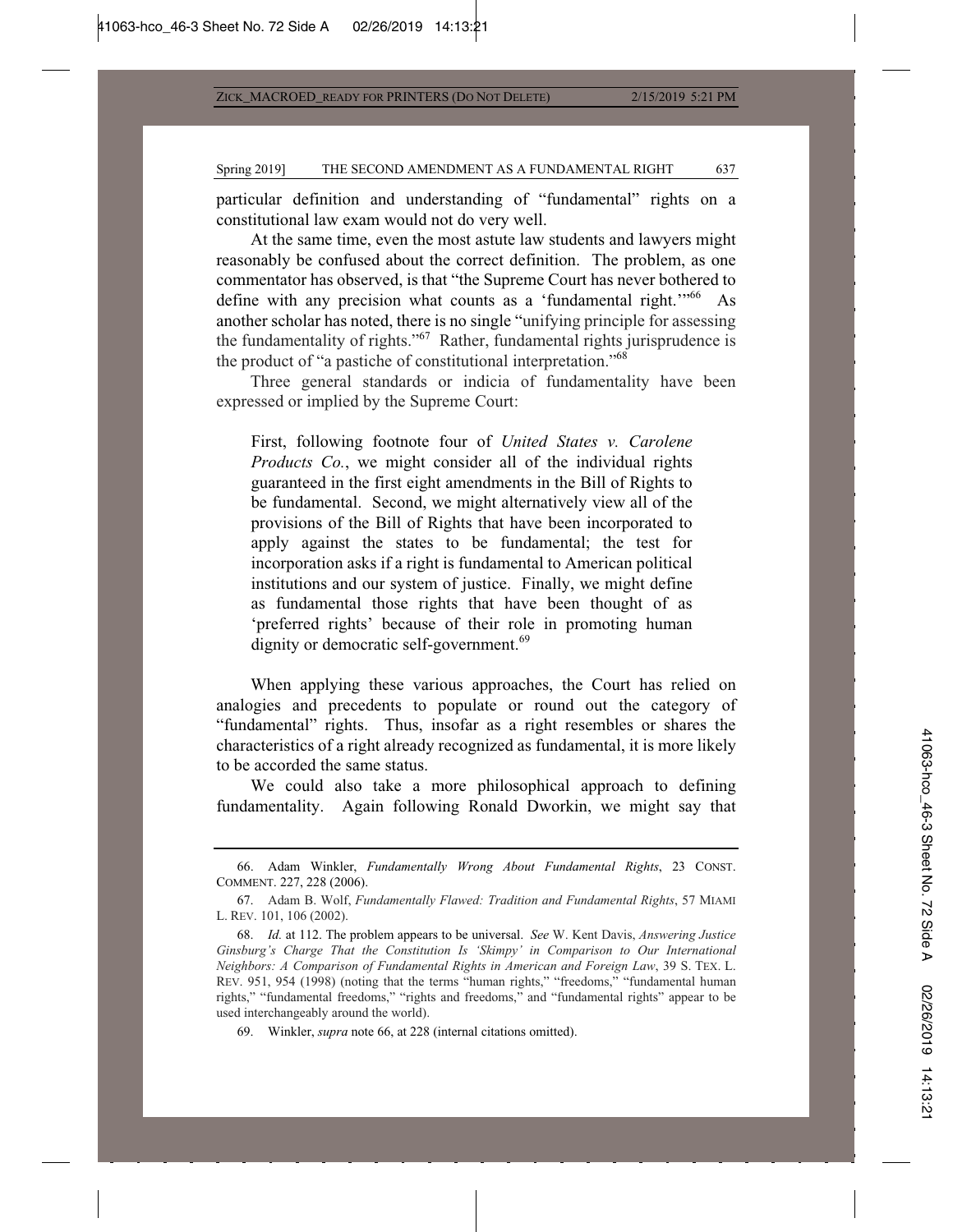particular definition and understanding of "fundamental" rights on a constitutional law exam would not do very well.

At the same time, even the most astute law students and lawyers might reasonably be confused about the correct definition. The problem, as one commentator has observed, is that "the Supreme Court has never bothered to define with any precision what counts as a 'fundamental right.'"[66] As another scholar has noted, there is no single "unifying principle for assessing the fundamentality of rights."[67] Rather, fundamental rights jurisprudence is the product of "a pastiche of constitutional interpretation."[68]

Three general standards or indicia of fundamentality have been expressed or implied by the Supreme Court:

> First, following footnote four of *United States v. Carolene Products Co.*, we might consider all of the individual rights guaranteed in the first eight amendments in the Bill of Rights to be fundamental. Second, we might alternatively view all of the provisions of the Bill of Rights that have been incorporated to apply against the states to be fundamental; the test for incorporation asks if a right is fundamental to American political institutions and our system of justice. Finally, we might define as fundamental those rights that have been thought of as 'preferred rights' because of their role in promoting human dignity or democratic self-government.[69]

When applying these various approaches, the Court has relied on analogies and precedents to populate or round out the category of "fundamental" rights. Thus, insofar as a right resembles or shares the characteristics of a right already recognized as fundamental, it is more likely to be accorded the same status.

We could also take a more philosophical approach to defining fundamentality. Again following Ronald Dworkin, we might say that

---

66. Adam Winkler, *Fundamentally Wrong About Fundamental Rights*, 23 CONST. COMMENT. 227, 228 (2006).

67. Adam B. Wolf, *Fundamentally Flawed: Tradition and Fundamental Rights*, 57 MIAMI L. REV. 101, 106 (2002).

68. *Id.* at 112. The problem appears to be universal. *See* W. Kent Davis, *Answering Justice Ginsburg's Charge That the Constitution Is 'Skimpy' in Comparison to Our International Neighbors: A Comparison of Fundamental Rights in American and Foreign Law*, 39 S. TEX. L. REV. 951, 954 (1998) (noting that the terms "human rights," "freedoms," "fundamental human rights," "fundamental freedoms," "rights and freedoms," and "fundamental rights" appear to be used interchangeably around the world).

69. Winkler, *supra* note 66, at 228 (internal citations omitted).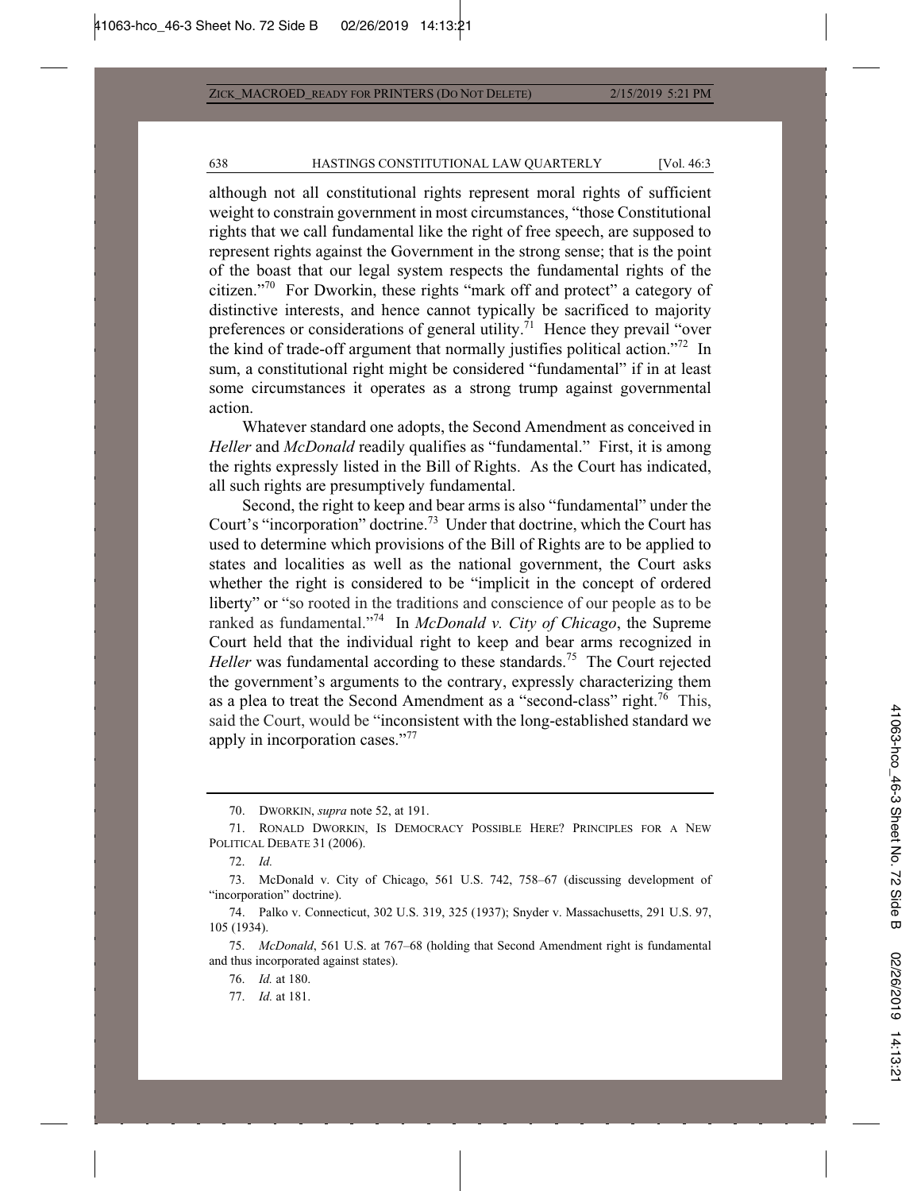although not all constitutional rights represent moral rights of sufficient weight to constrain government in most circumstances, "those Constitutional rights that we call fundamental like the right of free speech, are supposed to represent rights against the Government in the strong sense; that is the point of the boast that our legal system respects the fundamental rights of the citizen."[70] For Dworkin, these rights "mark off and protect" a category of distinctive interests, and hence cannot typically be sacrificed to majority preferences or considerations of general utility.[71] Hence they prevail "over the kind of trade-off argument that normally justifies political action."[72] In sum, a constitutional right might be considered "fundamental" if in at least some circumstances it operates as a strong trump against governmental action.

Whatever standard one adopts, the Second Amendment as conceived in *Heller* and *McDonald* readily qualifies as "fundamental." First, it is among the rights expressly listed in the Bill of Rights. As the Court has indicated, all such rights are presumptively fundamental.

Second, the right to keep and bear arms is also "fundamental" under the Court's "incorporation" doctrine.[73] Under that doctrine, which the Court has used to determine which provisions of the Bill of Rights are to be applied to states and localities as well as the national government, the Court asks whether the right is considered to be "implicit in the concept of ordered liberty" or "so rooted in the traditions and conscience of our people as to be ranked as fundamental."[74] In *McDonald v. City of Chicago*, the Supreme Court held that the individual right to keep and bear arms recognized in *Heller* was fundamental according to these standards.[75] The Court rejected the government's arguments to the contrary, expressly characterizing them as a plea to treat the Second Amendment as a "second-class" right.[76] This, said the Court, would be "inconsistent with the long-established standard we apply in incorporation cases."[77]

---

70. DWORKIN, *supra* note 52, at 191.

71. RONALD DWORKIN, IS DEMOCRACY POSSIBLE HERE? PRINCIPLES FOR A NEW POLITICAL DEBATE 31 (2006).

72. *Id.*

73. McDonald v. City of Chicago, 561 U.S. 742, 758–67 (discussing development of "incorporation" doctrine).

74. Palko v. Connecticut, 302 U.S. 319, 325 (1937); Snyder v. Massachusetts, 291 U.S. 97, 105 (1934).

75. *McDonald*, 561 U.S. at 767–68 (holding that Second Amendment right is fundamental and thus incorporated against states).

76. *Id.* at 180.

77. *Id.* at 181.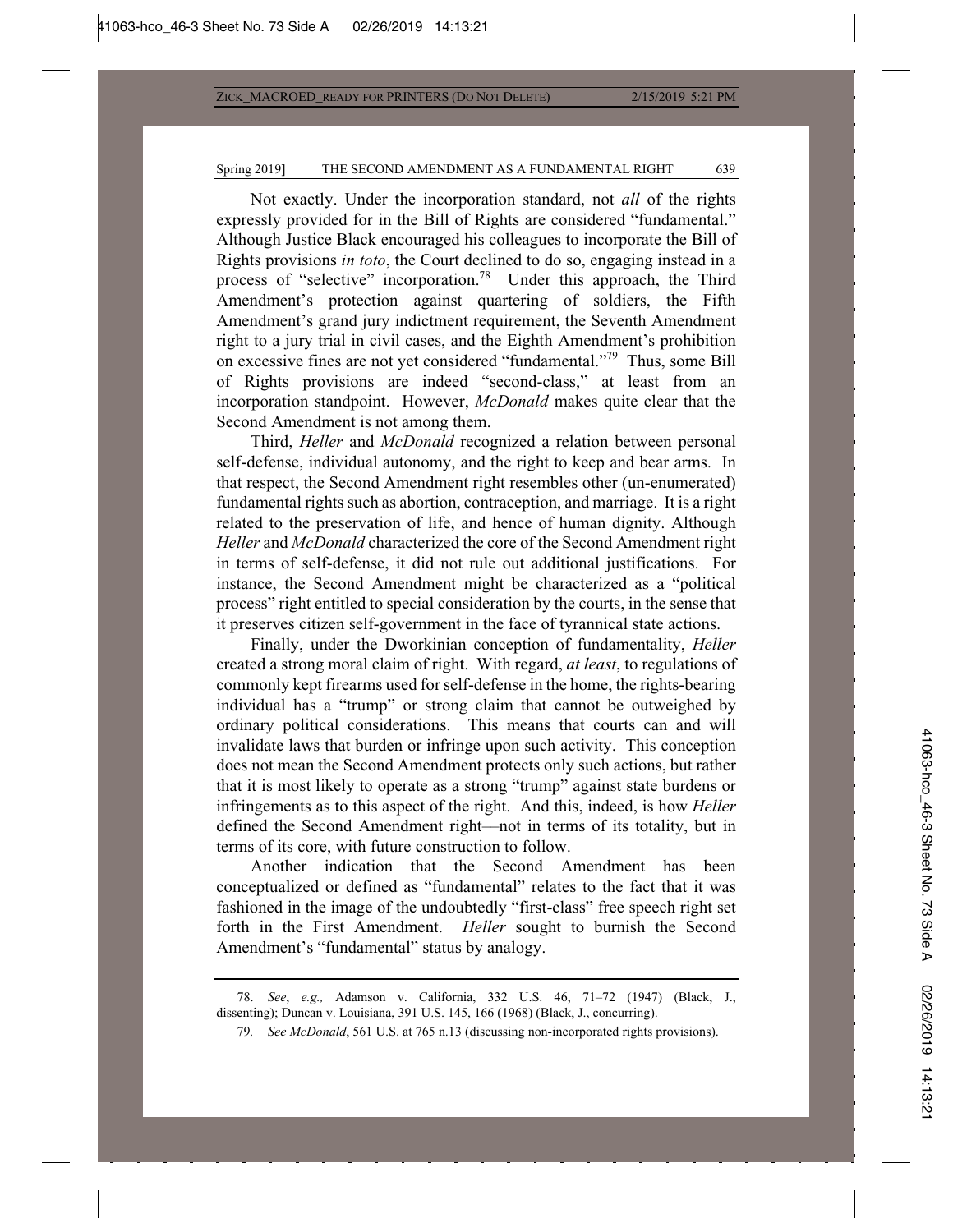Not exactly. Under the incorporation standard, not *all* of the rights expressly provided for in the Bill of Rights are considered "fundamental." Although Justice Black encouraged his colleagues to incorporate the Bill of Rights provisions *in toto*, the Court declined to do so, engaging instead in a process of "selective" incorporation.[78] Under this approach, the Third Amendment's protection against quartering of soldiers, the Fifth Amendment's grand jury indictment requirement, the Seventh Amendment right to a jury trial in civil cases, and the Eighth Amendment's prohibition on excessive fines are not yet considered "fundamental."[79] Thus, some Bill of Rights provisions are indeed "second-class," at least from an incorporation standpoint. However, *McDonald* makes quite clear that the Second Amendment is not among them.

Third, *Heller* and *McDonald* recognized a relation between personal self-defense, individual autonomy, and the right to keep and bear arms. In that respect, the Second Amendment right resembles other (un-enumerated) fundamental rights such as abortion, contraception, and marriage. It is a right related to the preservation of life, and hence of human dignity. Although *Heller* and *McDonald* characterized the core of the Second Amendment right in terms of self-defense, it did not rule out additional justifications. For instance, the Second Amendment might be characterized as a "political process" right entitled to special consideration by the courts, in the sense that it preserves citizen self-government in the face of tyrannical state actions.

Finally, under the Dworkinian conception of fundamentality, *Heller* created a strong moral claim of right. With regard, *at least*, to regulations of commonly kept firearms used for self-defense in the home, the rights-bearing individual has a "trump" or strong claim that cannot be outweighed by ordinary political considerations. This means that courts can and will invalidate laws that burden or infringe upon such activity. This conception does not mean the Second Amendment protects only such actions, but rather that it is most likely to operate as a strong "trump" against state burdens or infringements as to this aspect of the right. And this, indeed, is how *Heller* defined the Second Amendment right—not in terms of its totality, but in terms of its core, with future construction to follow.

Another indication that the Second Amendment has been conceptualized or defined as "fundamental" relates to the fact that it was fashioned in the image of the undoubtedly "first-class" free speech right set forth in the First Amendment. *Heller* sought to burnish the Second Amendment's "fundamental" status by analogy.

---

78. *See*, *e.g.*, Adamson v. California, 332 U.S. 46, 71–72 (1947) (Black, J., dissenting); Duncan v. Louisiana, 391 U.S. 145, 166 (1968) (Black, J., concurring).

79. *See McDonald*, 561 U.S. at 765 n.13 (discussing non-incorporated rights provisions).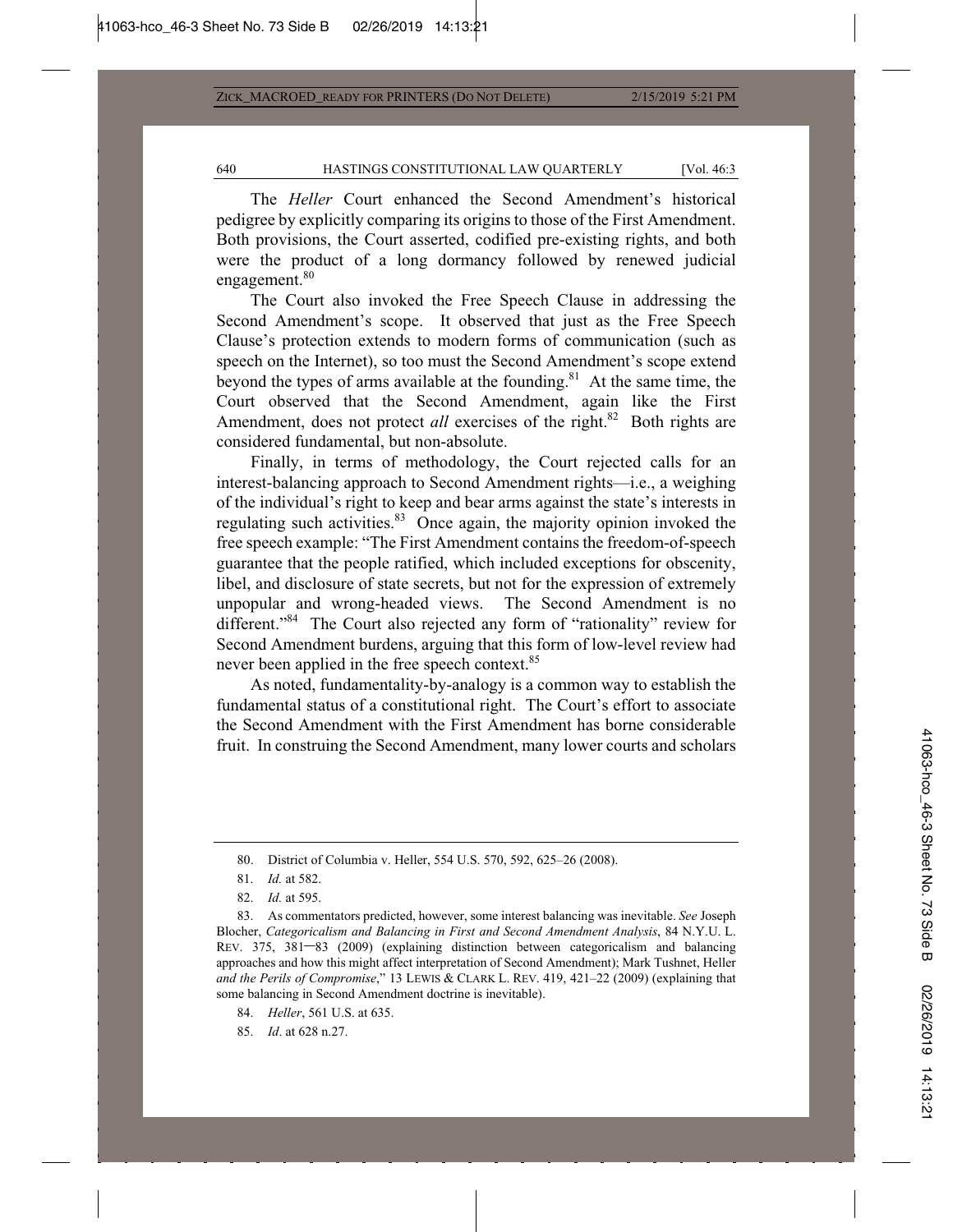The *Heller* Court enhanced the Second Amendment's historical pedigree by explicitly comparing its origins to those of the First Amendment. Both provisions, the Court asserted, codified pre-existing rights, and both were the product of a long dormancy followed by renewed judicial engagement.[80]

The Court also invoked the Free Speech Clause in addressing the Second Amendment's scope. It observed that just as the Free Speech Clause's protection extends to modern forms of communication (such as speech on the Internet), so too must the Second Amendment's scope extend beyond the types of arms available at the founding.[81] At the same time, the Court observed that the Second Amendment, again like the First Amendment, does not protect *all* exercises of the right.[82] Both rights are considered fundamental, but non-absolute.

Finally, in terms of methodology, the Court rejected calls for an interest-balancing approach to Second Amendment rights—i.e., a weighing of the individual's right to keep and bear arms against the state's interests in regulating such activities.[83] Once again, the majority opinion invoked the free speech example: "The First Amendment contains the freedom-of-speech guarantee that the people ratified, which included exceptions for obscenity, libel, and disclosure of state secrets, but not for the expression of extremely unpopular and wrong-headed views. The Second Amendment is no different."[84] The Court also rejected any form of "rationality" review for Second Amendment burdens, arguing that this form of low-level review had never been applied in the free speech context.[85]

As noted, fundamentality-by-analogy is a common way to establish the fundamental status of a constitutional right. The Court's effort to associate the Second Amendment with the First Amendment has borne considerable fruit. In construing the Second Amendment, many lower courts and scholars

---

80. District of Columbia v. Heller, 554 U.S. 570, 592, 625–26 (2008).

81. *Id.* at 582.

82. *Id.* at 595.

83. As commentators predicted, however, some interest balancing was inevitable. *See* Joseph Blocher, *Categoricalism and Balancing in First and Second Amendment Analysis*, 84 N.Y.U. L. REV. 375, 381–83 (2009) (explaining distinction between categoricalism and balancing approaches and how this might affect interpretation of Second Amendment); Mark Tushnet, Heller *and the Perils of Compromise*," 13 LEWIS & CLARK L. REV. 419, 421–22 (2009) (explaining that some balancing in Second Amendment doctrine is inevitable).

84. *Heller*, 561 U.S. at 635.

85. *Id*. at 628 n.27.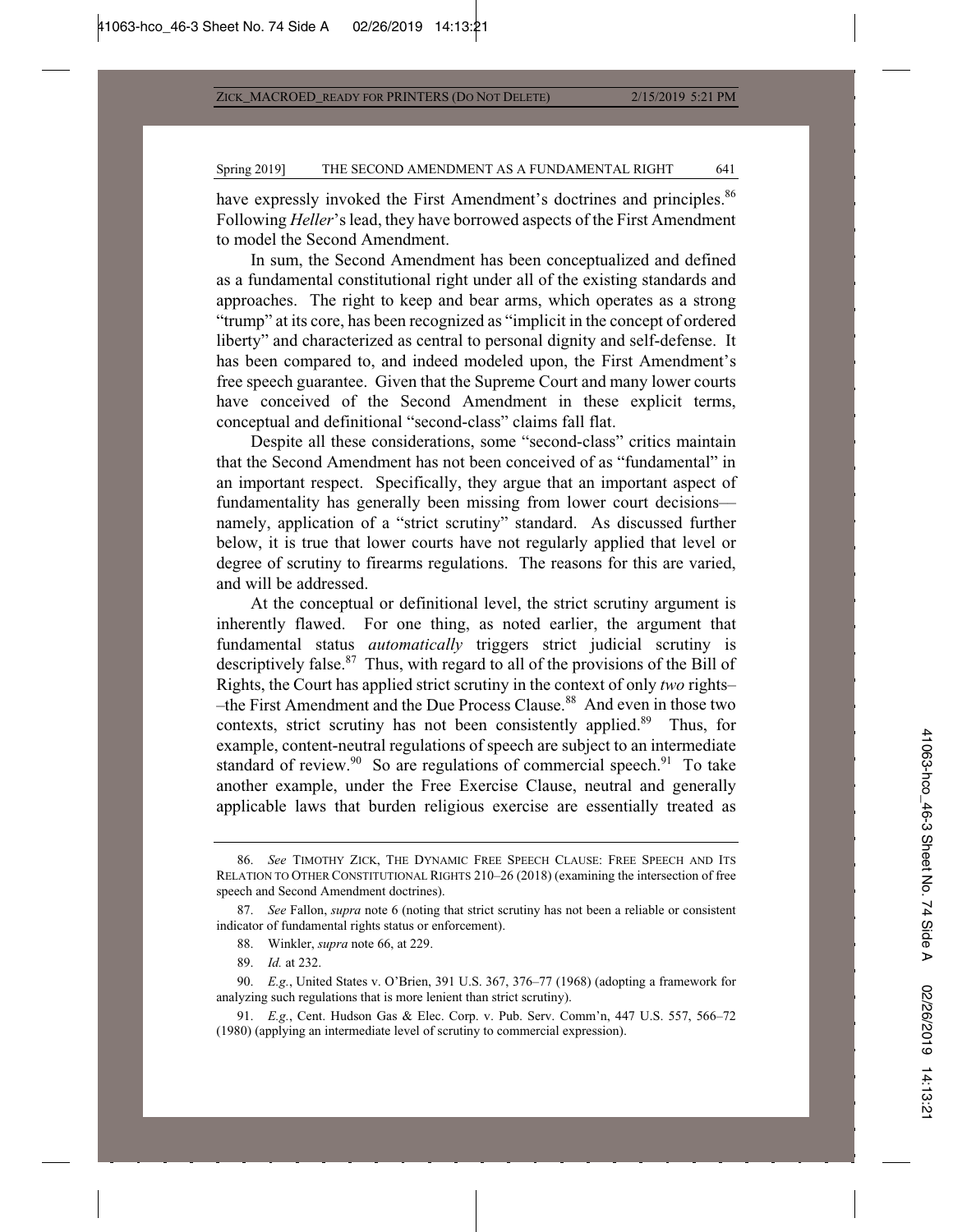have expressly invoked the First Amendment's doctrines and principles.[86] Following *Heller*'s lead, they have borrowed aspects of the First Amendment to model the Second Amendment.

In sum, the Second Amendment has been conceptualized and defined as a fundamental constitutional right under all of the existing standards and approaches. The right to keep and bear arms, which operates as a strong "trump" at its core, has been recognized as "implicit in the concept of ordered liberty" and characterized as central to personal dignity and self-defense. It has been compared to, and indeed modeled upon, the First Amendment's free speech guarantee. Given that the Supreme Court and many lower courts have conceived of the Second Amendment in these explicit terms, conceptual and definitional "second-class" claims fall flat.

Despite all these considerations, some "second-class" critics maintain that the Second Amendment has not been conceived of as "fundamental" in an important respect. Specifically, they argue that an important aspect of fundamentality has generally been missing from lower court decisions—namely, application of a "strict scrutiny" standard. As discussed further below, it is true that lower courts have not regularly applied that level or degree of scrutiny to firearms regulations. The reasons for this are varied, and will be addressed.

At the conceptual or definitional level, the strict scrutiny argument is inherently flawed. For one thing, as noted earlier, the argument that fundamental status *automatically* triggers strict judicial scrutiny is descriptively false.[87] Thus, with regard to all of the provisions of the Bill of Rights, the Court has applied strict scrutiny in the context of only *two* rights––the First Amendment and the Due Process Clause.[88] And even in those two contexts, strict scrutiny has not been consistently applied.[89] Thus, for example, content-neutral regulations of speech are subject to an intermediate standard of review.[90] So are regulations of commercial speech.[91] To take another example, under the Free Exercise Clause, neutral and generally applicable laws that burden religious exercise are essentially treated as

---

86. *See* TIMOTHY ZICK, THE DYNAMIC FREE SPEECH CLAUSE: FREE SPEECH AND ITS RELATION TO OTHER CONSTITUTIONAL RIGHTS 210–26 (2018) (examining the intersection of free speech and Second Amendment doctrines).

87. *See* Fallon, *supra* note 6 (noting that strict scrutiny has not been a reliable or consistent indicator of fundamental rights status or enforcement).

88. Winkler, *supra* note 66, at 229.

89. *Id.* at 232.

90. *E.g.*, United States v. O'Brien, 391 U.S. 367, 376–77 (1968) (adopting a framework for analyzing such regulations that is more lenient than strict scrutiny).

91. *E.g.*, Cent. Hudson Gas & Elec. Corp. v. Pub. Serv. Comm'n, 447 U.S. 557, 566–72 (1980) (applying an intermediate level of scrutiny to commercial expression).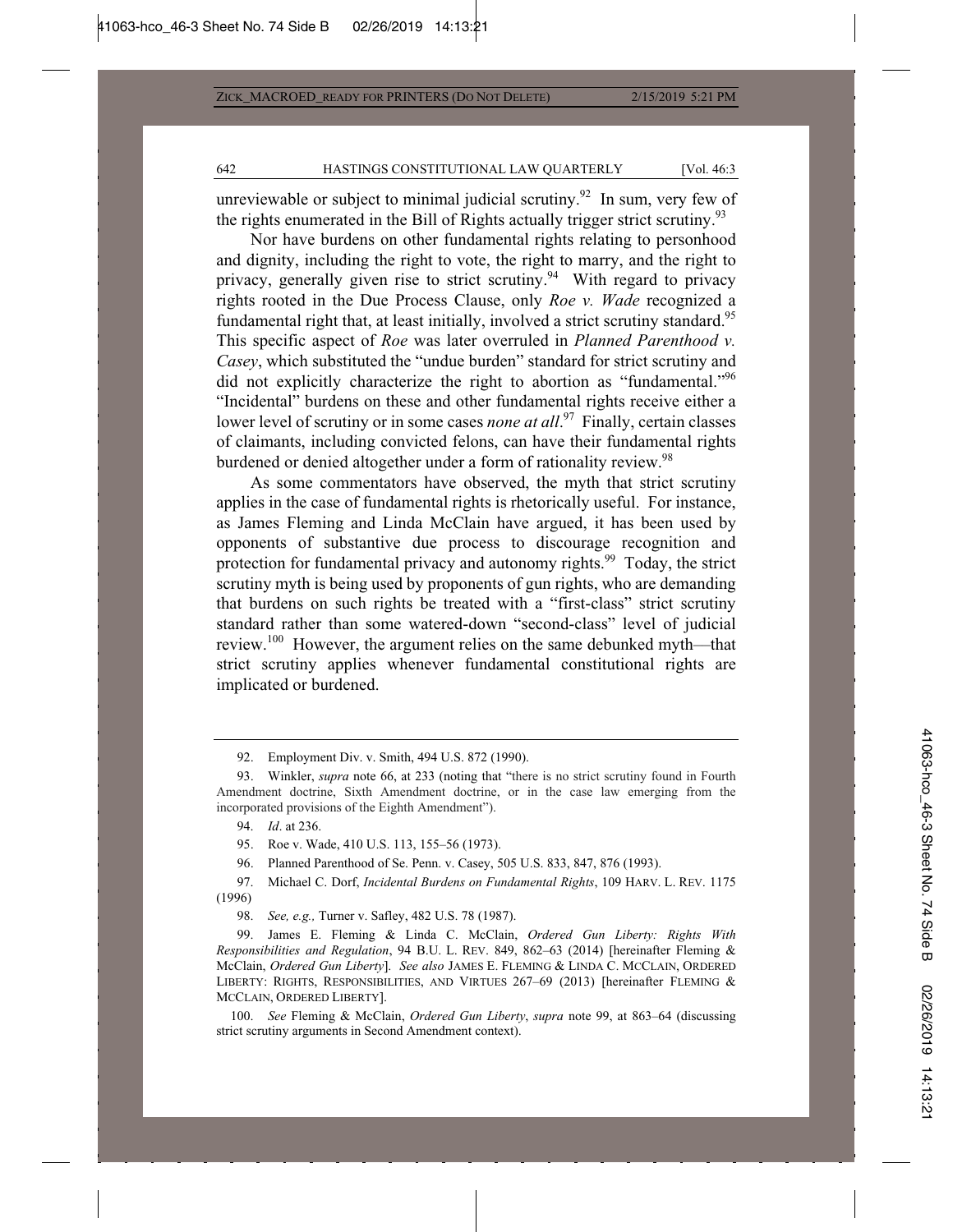unreviewable or subject to minimal judicial scrutiny.[92] In sum, very few of the rights enumerated in the Bill of Rights actually trigger strict scrutiny.[93]

Nor have burdens on other fundamental rights relating to personhood and dignity, including the right to vote, the right to marry, and the right to privacy, generally given rise to strict scrutiny.[94] With regard to privacy rights rooted in the Due Process Clause, only *Roe v. Wade* recognized a fundamental right that, at least initially, involved a strict scrutiny standard.[95] This specific aspect of *Roe* was later overruled in *Planned Parenthood v. Casey*, which substituted the "undue burden" standard for strict scrutiny and did not explicitly characterize the right to abortion as "fundamental."[96] "Incidental" burdens on these and other fundamental rights receive either a lower level of scrutiny or in some cases *none at all*.[97] Finally, certain classes of claimants, including convicted felons, can have their fundamental rights burdened or denied altogether under a form of rationality review.[98]

As some commentators have observed, the myth that strict scrutiny applies in the case of fundamental rights is rhetorically useful. For instance, as James Fleming and Linda McClain have argued, it has been used by opponents of substantive due process to discourage recognition and protection for fundamental privacy and autonomy rights.[99] Today, the strict scrutiny myth is being used by proponents of gun rights, who are demanding that burdens on such rights be treated with a "first-class" strict scrutiny standard rather than some watered-down "second-class" level of judicial review.[100] However, the argument relies on the same debunked myth—that strict scrutiny applies whenever fundamental constitutional rights are implicated or burdened.

---

92. Employment Div. v. Smith, 494 U.S. 872 (1990).

93. Winkler, *supra* note 66, at 233 (noting that "there is no strict scrutiny found in Fourth Amendment doctrine, Sixth Amendment doctrine, or in the case law emerging from the incorporated provisions of the Eighth Amendment").

94. *Id*. at 236.

95. Roe v. Wade, 410 U.S. 113, 155–56 (1973).

96. Planned Parenthood of Se. Penn. v. Casey, 505 U.S. 833, 847, 876 (1993).

97. Michael C. Dorf, *Incidental Burdens on Fundamental Rights*, 109 HARV. L. REV. 1175 (1996)

98. *See, e.g.,* Turner v. Safley, 482 U.S. 78 (1987).

99. James E. Fleming & Linda C. McClain, *Ordered Gun Liberty: Rights With Responsibilities and Regulation*, 94 B.U. L. REV. 849, 862–63 (2014) [hereinafter Fleming & McClain, *Ordered Gun Liberty*]. *See also* JAMES E. FLEMING & LINDA C. MCCLAIN, ORDERED LIBERTY: RIGHTS, RESPONSIBILITIES, AND VIRTUES 267–69 (2013) [hereinafter FLEMING & MCCLAIN, ORDERED LIBERTY].

100. *See* Fleming & McClain, *Ordered Gun Liberty*, *supra* note 99, at 863–64 (discussing strict scrutiny arguments in Second Amendment context).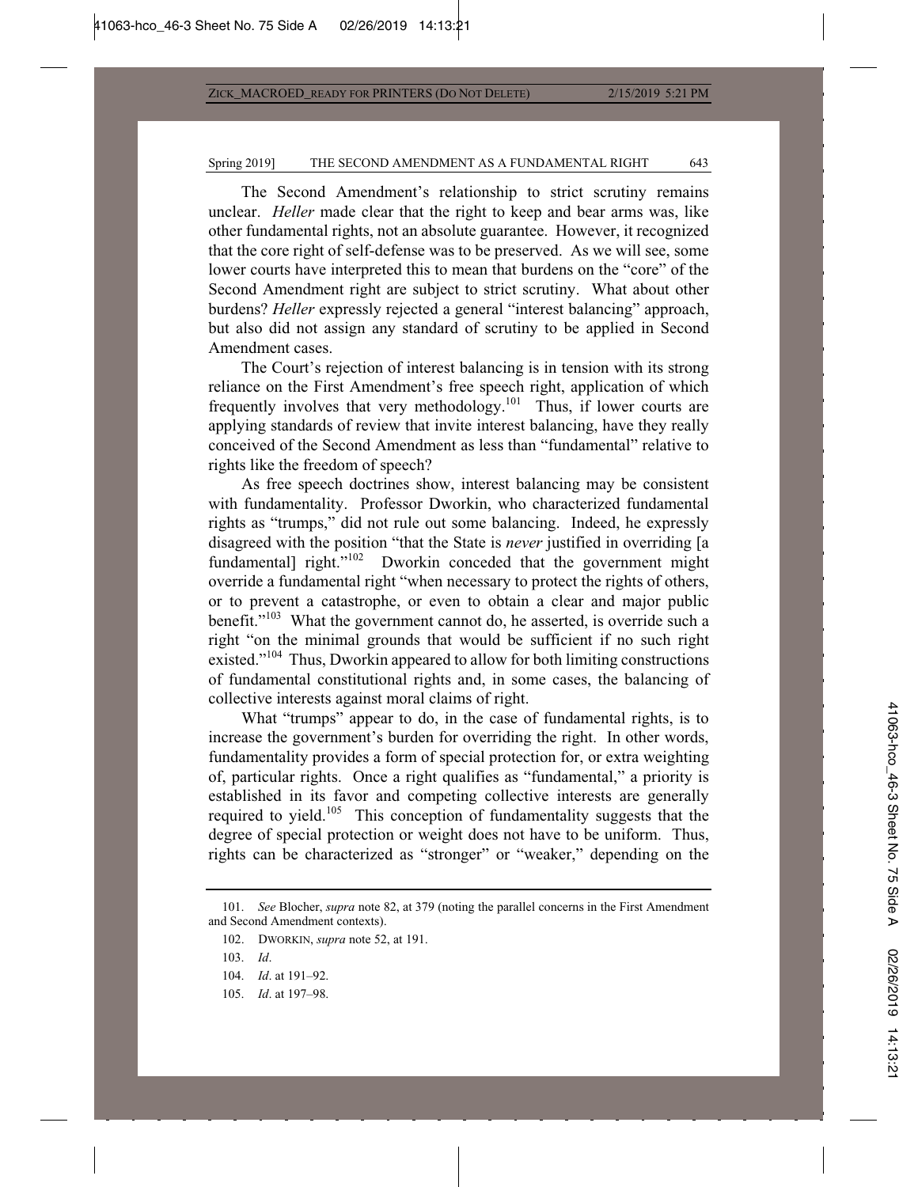The Second Amendment's relationship to strict scrutiny remains unclear. *Heller* made clear that the right to keep and bear arms was, like other fundamental rights, not an absolute guarantee. However, it recognized that the core right of self-defense was to be preserved. As we will see, some lower courts have interpreted this to mean that burdens on the "core" of the Second Amendment right are subject to strict scrutiny. What about other burdens? *Heller* expressly rejected a general "interest balancing" approach, but also did not assign any standard of scrutiny to be applied in Second Amendment cases.

The Court's rejection of interest balancing is in tension with its strong reliance on the First Amendment's free speech right, application of which frequently involves that very methodology.[101] Thus, if lower courts are applying standards of review that invite interest balancing, have they really conceived of the Second Amendment as less than "fundamental" relative to rights like the freedom of speech?

As free speech doctrines show, interest balancing may be consistent with fundamentality. Professor Dworkin, who characterized fundamental rights as "trumps," did not rule out some balancing. Indeed, he expressly disagreed with the position "that the State is *never* justified in overriding [a fundamental] right."[102] Dworkin conceded that the government might override a fundamental right "when necessary to protect the rights of others, or to prevent a catastrophe, or even to obtain a clear and major public benefit."[103] What the government cannot do, he asserted, is override such a right "on the minimal grounds that would be sufficient if no such right existed."[104] Thus, Dworkin appeared to allow for both limiting constructions of fundamental constitutional rights and, in some cases, the balancing of collective interests against moral claims of right.

What "trumps" appear to do, in the case of fundamental rights, is to increase the government's burden for overriding the right. In other words, fundamentality provides a form of special protection for, or extra weighting of, particular rights. Once a right qualifies as "fundamental," a priority is established in its favor and competing collective interests are generally required to yield.[105] This conception of fundamentality suggests that the degree of special protection or weight does not have to be uniform. Thus, rights can be characterized as "stronger" or "weaker," depending on the

---

101. *See* Blocher, *supra* note 82, at 379 (noting the parallel concerns in the First Amendment and Second Amendment contexts).

102. DWORKIN, *supra* note 52, at 191.

103. *Id*.

104. *Id*. at 191–92.

105. *Id*. at 197–98.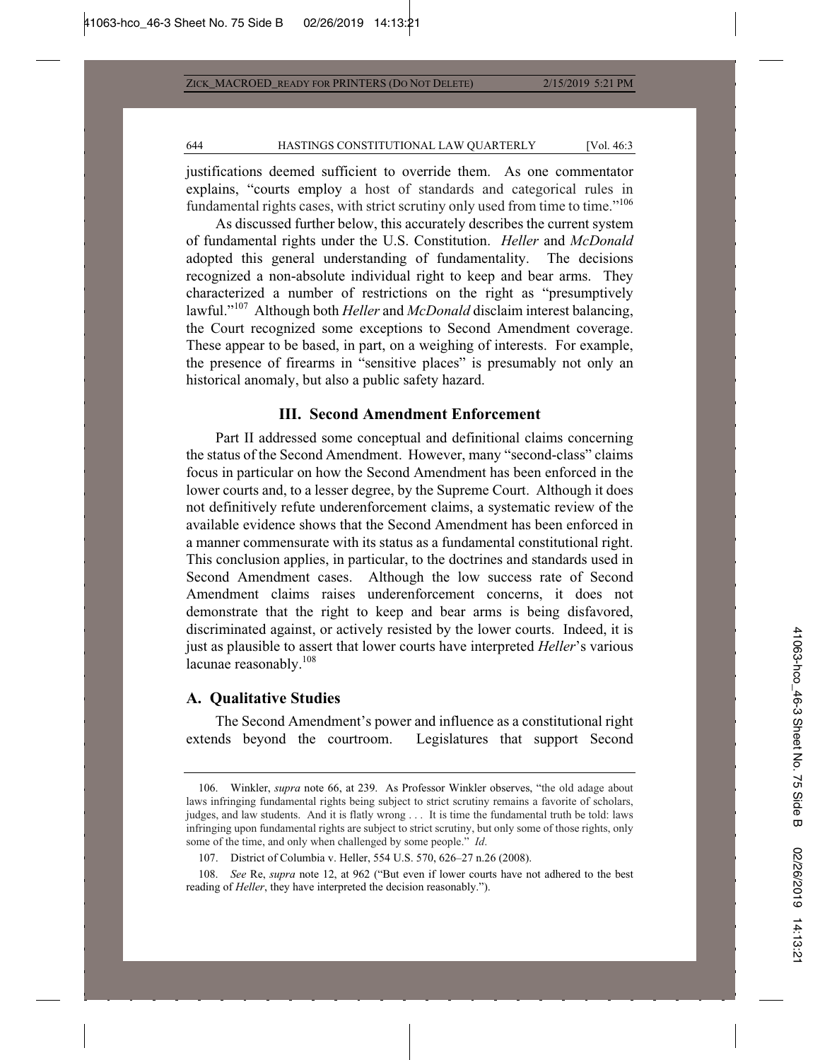justifications deemed sufficient to override them. As one commentator explains, "courts employ a host of standards and categorical rules in fundamental rights cases, with strict scrutiny only used from time to time."[106]

As discussed further below, this accurately describes the current system of fundamental rights under the U.S. Constitution. *Heller* and *McDonald* adopted this general understanding of fundamentality. The decisions recognized a non-absolute individual right to keep and bear arms. They characterized a number of restrictions on the right as "presumptively lawful."[107] Although both *Heller* and *McDonald* disclaim interest balancing, the Court recognized some exceptions to Second Amendment coverage. These appear to be based, in part, on a weighing of interests. For example, the presence of firearms in "sensitive places" is presumably not only an historical anomaly, but also a public safety hazard.

## III. Second Amendment Enforcement

Part II addressed some conceptual and definitional claims concerning the status of the Second Amendment. However, many "second-class" claims focus in particular on how the Second Amendment has been enforced in the lower courts and, to a lesser degree, by the Supreme Court. Although it does not definitively refute underenforcement claims, a systematic review of the available evidence shows that the Second Amendment has been enforced in a manner commensurate with its status as a fundamental constitutional right. This conclusion applies, in particular, to the doctrines and standards used in Second Amendment cases. Although the low success rate of Second Amendment claims raises underenforcement concerns, it does not demonstrate that the right to keep and bear arms is being disfavored, discriminated against, or actively resisted by the lower courts. Indeed, it is just as plausible to assert that lower courts have interpreted *Heller*'s various lacunae reasonably.[108]

### A. Qualitative Studies

The Second Amendment's power and influence as a constitutional right extends beyond the courtroom. Legislatures that support Second

---

106. Winkler, *supra* note 66, at 239. As Professor Winkler observes, "the old adage about laws infringing fundamental rights being subject to strict scrutiny remains a favorite of scholars, judges, and law students. And it is flatly wrong . . . It is time the fundamental truth be told: laws infringing upon fundamental rights are subject to strict scrutiny, but only some of those rights, only some of the time, and only when challenged by some people." *Id.*

107. District of Columbia v. Heller, 554 U.S. 570, 626–27 n.26 (2008).

108. *See* Re, *supra* note 12, at 962 ("But even if lower courts have not adhered to the best reading of *Heller*, they have interpreted the decision reasonably.").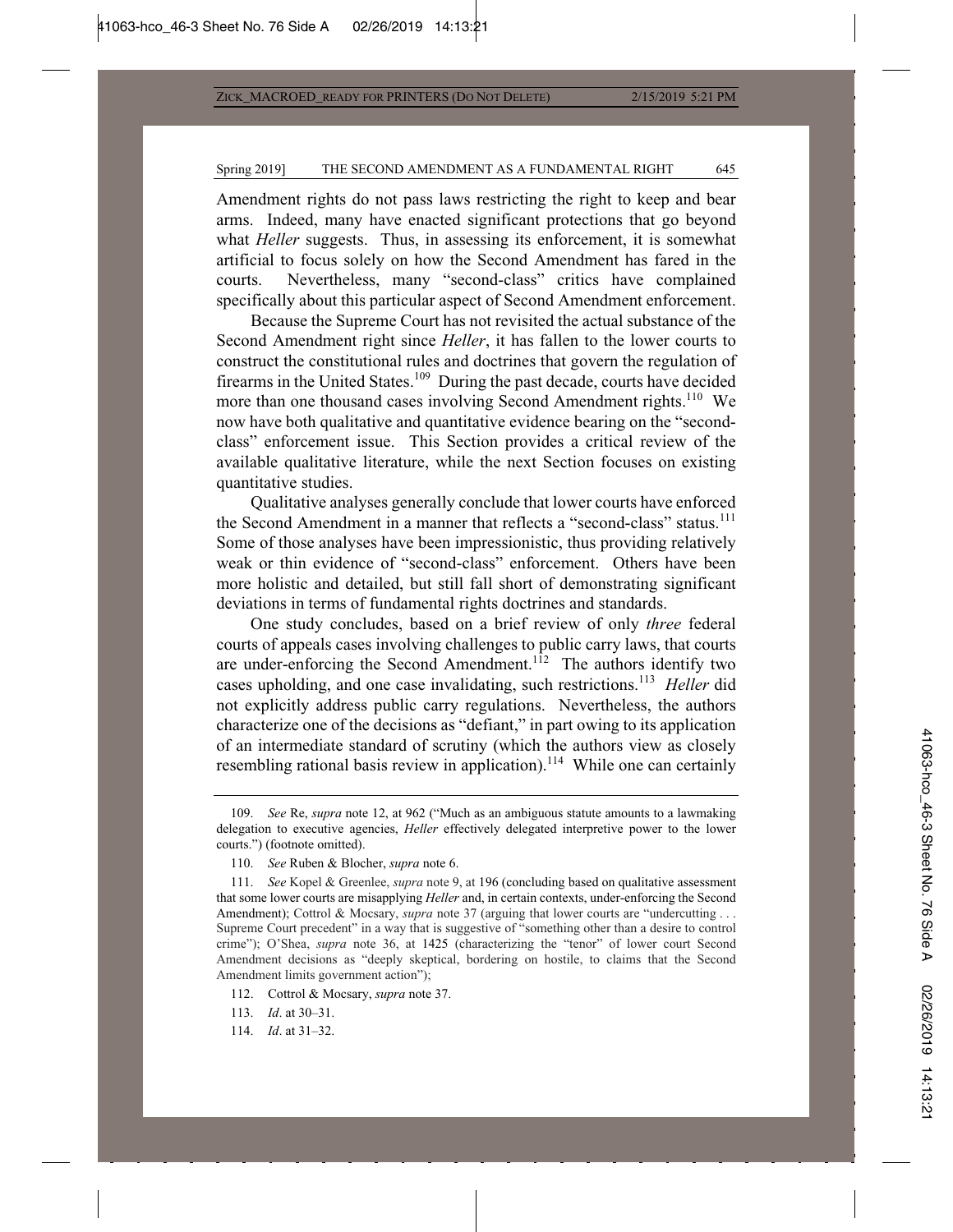Amendment rights do not pass laws restricting the right to keep and bear arms. Indeed, many have enacted significant protections that go beyond what *Heller* suggests. Thus, in assessing its enforcement, it is somewhat artificial to focus solely on how the Second Amendment has fared in the courts. Nevertheless, many "second-class" critics have complained specifically about this particular aspect of Second Amendment enforcement.

Because the Supreme Court has not revisited the actual substance of the Second Amendment right since *Heller*, it has fallen to the lower courts to construct the constitutional rules and doctrines that govern the regulation of firearms in the United States.[109] During the past decade, courts have decided more than one thousand cases involving Second Amendment rights.[110] We now have both qualitative and quantitative evidence bearing on the "second-class" enforcement issue. This Section provides a critical review of the available qualitative literature, while the next Section focuses on existing quantitative studies.

Qualitative analyses generally conclude that lower courts have enforced the Second Amendment in a manner that reflects a "second-class" status.[111] Some of those analyses have been impressionistic, thus providing relatively weak or thin evidence of "second-class" enforcement. Others have been more holistic and detailed, but still fall short of demonstrating significant deviations in terms of fundamental rights doctrines and standards.

One study concludes, based on a brief review of only *three* federal courts of appeals cases involving challenges to public carry laws, that courts are under-enforcing the Second Amendment.[112] The authors identify two cases upholding, and one case invalidating, such restrictions.[113] *Heller* did not explicitly address public carry regulations. Nevertheless, the authors characterize one of the decisions as "defiant," in part owing to its application of an intermediate standard of scrutiny (which the authors view as closely resembling rational basis review in application).[114] While one can certainly

---

109. *See* Re, *supra* note 12, at 962 ("Much as an ambiguous statute amounts to a lawmaking delegation to executive agencies, *Heller* effectively delegated interpretive power to the lower courts.") (footnote omitted).

110. *See* Ruben & Blocher, *supra* note 6.

111. *See* Kopel & Greenlee, *supra* note 9, at 196 (concluding based on qualitative assessment that some lower courts are misapplying *Heller* and, in certain contexts, under-enforcing the Second Amendment); Cottrol & Mocsary, *supra* note 37 (arguing that lower courts are "undercutting . . . Supreme Court precedent" in a way that is suggestive of "something other than a desire to control crime"); O'Shea, *supra* note 36, at 1425 (characterizing the "tenor" of lower court Second Amendment decisions as "deeply skeptical, bordering on hostile, to claims that the Second Amendment limits government action");

112. Cottrol & Mocsary, *supra* note 37.

113. *Id*. at 30–31.

114. *Id*. at 31–32.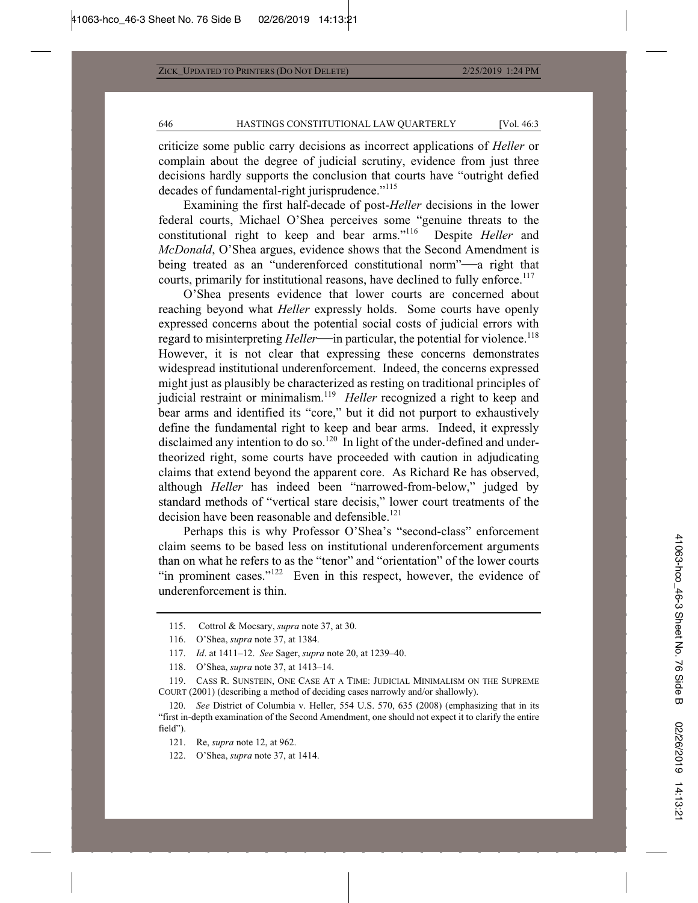criticize some public carry decisions as incorrect applications of *Heller* or complain about the degree of judicial scrutiny, evidence from just three decisions hardly supports the conclusion that courts have "outright defied decades of fundamental-right jurisprudence."[115]

Examining the first half-decade of post-*Heller* decisions in the lower federal courts, Michael O'Shea perceives some "genuine threats to the constitutional right to keep and bear arms."[116] Despite *Heller* and *McDonald*, O'Shea argues, evidence shows that the Second Amendment is being treated as an "underenforced constitutional norm"—a right that courts, primarily for institutional reasons, have declined to fully enforce.[117]

O'Shea presents evidence that lower courts are concerned about reaching beyond what *Heller* expressly holds. Some courts have openly expressed concerns about the potential social costs of judicial errors with regard to misinterpreting *Heller*—in particular, the potential for violence.[118] However, it is not clear that expressing these concerns demonstrates widespread institutional underenforcement. Indeed, the concerns expressed might just as plausibly be characterized as resting on traditional principles of judicial restraint or minimalism.[119] *Heller* recognized a right to keep and bear arms and identified its "core," but it did not purport to exhaustively define the fundamental right to keep and bear arms. Indeed, it expressly disclaimed any intention to do so.[120] In light of the under-defined and under-theorized right, some courts have proceeded with caution in adjudicating claims that extend beyond the apparent core. As Richard Re has observed, although *Heller* has indeed been "narrowed-from-below," judged by standard methods of "vertical stare decisis," lower court treatments of the decision have been reasonable and defensible.[121]

Perhaps this is why Professor O'Shea's "second-class" enforcement claim seems to be based less on institutional underenforcement arguments than on what he refers to as the "tenor" and "orientation" of the lower courts "in prominent cases."[122] Even in this respect, however, the evidence of underenforcement is thin.

---

115. Cottrol & Mocsary, *supra* note 37, at 30.

116. O'Shea, *supra* note 37, at 1384.

117. *Id*. at 1411–12. *See* Sager, *supra* note 20, at 1239–40.

118. O'Shea, *supra* note 37, at 1413–14.

119. CASS R. SUNSTEIN, ONE CASE AT A TIME: JUDICIAL MINIMALISM ON THE SUPREME COURT (2001) (describing a method of deciding cases narrowly and/or shallowly).

120. *See* District of Columbia v. Heller, 554 U.S. 570, 635 (2008) (emphasizing that in its "first in-depth examination of the Second Amendment, one should not expect it to clarify the entire field").

121. Re, *supra* note 12, at 962.

122. O'Shea, *supra* note 37, at 1414.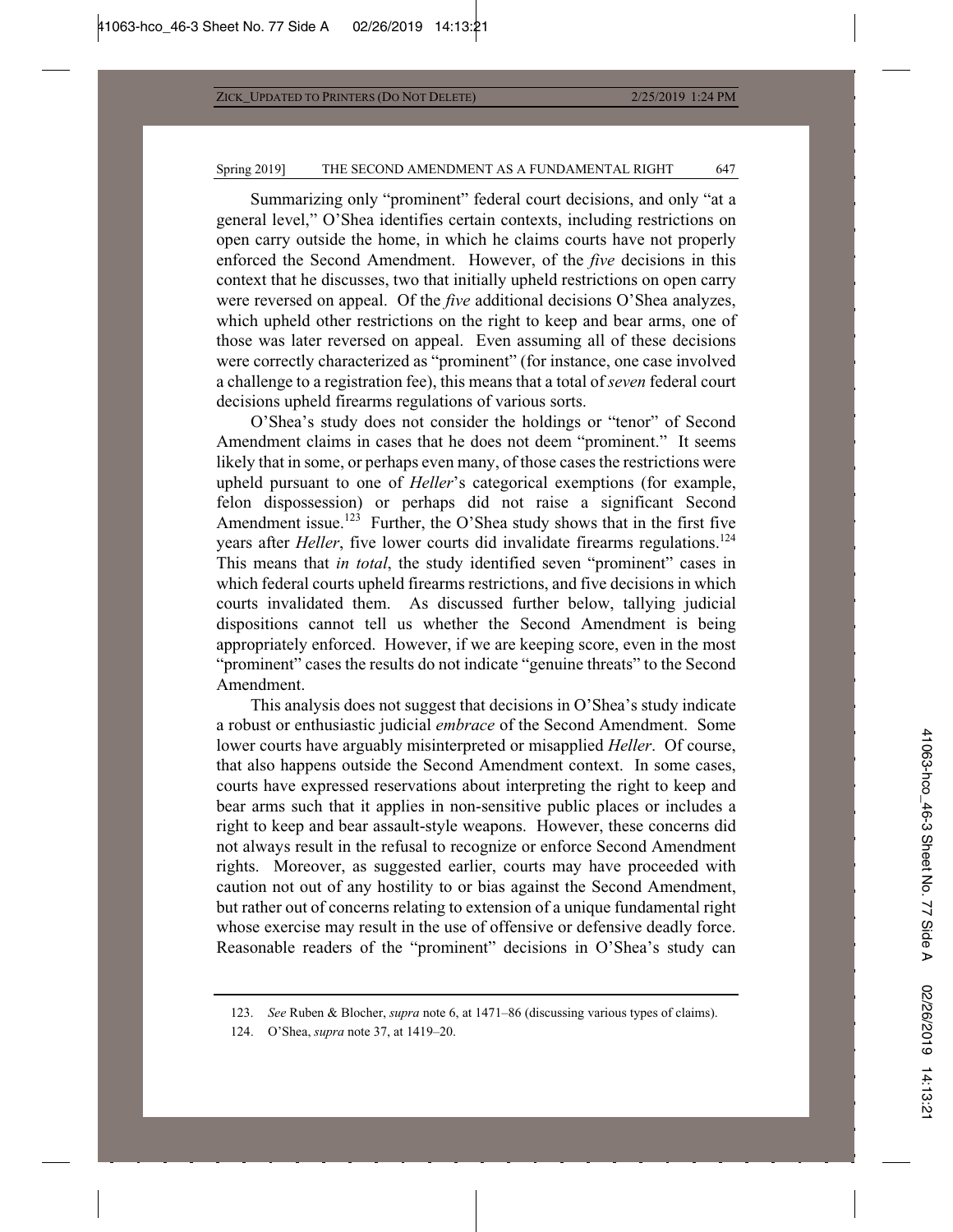Summarizing only "prominent" federal court decisions, and only "at a general level," O'Shea identifies certain contexts, including restrictions on open carry outside the home, in which he claims courts have not properly enforced the Second Amendment. However, of the *five* decisions in this context that he discusses, two that initially upheld restrictions on open carry were reversed on appeal. Of the *five* additional decisions O'Shea analyzes, which upheld other restrictions on the right to keep and bear arms, one of those was later reversed on appeal. Even assuming all of these decisions were correctly characterized as "prominent" (for instance, one case involved a challenge to a registration fee), this means that a total of *seven* federal court decisions upheld firearms regulations of various sorts.

O'Shea's study does not consider the holdings or "tenor" of Second Amendment claims in cases that he does not deem "prominent." It seems likely that in some, or perhaps even many, of those cases the restrictions were upheld pursuant to one of *Heller*'s categorical exemptions (for example, felon dispossession) or perhaps did not raise a significant Second Amendment issue.[123] Further, the O'Shea study shows that in the first five years after *Heller*, five lower courts did invalidate firearms regulations.[124] This means that *in total*, the study identified seven "prominent" cases in which federal courts upheld firearms restrictions, and five decisions in which courts invalidated them. As discussed further below, tallying judicial dispositions cannot tell us whether the Second Amendment is being appropriately enforced. However, if we are keeping score, even in the most "prominent" cases the results do not indicate "genuine threats" to the Second Amendment.

This analysis does not suggest that decisions in O'Shea's study indicate a robust or enthusiastic judicial *embrace* of the Second Amendment. Some lower courts have arguably misinterpreted or misapplied *Heller*. Of course, that also happens outside the Second Amendment context. In some cases, courts have expressed reservations about interpreting the right to keep and bear arms such that it applies in non-sensitive public places or includes a right to keep and bear assault-style weapons. However, these concerns did not always result in the refusal to recognize or enforce Second Amendment rights. Moreover, as suggested earlier, courts may have proceeded with caution not out of any hostility to or bias against the Second Amendment, but rather out of concerns relating to extension of a unique fundamental right whose exercise may result in the use of offensive or defensive deadly force. Reasonable readers of the "prominent" decisions in O'Shea's study can

---

123. *See* Ruben & Blocher, *supra* note 6, at 1471–86 (discussing various types of claims).

124. O'Shea, *supra* note 37, at 1419–20.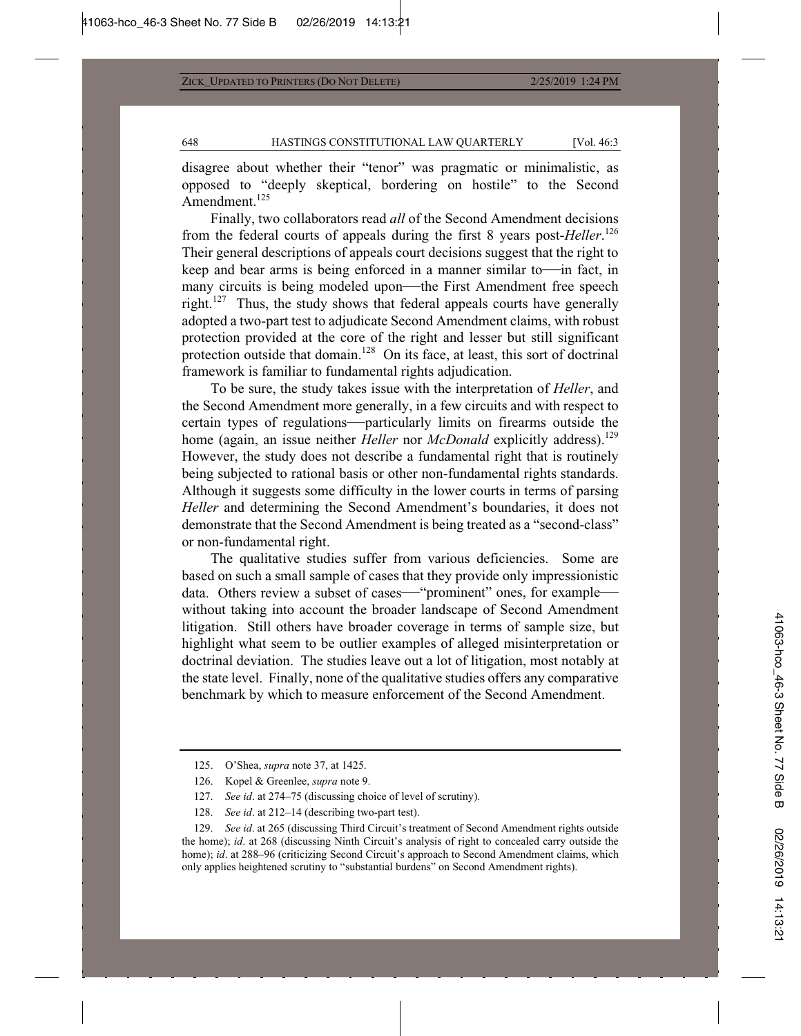disagree about whether their "tenor" was pragmatic or minimalistic, as opposed to "deeply skeptical, bordering on hostile" to the Second Amendment.[125]

Finally, two collaborators read *all* of the Second Amendment decisions from the federal courts of appeals during the first 8 years post-*Heller*.[126] Their general descriptions of appeals court decisions suggest that the right to keep and bear arms is being enforced in a manner similar to—in fact, in many circuits is being modeled upon—the First Amendment free speech right.[127] Thus, the study shows that federal appeals courts have generally adopted a two-part test to adjudicate Second Amendment claims, with robust protection provided at the core of the right and lesser but still significant protection outside that domain.[128] On its face, at least, this sort of doctrinal framework is familiar to fundamental rights adjudication.

To be sure, the study takes issue with the interpretation of *Heller*, and the Second Amendment more generally, in a few circuits and with respect to certain types of regulations—particularly limits on firearms outside the home (again, an issue neither *Heller* nor *McDonald* explicitly address).[129] However, the study does not describe a fundamental right that is routinely being subjected to rational basis or other non-fundamental rights standards. Although it suggests some difficulty in the lower courts in terms of parsing *Heller* and determining the Second Amendment's boundaries, it does not demonstrate that the Second Amendment is being treated as a "second-class" or non-fundamental right.

The qualitative studies suffer from various deficiencies. Some are based on such a small sample of cases that they provide only impressionistic data. Others review a subset of cases—"prominent" ones, for example—without taking into account the broader landscape of Second Amendment litigation. Still others have broader coverage in terms of sample size, but highlight what seem to be outlier examples of alleged misinterpretation or doctrinal deviation. The studies leave out a lot of litigation, most notably at the state level. Finally, none of the qualitative studies offers any comparative benchmark by which to measure enforcement of the Second Amendment.

---

125. O'Shea, *supra* note 37, at 1425.

126. Kopel & Greenlee, *supra* note 9.

127. *See id*. at 274–75 (discussing choice of level of scrutiny).

128. *See id*. at 212–14 (describing two-part test).

129. *See id*. at 265 (discussing Third Circuit's treatment of Second Amendment rights outside the home); *id*. at 268 (discussing Ninth Circuit's analysis of right to concealed carry outside the home); *id*. at 288–96 (criticizing Second Circuit's approach to Second Amendment claims, which only applies heightened scrutiny to "substantial burdens" on Second Amendment rights).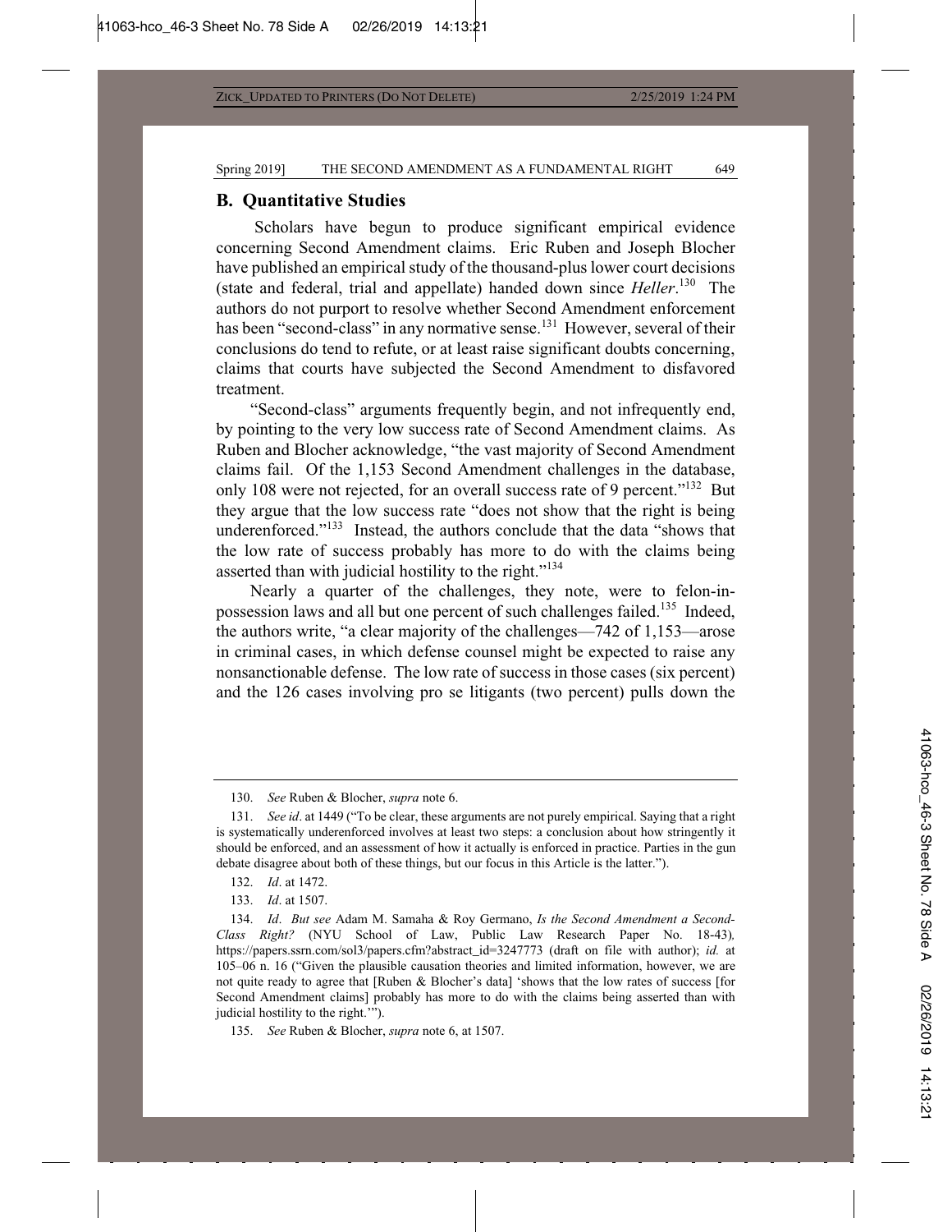## B. Quantitative Studies

Scholars have begun to produce significant empirical evidence concerning Second Amendment claims. Eric Ruben and Joseph Blocher have published an empirical study of the thousand-plus lower court decisions (state and federal, trial and appellate) handed down since *Heller*.[130] The authors do not purport to resolve whether Second Amendment enforcement has been "second-class" in any normative sense.[131] However, several of their conclusions do tend to refute, or at least raise significant doubts concerning, claims that courts have subjected the Second Amendment to disfavored treatment.

"Second-class" arguments frequently begin, and not infrequently end, by pointing to the very low success rate of Second Amendment claims. As Ruben and Blocher acknowledge, "the vast majority of Second Amendment claims fail. Of the 1,153 Second Amendment challenges in the database, only 108 were not rejected, for an overall success rate of 9 percent."[132] But they argue that the low success rate "does not show that the right is being underenforced."[133] Instead, the authors conclude that the data "shows that the low rate of success probably has more to do with the claims being asserted than with judicial hostility to the right."[134]

Nearly a quarter of the challenges, they note, were to felon-in-possession laws and all but one percent of such challenges failed.[135] Indeed, the authors write, "a clear majority of the challenges—742 of 1,153—arose in criminal cases, in which defense counsel might be expected to raise any nonsanctionable defense. The low rate of success in those cases (six percent) and the 126 cases involving pro se litigants (two percent) pulls down the

---

130. *See* Ruben & Blocher, *supra* note 6.

131. *See id*. at 1449 ("To be clear, these arguments are not purely empirical. Saying that a right is systematically underenforced involves at least two steps: a conclusion about how stringently it should be enforced, and an assessment of how it actually is enforced in practice. Parties in the gun debate disagree about both of these things, but our focus in this Article is the latter.").

132. *Id*. at 1472.

133. *Id*. at 1507.

134. *Id*. *But see* Adam M. Samaha & Roy Germano, *Is the Second Amendment a Second-Class Right?* (NYU School of Law, Public Law Research Paper No. 18-43), https://papers.ssrn.com/sol3/papers.cfm?abstract_id=3247773 (draft on file with author); *id.* at 105–06 n. 16 ("Given the plausible causation theories and limited information, however, we are not quite ready to agree that [Ruben & Blocher's data] 'shows that the low rates of success [for Second Amendment claims] probably has more to do with the claims being asserted than with judicial hostility to the right.'").

135. *See* Ruben & Blocher, *supra* note 6, at 1507.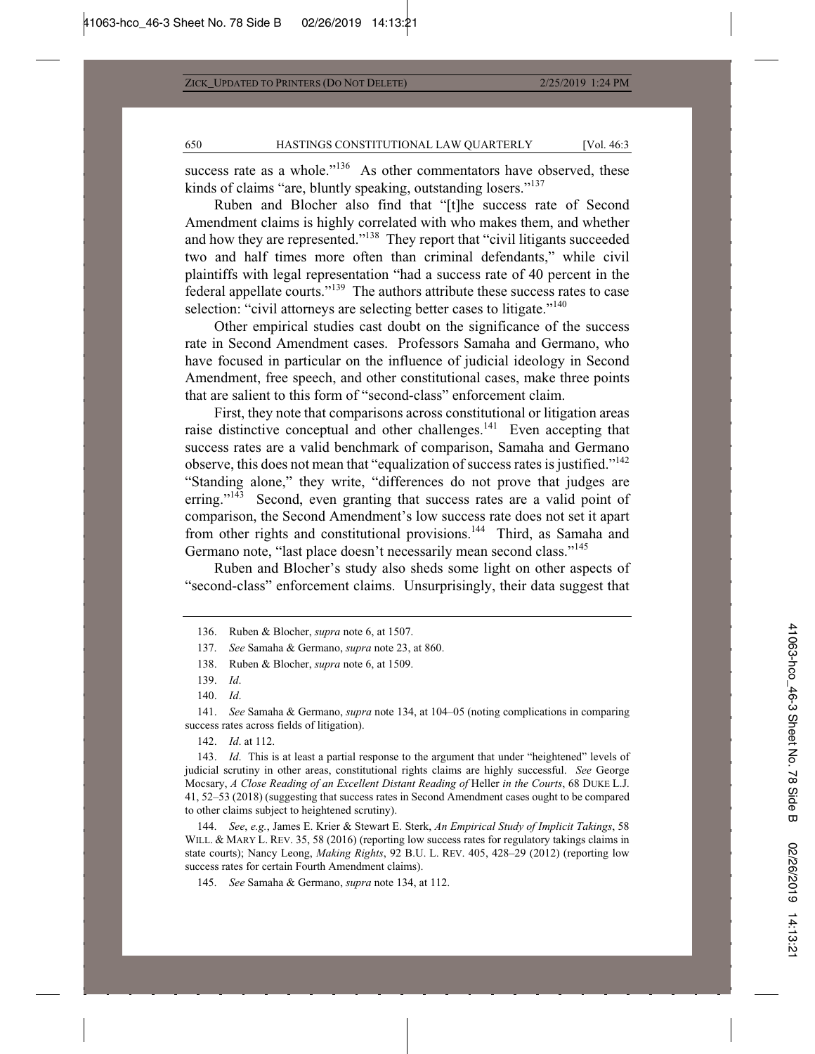success rate as a whole."[136] As other commentators have observed, these kinds of claims "are, bluntly speaking, outstanding losers."[137]

Ruben and Blocher also find that "[t]he success rate of Second Amendment claims is highly correlated with who makes them, and whether and how they are represented."[138] They report that "civil litigants succeeded two and half times more often than criminal defendants," while civil plaintiffs with legal representation "had a success rate of 40 percent in the federal appellate courts."[139] The authors attribute these success rates to case selection: "civil attorneys are selecting better cases to litigate."[140]

Other empirical studies cast doubt on the significance of the success rate in Second Amendment cases. Professors Samaha and Germano, who have focused in particular on the influence of judicial ideology in Second Amendment, free speech, and other constitutional cases, make three points that are salient to this form of "second-class" enforcement claim.

First, they note that comparisons across constitutional or litigation areas raise distinctive conceptual and other challenges.[141] Even accepting that success rates are a valid benchmark of comparison, Samaha and Germano observe, this does not mean that "equalization of success rates is justified."[142] "Standing alone," they write, "differences do not prove that judges are erring."[143] Second, even granting that success rates are a valid point of comparison, the Second Amendment's low success rate does not set it apart from other rights and constitutional provisions.[144] Third, as Samaha and Germano note, "last place doesn't necessarily mean second class."[145]

Ruben and Blocher's study also sheds some light on other aspects of "second-class" enforcement claims. Unsurprisingly, their data suggest that

---

136. Ruben & Blocher, *supra* note 6, at 1507.

137. *See* Samaha & Germano, *supra* note 23, at 860.

138. Ruben & Blocher, *supra* note 6, at 1509.

139. *Id*.

140. *Id*.

141. *See* Samaha & Germano, *supra* note 134, at 104–05 (noting complications in comparing success rates across fields of litigation).

142. *Id*. at 112.

143. *Id*. This is at least a partial response to the argument that under "heightened" levels of judicial scrutiny in other areas, constitutional rights claims are highly successful. *See* George Mocsary, *A Close Reading of an Excellent Distant Reading of* Heller *in the Courts*, 68 DUKE L.J. 41, 52–53 (2018) (suggesting that success rates in Second Amendment cases ought to be compared to other claims subject to heightened scrutiny).

144. *See*, *e.g.*, James E. Krier & Stewart E. Sterk, *An Empirical Study of Implicit Takings*, 58 WILL. & MARY L. REV. 35, 58 (2016) (reporting low success rates for regulatory takings claims in state courts); Nancy Leong, *Making Rights*, 92 B.U. L. REV. 405, 428–29 (2012) (reporting low success rates for certain Fourth Amendment claims).

145. *See* Samaha & Germano, *supra* note 134, at 112.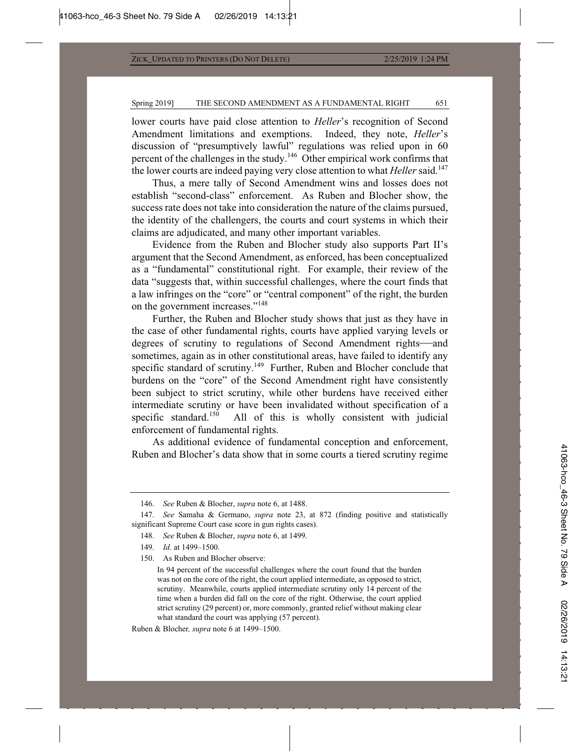lower courts have paid close attention to *Heller*'s recognition of Second Amendment limitations and exemptions. Indeed, they note, *Heller*'s discussion of "presumptively lawful" regulations was relied upon in 60 percent of the challenges in the study.[146] Other empirical work confirms that the lower courts are indeed paying very close attention to what *Heller* said.[147]

Thus, a mere tally of Second Amendment wins and losses does not establish "second-class" enforcement. As Ruben and Blocher show, the success rate does not take into consideration the nature of the claims pursued, the identity of the challengers, the courts and court systems in which their claims are adjudicated, and many other important variables.

Evidence from the Ruben and Blocher study also supports Part II's argument that the Second Amendment, as enforced, has been conceptualized as a "fundamental" constitutional right. For example, their review of the data "suggests that, within successful challenges, where the court finds that a law infringes on the "core" or "central component" of the right, the burden on the government increases."[148]

Further, the Ruben and Blocher study shows that just as they have in the case of other fundamental rights, courts have applied varying levels or degrees of scrutiny to regulations of Second Amendment rights—and sometimes, again as in other constitutional areas, have failed to identify any specific standard of scrutiny.[149] Further, Ruben and Blocher conclude that burdens on the "core" of the Second Amendment right have consistently been subject to strict scrutiny, while other burdens have received either intermediate scrutiny or have been invalidated without specification of a specific standard.[150] All of this is wholly consistent with judicial enforcement of fundamental rights.

As additional evidence of fundamental conception and enforcement, Ruben and Blocher's data show that in some courts a tiered scrutiny regime

---

146. *See* Ruben & Blocher, *supra* note 6, at 1488.

147. *See* Samaha & Germano, *supra* note 23, at 872 (finding positive and statistically significant Supreme Court case score in gun rights cases).

148. *See* Ruben & Blocher, *supra* note 6, at 1499.

149. *Id*. at 1499–1500.

150. As Ruben and Blocher observe:

> In 94 percent of the successful challenges where the court found that the burden was not on the core of the right, the court applied intermediate, as opposed to strict, scrutiny. Meanwhile, courts applied intermediate scrutiny only 14 percent of the time when a burden did fall on the core of the right. Otherwise, the court applied strict scrutiny (29 percent) or, more commonly, granted relief without making clear what standard the court was applying (57 percent).

Ruben & Blocher*, supra* note 6 at 1499–1500.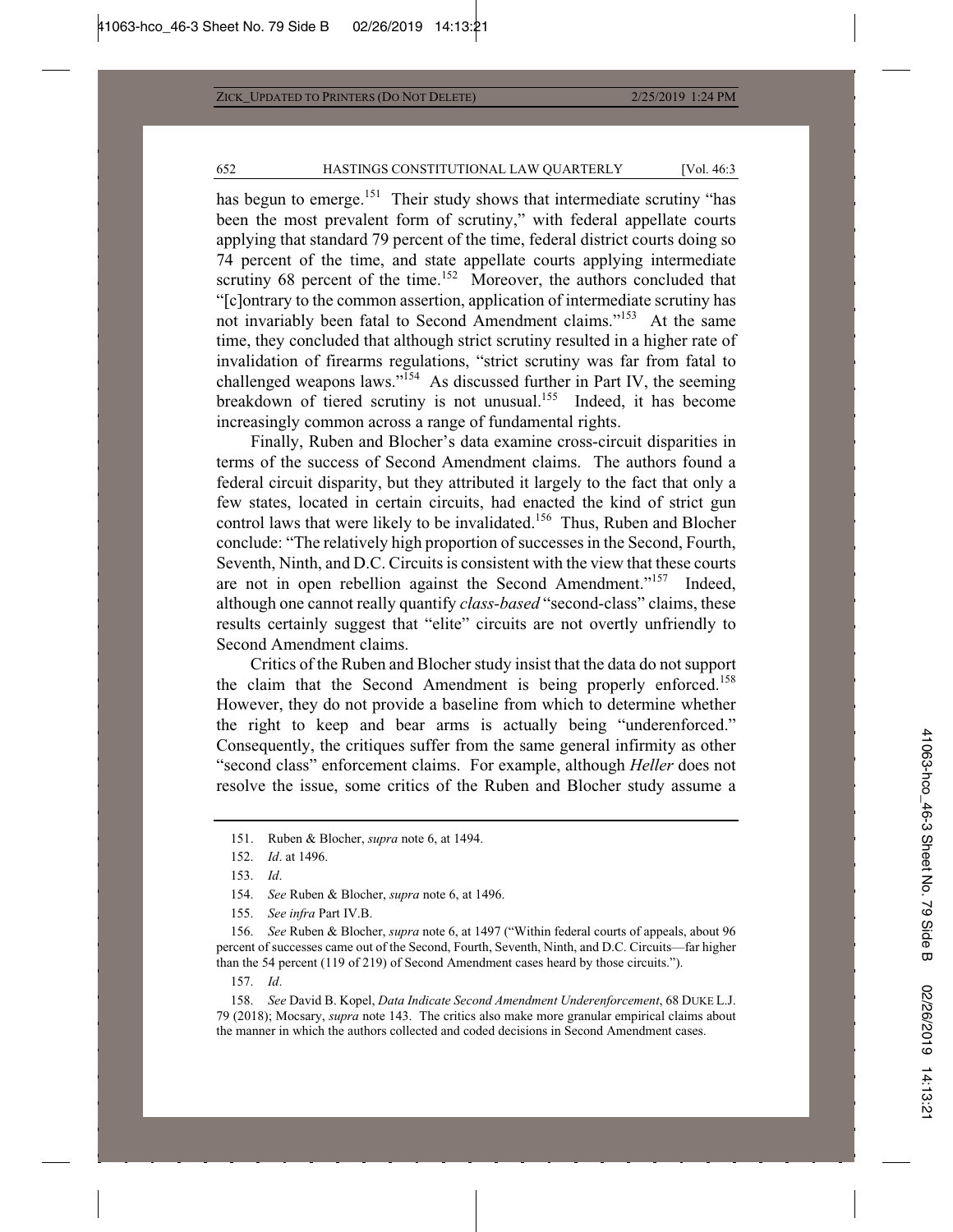has begun to emerge.[151] Their study shows that intermediate scrutiny "has been the most prevalent form of scrutiny," with federal appellate courts applying that standard 79 percent of the time, federal district courts doing so 74 percent of the time, and state appellate courts applying intermediate scrutiny 68 percent of the time.[152] Moreover, the authors concluded that "[c]ontrary to the common assertion, application of intermediate scrutiny has not invariably been fatal to Second Amendment claims."[153] At the same time, they concluded that although strict scrutiny resulted in a higher rate of invalidation of firearms regulations, "strict scrutiny was far from fatal to challenged weapons laws."[154] As discussed further in Part IV, the seeming breakdown of tiered scrutiny is not unusual.[155] Indeed, it has become increasingly common across a range of fundamental rights.

Finally, Ruben and Blocher's data examine cross-circuit disparities in terms of the success of Second Amendment claims. The authors found a federal circuit disparity, but they attributed it largely to the fact that only a few states, located in certain circuits, had enacted the kind of strict gun control laws that were likely to be invalidated.[156] Thus, Ruben and Blocher conclude: "The relatively high proportion of successes in the Second, Fourth, Seventh, Ninth, and D.C. Circuits is consistent with the view that these courts are not in open rebellion against the Second Amendment."[157] Indeed, although one cannot really quantify *class-based* "second-class" claims, these results certainly suggest that "elite" circuits are not overtly unfriendly to Second Amendment claims.

Critics of the Ruben and Blocher study insist that the data do not support the claim that the Second Amendment is being properly enforced.[158] However, they do not provide a baseline from which to determine whether the right to keep and bear arms is actually being "underenforced." Consequently, the critiques suffer from the same general infirmity as other "second class" enforcement claims. For example, although *Heller* does not resolve the issue, some critics of the Ruben and Blocher study assume a

---

151. Ruben & Blocher, *supra* note 6, at 1494.

152. *Id*. at 1496.

153. *Id*.

154. *See* Ruben & Blocher, *supra* note 6, at 1496.

155. *See infra* Part IV.B.

156. *See* Ruben & Blocher, *supra* note 6, at 1497 ("Within federal courts of appeals, about 96 percent of successes came out of the Second, Fourth, Seventh, Ninth, and D.C. Circuits—far higher than the 54 percent (119 of 219) of Second Amendment cases heard by those circuits.").

157. *Id*.

158. *See* David B. Kopel, *Data Indicate Second Amendment Underenforcement*, 68 DUKE L.J. 79 (2018); Mocsary, *supra* note 143. The critics also make more granular empirical claims about the manner in which the authors collected and coded decisions in Second Amendment cases.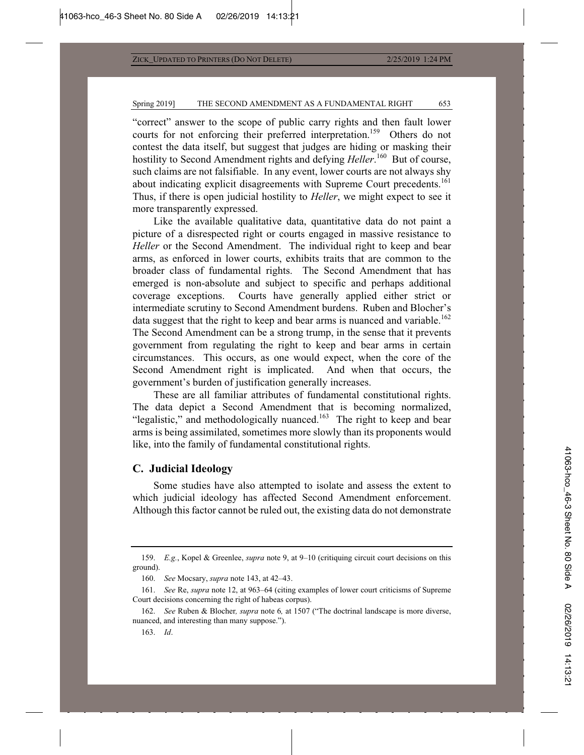"correct" answer to the scope of public carry rights and then fault lower courts for not enforcing their preferred interpretation.[159] Others do not contest the data itself, but suggest that judges are hiding or masking their hostility to Second Amendment rights and defying *Heller*.[160] But of course, such claims are not falsifiable. In any event, lower courts are not always shy about indicating explicit disagreements with Supreme Court precedents.[161] Thus, if there is open judicial hostility to *Heller*, we might expect to see it more transparently expressed.

Like the available qualitative data, quantitative data do not paint a picture of a disrespected right or courts engaged in massive resistance to *Heller* or the Second Amendment. The individual right to keep and bear arms, as enforced in lower courts, exhibits traits that are common to the broader class of fundamental rights. The Second Amendment that has emerged is non-absolute and subject to specific and perhaps additional coverage exceptions. Courts have generally applied either strict or intermediate scrutiny to Second Amendment burdens. Ruben and Blocher's data suggest that the right to keep and bear arms is nuanced and variable.[162] The Second Amendment can be a strong trump, in the sense that it prevents government from regulating the right to keep and bear arms in certain circumstances. This occurs, as one would expect, when the core of the Second Amendment right is implicated. And when that occurs, the government's burden of justification generally increases.

These are all familiar attributes of fundamental constitutional rights. The data depict a Second Amendment that is becoming normalized, "legalistic," and methodologically nuanced.[163] The right to keep and bear arms is being assimilated, sometimes more slowly than its proponents would like, into the family of fundamental constitutional rights.

## C. Judicial Ideology

Some studies have also attempted to isolate and assess the extent to which judicial ideology has affected Second Amendment enforcement. Although this factor cannot be ruled out, the existing data do not demonstrate

---

159. *E.g.*, Kopel & Greenlee, *supra* note 9, at 9–10 (critiquing circuit court decisions on this ground).

160. *See* Mocsary, *supra* note 143, at 42–43.

161. *See* Re, *supra* note 12, at 963–64 (citing examples of lower court criticisms of Supreme Court decisions concerning the right of habeas corpus).

162. *See* Ruben & Blocher*, supra* note 6*,* at 1507 ("The doctrinal landscape is more diverse, nuanced, and interesting than many suppose.").

163. *Id*.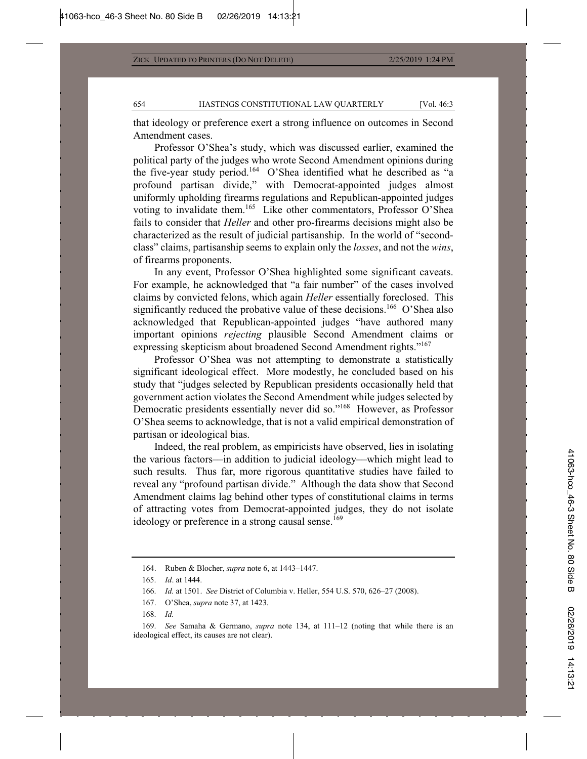that ideology or preference exert a strong influence on outcomes in Second Amendment cases.

Professor O'Shea's study, which was discussed earlier, examined the political party of the judges who wrote Second Amendment opinions during the five-year study period.[164] O'Shea identified what he described as "a profound partisan divide," with Democrat-appointed judges almost uniformly upholding firearms regulations and Republican-appointed judges voting to invalidate them.[165] Like other commentators, Professor O'Shea fails to consider that *Heller* and other pro-firearms decisions might also be characterized as the result of judicial partisanship. In the world of "second-class" claims, partisanship seems to explain only the *losses*, and not the *wins*, of firearms proponents.

In any event, Professor O'Shea highlighted some significant caveats. For example, he acknowledged that "a fair number" of the cases involved claims by convicted felons, which again *Heller* essentially foreclosed. This significantly reduced the probative value of these decisions.[166] O'Shea also acknowledged that Republican-appointed judges "have authored many important opinions *rejecting* plausible Second Amendment claims or expressing skepticism about broadened Second Amendment rights."[167]

Professor O'Shea was not attempting to demonstrate a statistically significant ideological effect. More modestly, he concluded based on his study that "judges selected by Republican presidents occasionally held that government action violates the Second Amendment while judges selected by Democratic presidents essentially never did so."[168] However, as Professor O'Shea seems to acknowledge, that is not a valid empirical demonstration of partisan or ideological bias.

Indeed, the real problem, as empiricists have observed, lies in isolating the various factors—in addition to judicial ideology—which might lead to such results. Thus far, more rigorous quantitative studies have failed to reveal any "profound partisan divide." Although the data show that Second Amendment claims lag behind other types of constitutional claims in terms of attracting votes from Democrat-appointed judges, they do not isolate ideology or preference in a strong causal sense.[169]

164. Ruben & Blocher, *supra* note 6, at 1443–1447.

165. *Id*. at 1444.

166. *Id.* at 1501. *See* District of Columbia v. Heller, 554 U.S. 570, 626–27 (2008).

167. O'Shea, *supra* note 37, at 1423.

168. *Id.*

169. *See* Samaha & Germano, *supra* note 134, at 111–12 (noting that while there is an ideological effect, its causes are not clear).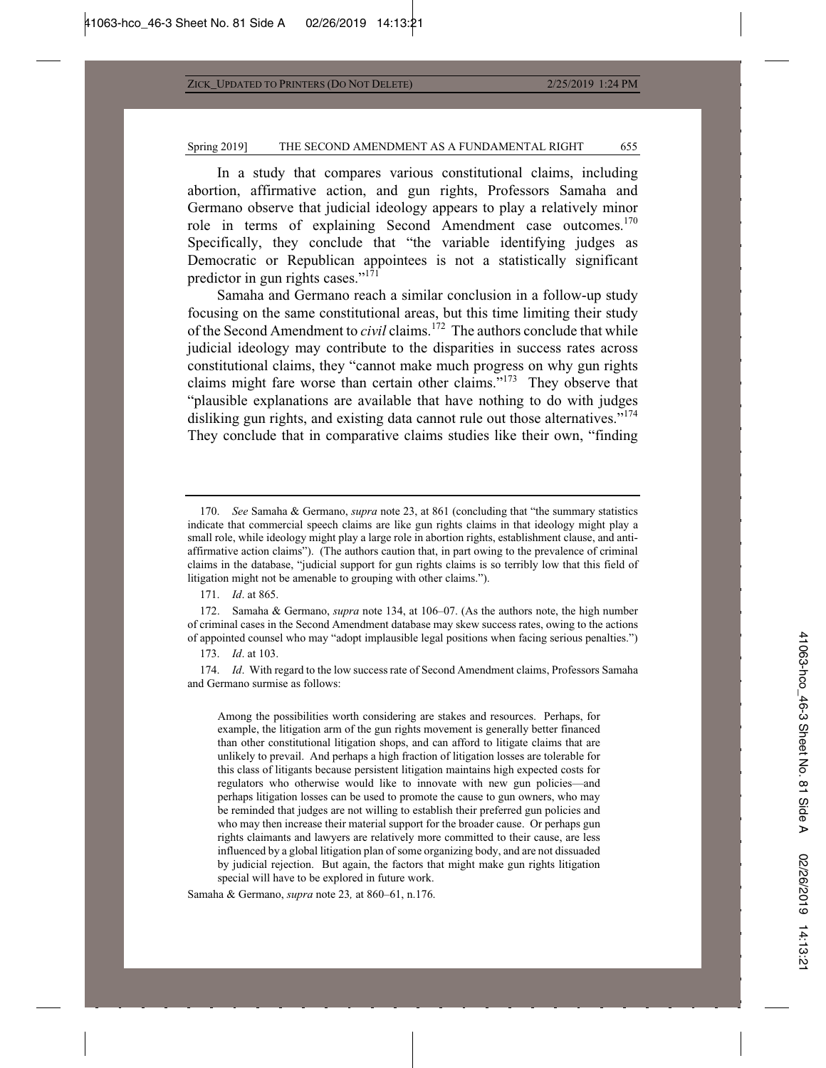In a study that compares various constitutional claims, including abortion, affirmative action, and gun rights, Professors Samaha and Germano observe that judicial ideology appears to play a relatively minor role in terms of explaining Second Amendment case outcomes.[170] Specifically, they conclude that "the variable identifying judges as Democratic or Republican appointees is not a statistically significant predictor in gun rights cases."[171]

Samaha and Germano reach a similar conclusion in a follow-up study focusing on the same constitutional areas, but this time limiting their study of the Second Amendment to *civil* claims.[172] The authors conclude that while judicial ideology may contribute to the disparities in success rates across constitutional claims, they "cannot make much progress on why gun rights claims might fare worse than certain other claims."[173] They observe that "plausible explanations are available that have nothing to do with judges disliking gun rights, and existing data cannot rule out those alternatives."[174] They conclude that in comparative claims studies like their own, "finding

---

170. *See* Samaha & Germano, *supra* note 23, at 861 (concluding that "the summary statistics indicate that commercial speech claims are like gun rights claims in that ideology might play a small role, while ideology might play a large role in abortion rights, establishment clause, and anti-affirmative action claims"). (The authors caution that, in part owing to the prevalence of criminal claims in the database, "judicial support for gun rights claims is so terribly low that this field of litigation might not be amenable to grouping with other claims.").

171. *Id*. at 865.

172. Samaha & Germano, *supra* note 134, at 106–07. (As the authors note, the high number of criminal cases in the Second Amendment database may skew success rates, owing to the actions of appointed counsel who may "adopt implausible legal positions when facing serious penalties.")

173. *Id*. at 103.

174. *Id*. With regard to the low success rate of Second Amendment claims, Professors Samaha and Germano surmise as follows:

> Among the possibilities worth considering are stakes and resources. Perhaps, for example, the litigation arm of the gun rights movement is generally better financed than other constitutional litigation shops, and can afford to litigate claims that are unlikely to prevail. And perhaps a high fraction of litigation losses are tolerable for this class of litigants because persistent litigation maintains high expected costs for regulators who otherwise would like to innovate with new gun policies—and perhaps litigation losses can be used to promote the cause to gun owners, who may be reminded that judges are not willing to establish their preferred gun policies and who may then increase their material support for the broader cause. Or perhaps gun rights claimants and lawyers are relatively more committed to their cause, are less influenced by a global litigation plan of some organizing body, and are not dissuaded by judicial rejection. But again, the factors that might make gun rights litigation special will have to be explored in future work.

Samaha & Germano, *supra* note 23*,* at 860–61, n.176.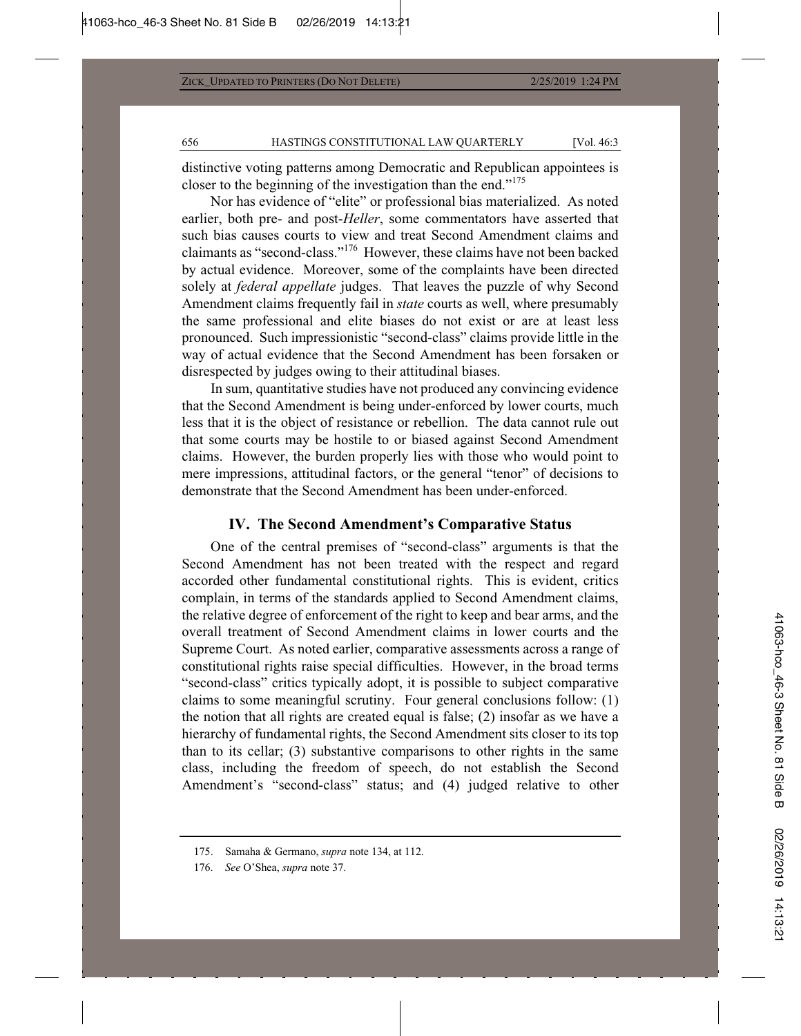distinctive voting patterns among Democratic and Republican appointees is closer to the beginning of the investigation than the end."[175]

Nor has evidence of "elite" or professional bias materialized. As noted earlier, both pre- and post-*Heller*, some commentators have asserted that such bias causes courts to view and treat Second Amendment claims and claimants as "second-class."[176] However, these claims have not been backed by actual evidence. Moreover, some of the complaints have been directed solely at *federal appellate* judges. That leaves the puzzle of why Second Amendment claims frequently fail in *state* courts as well, where presumably the same professional and elite biases do not exist or are at least less pronounced. Such impressionistic "second-class" claims provide little in the way of actual evidence that the Second Amendment has been forsaken or disrespected by judges owing to their attitudinal biases.

In sum, quantitative studies have not produced any convincing evidence that the Second Amendment is being under-enforced by lower courts, much less that it is the object of resistance or rebellion. The data cannot rule out that some courts may be hostile to or biased against Second Amendment claims. However, the burden properly lies with those who would point to mere impressions, attitudinal factors, or the general "tenor" of decisions to demonstrate that the Second Amendment has been under-enforced.

## IV. The Second Amendment's Comparative Status

One of the central premises of "second-class" arguments is that the Second Amendment has not been treated with the respect and regard accorded other fundamental constitutional rights. This is evident, critics complain, in terms of the standards applied to Second Amendment claims, the relative degree of enforcement of the right to keep and bear arms, and the overall treatment of Second Amendment claims in lower courts and the Supreme Court. As noted earlier, comparative assessments across a range of constitutional rights raise special difficulties. However, in the broad terms "second-class" critics typically adopt, it is possible to subject comparative claims to some meaningful scrutiny. Four general conclusions follow: (1) the notion that all rights are created equal is false; (2) insofar as we have a hierarchy of fundamental rights, the Second Amendment sits closer to its top than to its cellar; (3) substantive comparisons to other rights in the same class, including the freedom of speech, do not establish the Second Amendment's "second-class" status; and (4) judged relative to other

---

175. Samaha & Germano, *supra* note 134, at 112.

176. *See* O'Shea, *supra* note 37.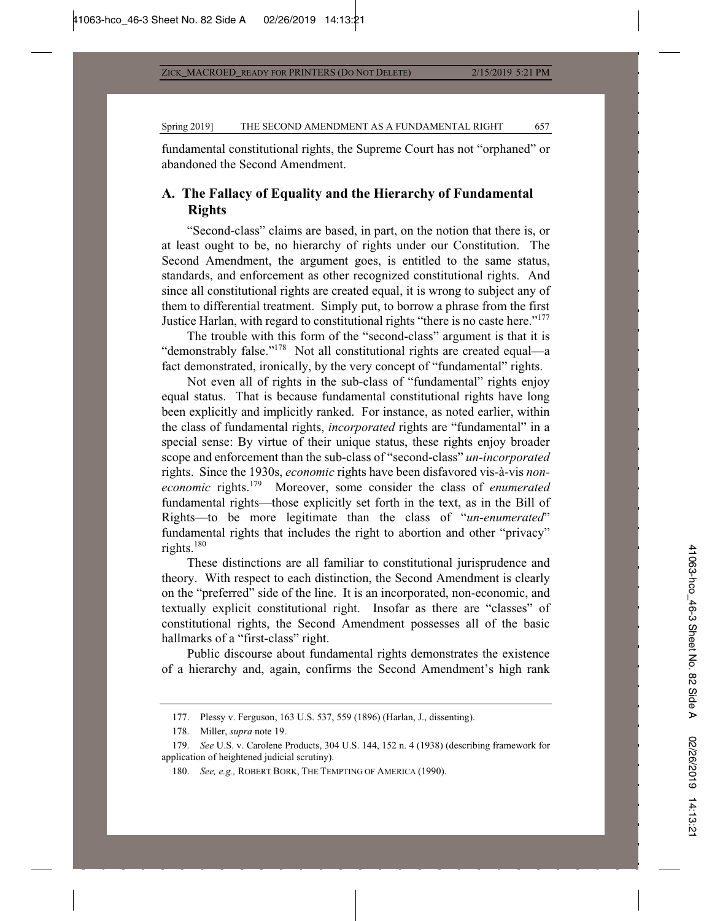fundamental constitutional rights, the Supreme Court has not "orphaned" or abandoned the Second Amendment.

## A. The Fallacy of Equality and the Hierarchy of Fundamental Rights

"Second-class" claims are based, in part, on the notion that there is, or at least ought to be, no hierarchy of rights under our Constitution. The Second Amendment, the argument goes, is entitled to the same status, standards, and enforcement as other recognized constitutional rights. And since all constitutional rights are created equal, it is wrong to subject any of them to differential treatment. Simply put, to borrow a phrase from the first Justice Harlan, with regard to constitutional rights "there is no caste here."[177]

The trouble with this form of the "second-class" argument is that it is "demonstrably false."[178] Not all constitutional rights are created equal—a fact demonstrated, ironically, by the very concept of "fundamental" rights.

Not even all of rights in the sub-class of "fundamental" rights enjoy equal status. That is because fundamental constitutional rights have long been explicitly and implicitly ranked. For instance, as noted earlier, within the class of fundamental rights, *incorporated* rights are "fundamental" in a special sense: By virtue of their unique status, these rights enjoy broader scope and enforcement than the sub-class of "second-class" *un-incorporated* rights. Since the 1930s, *economic* rights have been disfavored vis-à-vis *non-economic* rights.[179] Moreover, some consider the class of *enumerated* fundamental rights—those explicitly set forth in the text, as in the Bill of Rights—to be more legitimate than the class of "*un-enumerated*" fundamental rights that includes the right to abortion and other "privacy" rights.[180]

These distinctions are all familiar to constitutional jurisprudence and theory. With respect to each distinction, the Second Amendment is clearly on the "preferred" side of the line. It is an incorporated, non-economic, and textually explicit constitutional right. Insofar as there are "classes" of constitutional rights, the Second Amendment possesses all of the basic hallmarks of a "first-class" right.

Public discourse about fundamental rights demonstrates the existence of a hierarchy and, again, confirms the Second Amendment's high rank

---

177. Plessy v. Ferguson, 163 U.S. 537, 559 (1896) (Harlan, J., dissenting).

178. Miller, *supra* note 19.

179. *See* U.S. v. Carolene Products, 304 U.S. 144, 152 n. 4 (1938) (describing framework for application of heightened judicial scrutiny).

180. *See, e.g.,* ROBERT BORK, THE TEMPTING OF AMERICA (1990).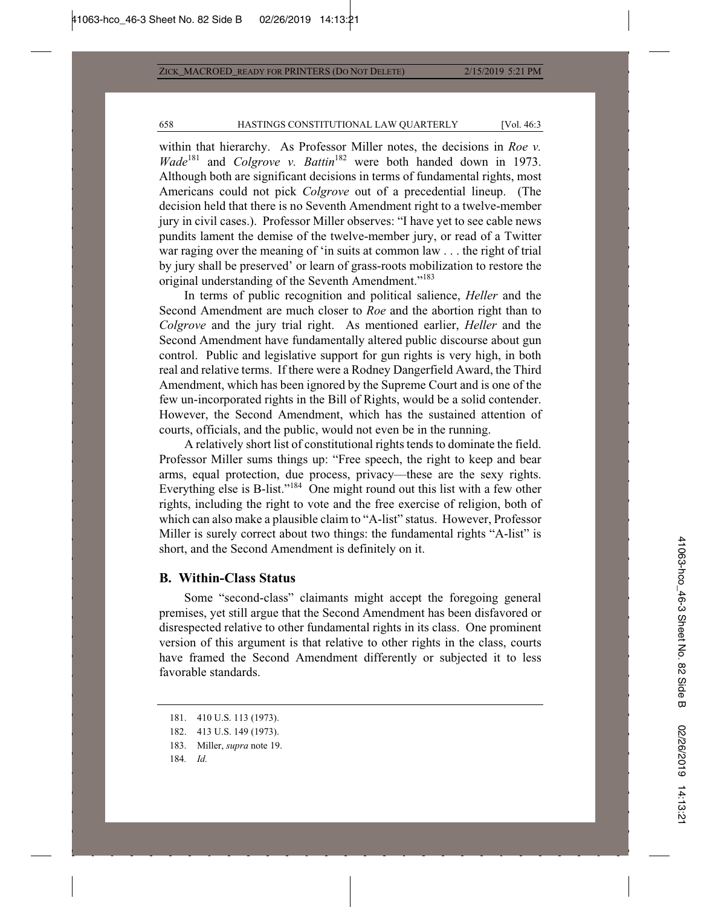within that hierarchy. As Professor Miller notes, the decisions in *Roe v. Wade*[181] and *Colgrove v. Battin*[182] were both handed down in 1973. Although both are significant decisions in terms of fundamental rights, most Americans could not pick *Colgrove* out of a precedential lineup. (The decision held that there is no Seventh Amendment right to a twelve-member jury in civil cases.). Professor Miller observes: "I have yet to see cable news pundits lament the demise of the twelve-member jury, or read of a Twitter war raging over the meaning of 'in suits at common law . . . the right of trial by jury shall be preserved' or learn of grass-roots mobilization to restore the original understanding of the Seventh Amendment."[183]

In terms of public recognition and political salience, *Heller* and the Second Amendment are much closer to *Roe* and the abortion right than to *Colgrove* and the jury trial right. As mentioned earlier, *Heller* and the Second Amendment have fundamentally altered public discourse about gun control. Public and legislative support for gun rights is very high, in both real and relative terms. If there were a Rodney Dangerfield Award, the Third Amendment, which has been ignored by the Supreme Court and is one of the few un-incorporated rights in the Bill of Rights, would be a solid contender. However, the Second Amendment, which has the sustained attention of courts, officials, and the public, would not even be in the running.

A relatively short list of constitutional rights tends to dominate the field. Professor Miller sums things up: "Free speech, the right to keep and bear arms, equal protection, due process, privacy—these are the sexy rights. Everything else is B-list."[184] One might round out this list with a few other rights, including the right to vote and the free exercise of religion, both of which can also make a plausible claim to "A-list" status. However, Professor Miller is surely correct about two things: the fundamental rights "A-list" is short, and the Second Amendment is definitely on it.

## B. Within-Class Status

Some "second-class" claimants might accept the foregoing general premises, yet still argue that the Second Amendment has been disfavored or disrespected relative to other fundamental rights in its class. One prominent version of this argument is that relative to other rights in the class, courts have framed the Second Amendment differently or subjected it to less favorable standards.

---

181. 410 U.S. 113 (1973).

182. 413 U.S. 149 (1973).

183. Miller, *supra* note 19.

184. *Id.*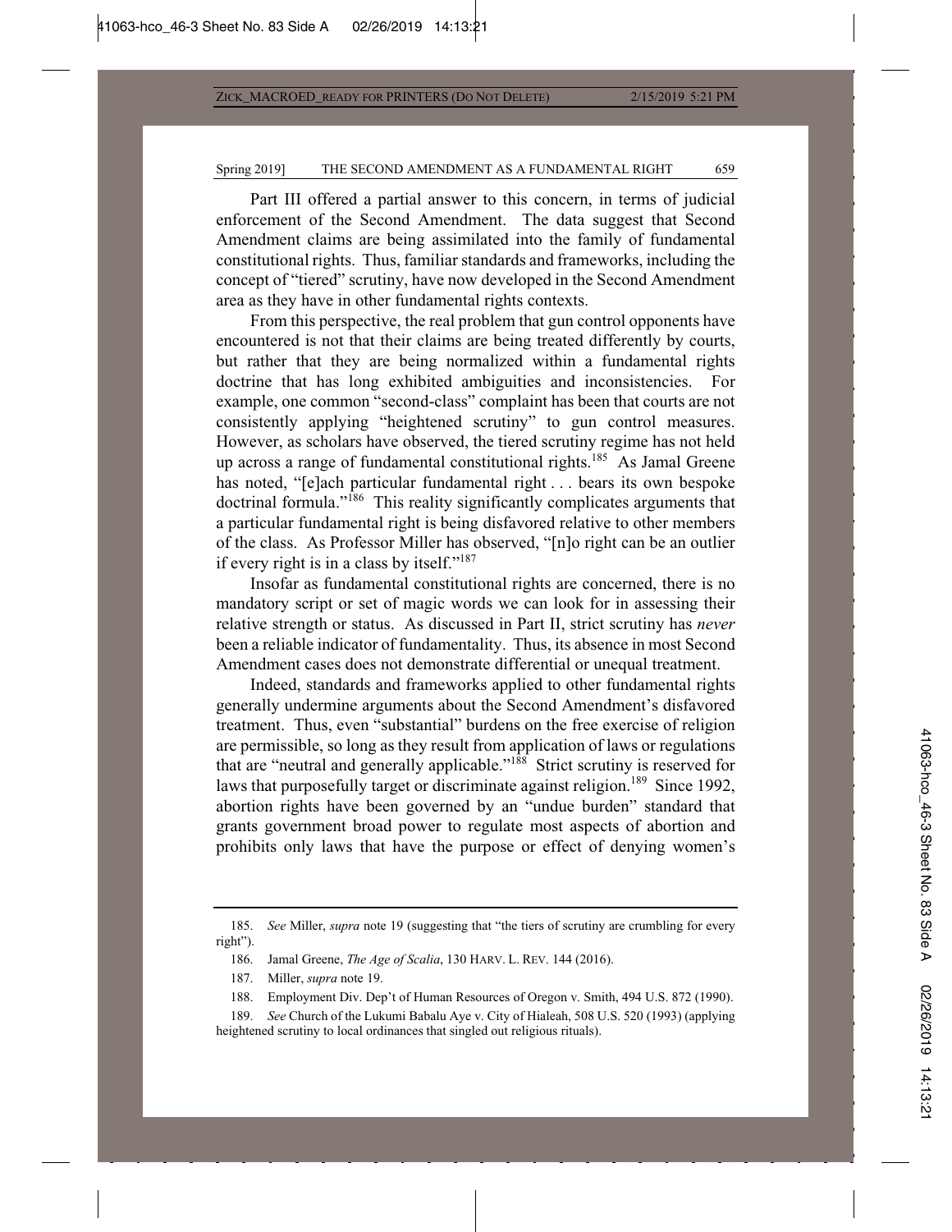Part III offered a partial answer to this concern, in terms of judicial enforcement of the Second Amendment. The data suggest that Second Amendment claims are being assimilated into the family of fundamental constitutional rights. Thus, familiar standards and frameworks, including the concept of "tiered" scrutiny, have now developed in the Second Amendment area as they have in other fundamental rights contexts.

From this perspective, the real problem that gun control opponents have encountered is not that their claims are being treated differently by courts, but rather that they are being normalized within a fundamental rights doctrine that has long exhibited ambiguities and inconsistencies. For example, one common "second-class" complaint has been that courts are not consistently applying "heightened scrutiny" to gun control measures. However, as scholars have observed, the tiered scrutiny regime has not held up across a range of fundamental constitutional rights.[185] As Jamal Greene has noted, "[e]ach particular fundamental right . . . bears its own bespoke doctrinal formula."[186] This reality significantly complicates arguments that a particular fundamental right is being disfavored relative to other members of the class. As Professor Miller has observed, "[n]o right can be an outlier if every right is in a class by itself."[187]

Insofar as fundamental constitutional rights are concerned, there is no mandatory script or set of magic words we can look for in assessing their relative strength or status. As discussed in Part II, strict scrutiny has *never* been a reliable indicator of fundamentality. Thus, its absence in most Second Amendment cases does not demonstrate differential or unequal treatment.

Indeed, standards and frameworks applied to other fundamental rights generally undermine arguments about the Second Amendment's disfavored treatment. Thus, even "substantial" burdens on the free exercise of religion are permissible, so long as they result from application of laws or regulations that are "neutral and generally applicable."[188] Strict scrutiny is reserved for laws that purposefully target or discriminate against religion.[189] Since 1992, abortion rights have been governed by an "undue burden" standard that grants government broad power to regulate most aspects of abortion and prohibits only laws that have the purpose or effect of denying women's

---

185. *See* Miller, *supra* note 19 (suggesting that "the tiers of scrutiny are crumbling for every right").

186. Jamal Greene, *The Age of Scalia*, 130 HARV. L. REV. 144 (2016).

187. Miller, *supra* note 19.

188. Employment Div. Dep't of Human Resources of Oregon v. Smith, 494 U.S. 872 (1990).

189. *See* Church of the Lukumi Babalu Aye v. City of Hialeah, 508 U.S. 520 (1993) (applying heightened scrutiny to local ordinances that singled out religious rituals).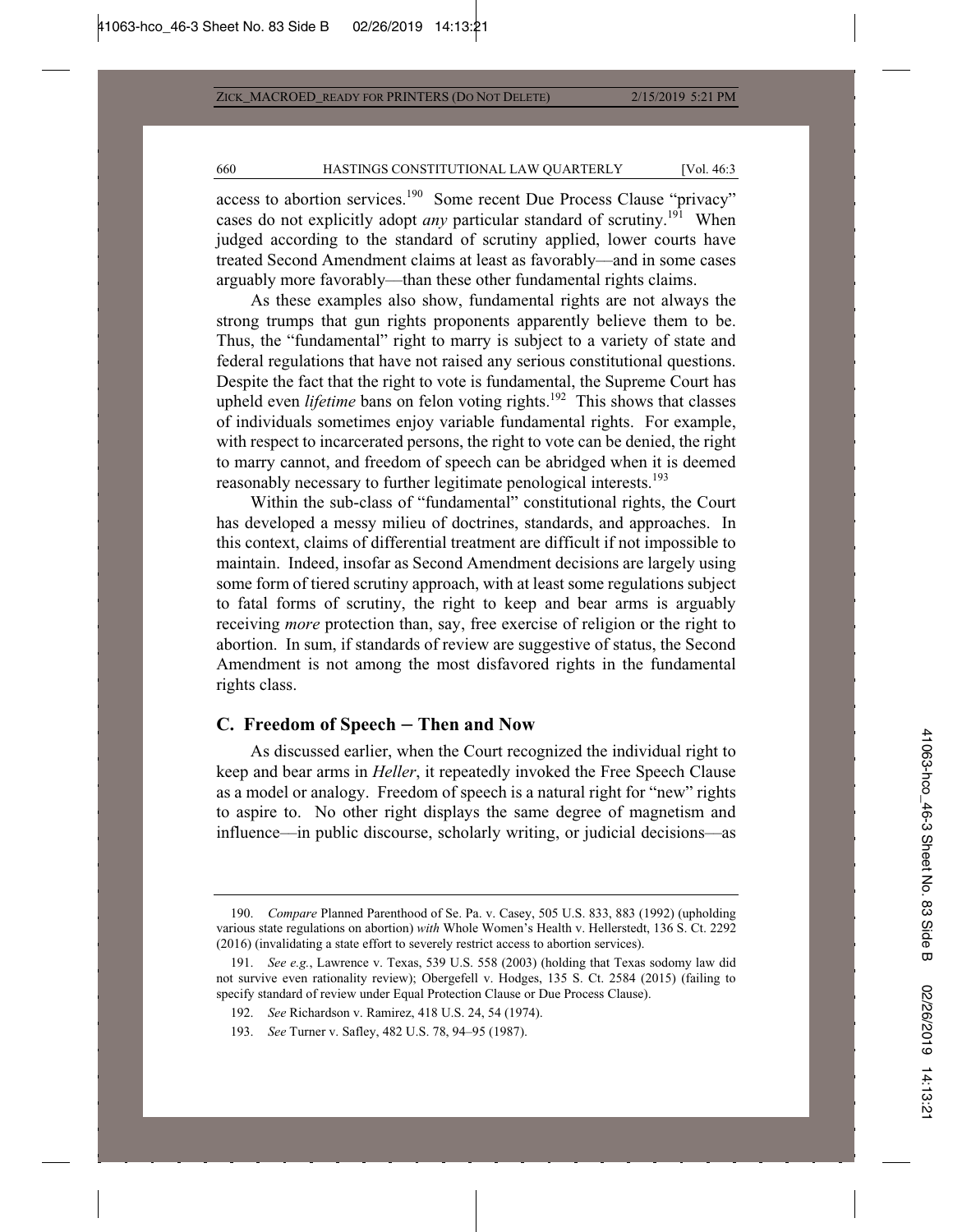access to abortion services.[190] Some recent Due Process Clause "privacy" cases do not explicitly adopt *any* particular standard of scrutiny.[191] When judged according to the standard of scrutiny applied, lower courts have treated Second Amendment claims at least as favorably—and in some cases arguably more favorably—than these other fundamental rights claims.

As these examples also show, fundamental rights are not always the strong trumps that gun rights proponents apparently believe them to be. Thus, the "fundamental" right to marry is subject to a variety of state and federal regulations that have not raised any serious constitutional questions. Despite the fact that the right to vote is fundamental, the Supreme Court has upheld even *lifetime* bans on felon voting rights.[192] This shows that classes of individuals sometimes enjoy variable fundamental rights. For example, with respect to incarcerated persons, the right to vote can be denied, the right to marry cannot, and freedom of speech can be abridged when it is deemed reasonably necessary to further legitimate penological interests.[193]

Within the sub-class of "fundamental" constitutional rights, the Court has developed a messy milieu of doctrines, standards, and approaches. In this context, claims of differential treatment are difficult if not impossible to maintain. Indeed, insofar as Second Amendment decisions are largely using some form of tiered scrutiny approach, with at least some regulations subject to fatal forms of scrutiny, the right to keep and bear arms is arguably receiving *more* protection than, say, free exercise of religion or the right to abortion. In sum, if standards of review are suggestive of status, the Second Amendment is not among the most disfavored rights in the fundamental rights class.

### C. Freedom of Speech – Then and Now

As discussed earlier, when the Court recognized the individual right to keep and bear arms in *Heller*, it repeatedly invoked the Free Speech Clause as a model or analogy. Freedom of speech is a natural right for "new" rights to aspire to. No other right displays the same degree of magnetism and influence—in public discourse, scholarly writing, or judicial decisions—as

---

190. *Compare* Planned Parenthood of Se. Pa. v. Casey, 505 U.S. 833, 883 (1992) (upholding various state regulations on abortion) *with* Whole Women's Health v. Hellerstedt, 136 S. Ct. 2292 (2016) (invalidating a state effort to severely restrict access to abortion services).

191. *See e.g.*, Lawrence v. Texas, 539 U.S. 558 (2003) (holding that Texas sodomy law did not survive even rationality review); Obergefell v. Hodges, 135 S. Ct. 2584 (2015) (failing to specify standard of review under Equal Protection Clause or Due Process Clause).

192. *See* Richardson v. Ramirez, 418 U.S. 24, 54 (1974).

193. *See* Turner v. Safley, 482 U.S. 78, 94–95 (1987).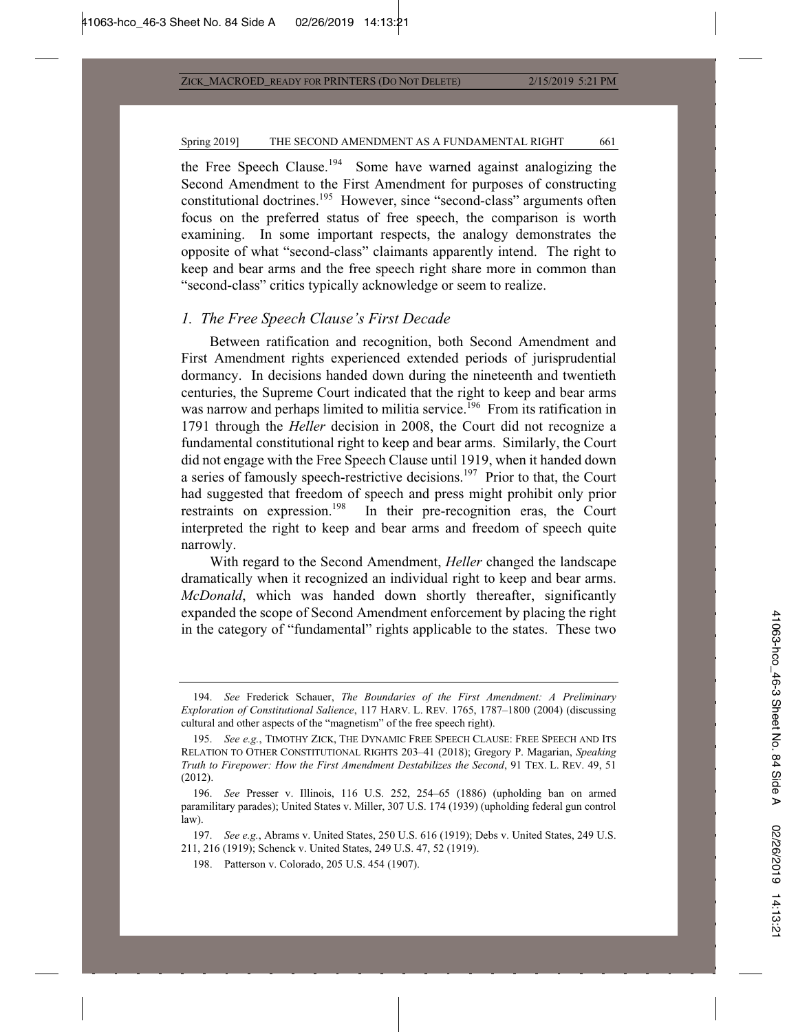the Free Speech Clause.[194] Some have warned against analogizing the Second Amendment to the First Amendment for purposes of constructing constitutional doctrines.[195] However, since "second-class" arguments often focus on the preferred status of free speech, the comparison is worth examining. In some important respects, the analogy demonstrates the opposite of what "second-class" claimants apparently intend. The right to keep and bear arms and the free speech right share more in common than "second-class" critics typically acknowledge or seem to realize.

### *1. The Free Speech Clause's First Decade*

Between ratification and recognition, both Second Amendment and First Amendment rights experienced extended periods of jurisprudential dormancy. In decisions handed down during the nineteenth and twentieth centuries, the Supreme Court indicated that the right to keep and bear arms was narrow and perhaps limited to militia service.[196] From its ratification in 1791 through the *Heller* decision in 2008, the Court did not recognize a fundamental constitutional right to keep and bear arms. Similarly, the Court did not engage with the Free Speech Clause until 1919, when it handed down a series of famously speech-restrictive decisions.[197] Prior to that, the Court had suggested that freedom of speech and press might prohibit only prior restraints on expression.[198] In their pre-recognition eras, the Court interpreted the right to keep and bear arms and freedom of speech quite narrowly.

With regard to the Second Amendment, *Heller* changed the landscape dramatically when it recognized an individual right to keep and bear arms. *McDonald*, which was handed down shortly thereafter, significantly expanded the scope of Second Amendment enforcement by placing the right in the category of "fundamental" rights applicable to the states. These two

---

194. *See* Frederick Schauer, *The Boundaries of the First Amendment: A Preliminary Exploration of Constitutional Salience*, 117 HARV. L. REV. 1765, 1787–1800 (2004) (discussing cultural and other aspects of the "magnetism" of the free speech right).

195. *See e.g.*, TIMOTHY ZICK, THE DYNAMIC FREE SPEECH CLAUSE: FREE SPEECH AND ITS RELATION TO OTHER CONSTITUTIONAL RIGHTS 203–41 (2018); Gregory P. Magarian, *Speaking Truth to Firepower: How the First Amendment Destabilizes the Second*, 91 TEX. L. REV. 49, 51 (2012).

196. *See* Presser v. Illinois, 116 U.S. 252, 254–65 (1886) (upholding ban on armed paramilitary parades); United States v. Miller, 307 U.S. 174 (1939) (upholding federal gun control law).

197. *See e.g.*, Abrams v. United States, 250 U.S. 616 (1919); Debs v. United States, 249 U.S. 211, 216 (1919); Schenck v. United States, 249 U.S. 47, 52 (1919).

198. Patterson v. Colorado, 205 U.S. 454 (1907).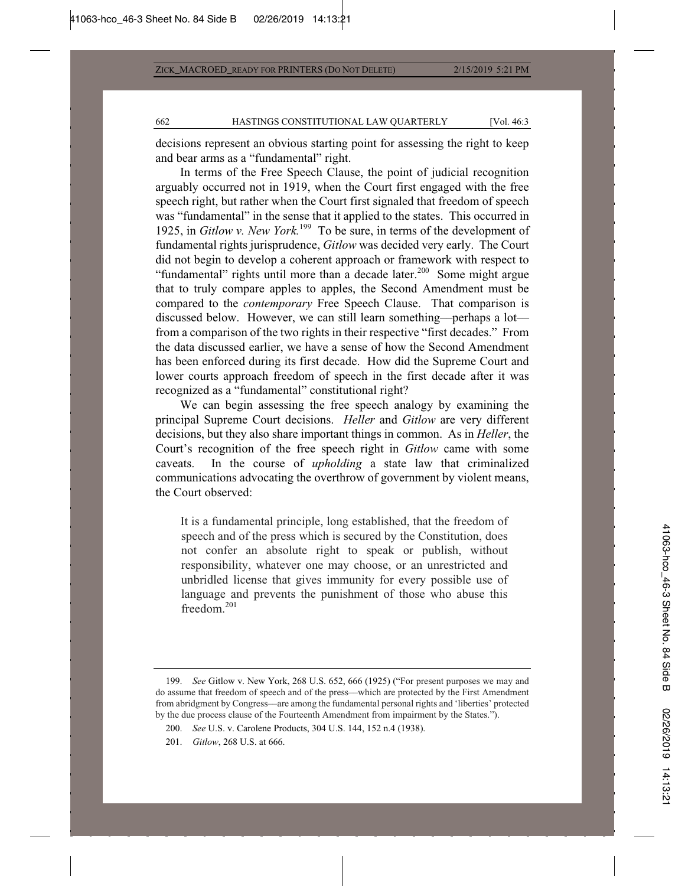decisions represent an obvious starting point for assessing the right to keep and bear arms as a "fundamental" right.

In terms of the Free Speech Clause, the point of judicial recognition arguably occurred not in 1919, when the Court first engaged with the free speech right, but rather when the Court first signaled that freedom of speech was "fundamental" in the sense that it applied to the states. This occurred in 1925, in *Gitlow v. New York.*[199] To be sure, in terms of the development of fundamental rights jurisprudence, *Gitlow* was decided very early. The Court did not begin to develop a coherent approach or framework with respect to "fundamental" rights until more than a decade later.[200] Some might argue that to truly compare apples to apples, the Second Amendment must be compared to the *contemporary* Free Speech Clause. That comparison is discussed below. However, we can still learn something—perhaps a lot—from a comparison of the two rights in their respective "first decades." From the data discussed earlier, we have a sense of how the Second Amendment has been enforced during its first decade. How did the Supreme Court and lower courts approach freedom of speech in the first decade after it was recognized as a "fundamental" constitutional right?

We can begin assessing the free speech analogy by examining the principal Supreme Court decisions. *Heller* and *Gitlow* are very different decisions, but they also share important things in common. As in *Heller*, the Court's recognition of the free speech right in *Gitlow* came with some caveats. In the course of *upholding* a state law that criminalized communications advocating the overthrow of government by violent means, the Court observed:

> It is a fundamental principle, long established, that the freedom of speech and of the press which is secured by the Constitution, does not confer an absolute right to speak or publish, without responsibility, whatever one may choose, or an unrestricted and unbridled license that gives immunity for every possible use of language and prevents the punishment of those who abuse this freedom.[201]

---

199. *See* Gitlow v. New York, 268 U.S. 652, 666 (1925) ("For present purposes we may and do assume that freedom of speech and of the press—which are protected by the First Amendment from abridgment by Congress—are among the fundamental personal rights and 'liberties' protected by the due process clause of the Fourteenth Amendment from impairment by the States.").

200. *See* U.S. v. Carolene Products, 304 U.S. 144, 152 n.4 (1938).

201. *Gitlow*, 268 U.S. at 666.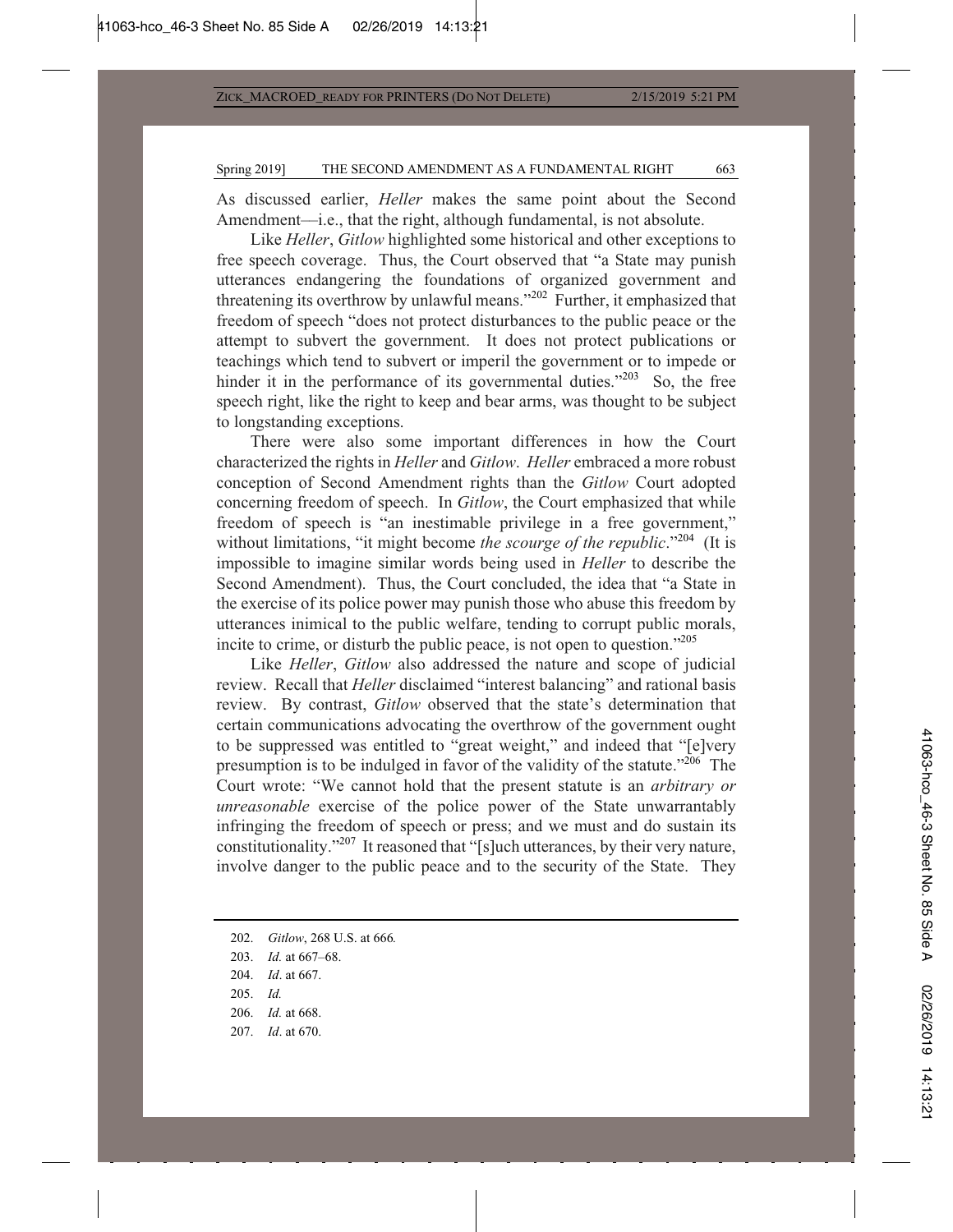As discussed earlier, *Heller* makes the same point about the Second Amendment—i.e., that the right, although fundamental, is not absolute.

Like *Heller*, *Gitlow* highlighted some historical and other exceptions to free speech coverage. Thus, the Court observed that "a State may punish utterances endangering the foundations of organized government and threatening its overthrow by unlawful means."[202] Further, it emphasized that freedom of speech "does not protect disturbances to the public peace or the attempt to subvert the government. It does not protect publications or teachings which tend to subvert or imperil the government or to impede or hinder it in the performance of its governmental duties."[203] So, the free speech right, like the right to keep and bear arms, was thought to be subject to longstanding exceptions.

There were also some important differences in how the Court characterized the rights in *Heller* and *Gitlow*. *Heller* embraced a more robust conception of Second Amendment rights than the *Gitlow* Court adopted concerning freedom of speech. In *Gitlow*, the Court emphasized that while freedom of speech is "an inestimable privilege in a free government," without limitations, "it might become *the scourge of the republic*."[204] (It is impossible to imagine similar words being used in *Heller* to describe the Second Amendment). Thus, the Court concluded, the idea that "a State in the exercise of its police power may punish those who abuse this freedom by utterances inimical to the public welfare, tending to corrupt public morals, incite to crime, or disturb the public peace, is not open to question."[205]

Like *Heller*, *Gitlow* also addressed the nature and scope of judicial review. Recall that *Heller* disclaimed "interest balancing" and rational basis review. By contrast, *Gitlow* observed that the state's determination that certain communications advocating the overthrow of the government ought to be suppressed was entitled to "great weight," and indeed that "[e]very presumption is to be indulged in favor of the validity of the statute."[206] The Court wrote: "We cannot hold that the present statute is an *arbitrary or unreasonable* exercise of the police power of the State unwarrantably infringing the freedom of speech or press; and we must and do sustain its constitutionality."[207] It reasoned that "[s]uch utterances, by their very nature, involve danger to the public peace and to the security of the State. They

202. *Gitlow*, 268 U.S. at 666.

203. *Id.* at 667–68.

204. *Id*. at 667.

205. *Id.*

206. *Id.* at 668.

207. *Id*. at 670.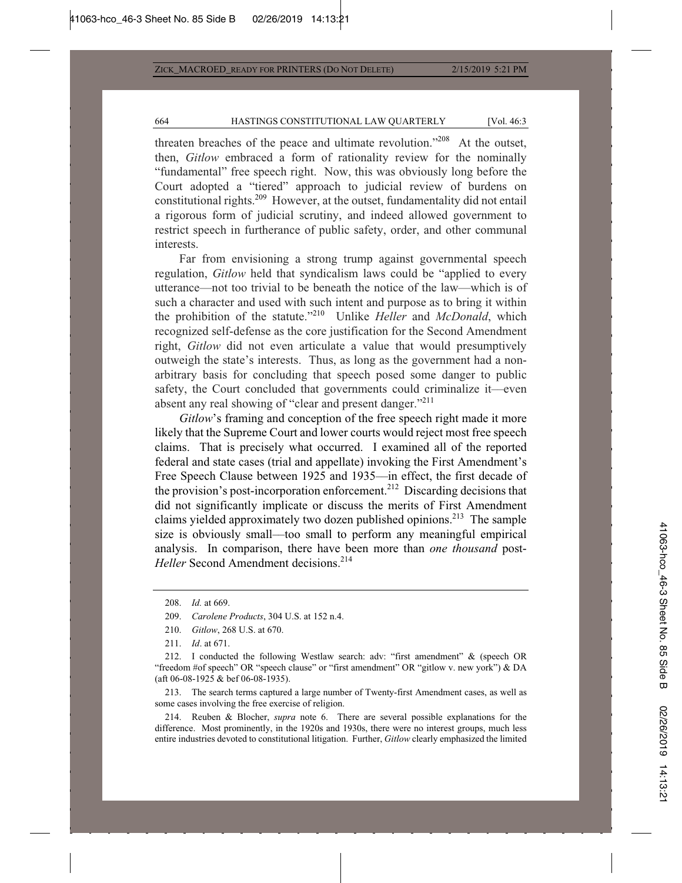threaten breaches of the peace and ultimate revolution."[208] At the outset, then, *Gitlow* embraced a form of rationality review for the nominally "fundamental" free speech right. Now, this was obviously long before the Court adopted a "tiered" approach to judicial review of burdens on constitutional rights.[209] However, at the outset, fundamentality did not entail a rigorous form of judicial scrutiny, and indeed allowed government to restrict speech in furtherance of public safety, order, and other communal interests.

Far from envisioning a strong trump against governmental speech regulation, *Gitlow* held that syndicalism laws could be "applied to every utterance—not too trivial to be beneath the notice of the law—which is of such a character and used with such intent and purpose as to bring it within the prohibition of the statute."[210] Unlike *Heller* and *McDonald*, which recognized self-defense as the core justification for the Second Amendment right, *Gitlow* did not even articulate a value that would presumptively outweigh the state's interests. Thus, as long as the government had a non-arbitrary basis for concluding that speech posed some danger to public safety, the Court concluded that governments could criminalize it—even absent any real showing of "clear and present danger."[211]

*Gitlow*'s framing and conception of the free speech right made it more likely that the Supreme Court and lower courts would reject most free speech claims. That is precisely what occurred. I examined all of the reported federal and state cases (trial and appellate) invoking the First Amendment's Free Speech Clause between 1925 and 1935—in effect, the first decade of the provision's post-incorporation enforcement.[212] Discarding decisions that did not significantly implicate or discuss the merits of First Amendment claims yielded approximately two dozen published opinions.[213] The sample size is obviously small—too small to perform any meaningful empirical analysis. In comparison, there have been more than *one thousand* post-*Heller* Second Amendment decisions.[214]

---

208. *Id.* at 669.

209. *Carolene Products*, 304 U.S. at 152 n.4.

210. *Gitlow*, 268 U.S. at 670.

211. *Id*. at 671.

212. I conducted the following Westlaw search: adv: "first amendment" & (speech OR "freedom #of speech" OR "speech clause" or "first amendment" OR "gitlow v. new york") & DA (aft 06-08-1925 & bef 06-08-1935).

213. The search terms captured a large number of Twenty-first Amendment cases, as well as some cases involving the free exercise of religion.

214. Reuben & Blocher, *supra* note 6. There are several possible explanations for the difference. Most prominently, in the 1920s and 1930s, there were no interest groups, much less entire industries devoted to constitutional litigation. Further, *Gitlow* clearly emphasized the limited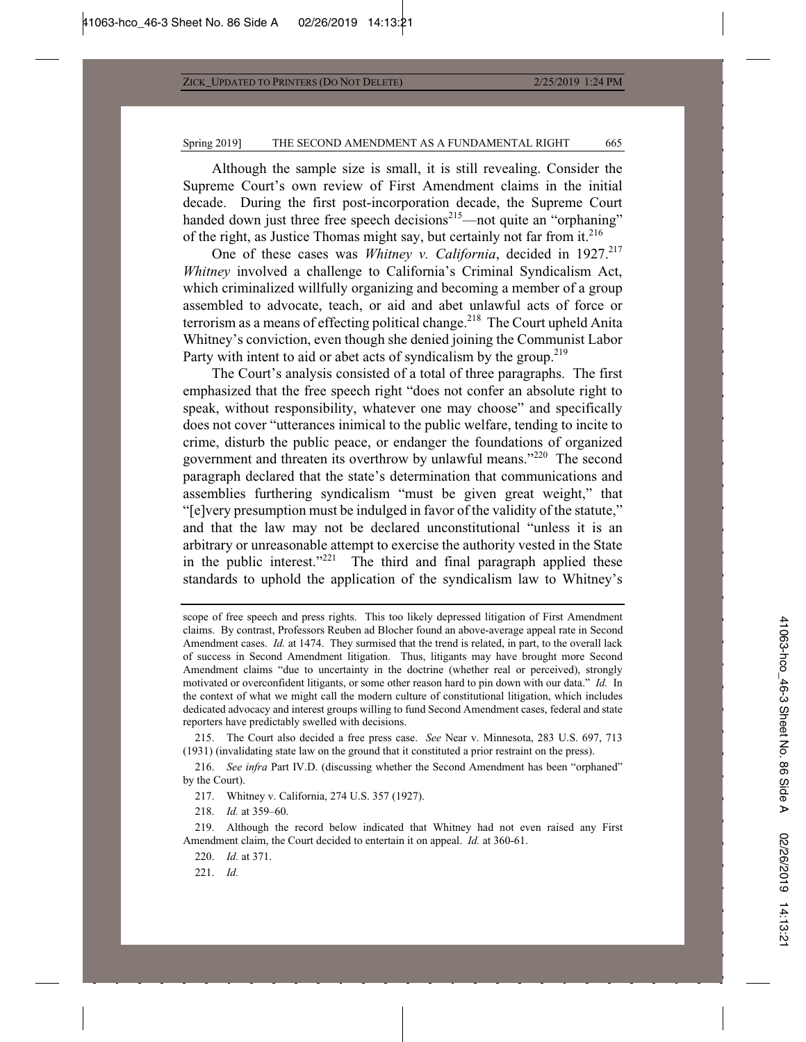Although the sample size is small, it is still revealing. Consider the Supreme Court's own review of First Amendment claims in the initial decade. During the first post-incorporation decade, the Supreme Court handed down just three free speech decisions[215]—not quite an "orphaning" of the right, as Justice Thomas might say, but certainly not far from it.[216]

One of these cases was *Whitney v. California*, decided in 1927.[217] *Whitney* involved a challenge to California's Criminal Syndicalism Act, which criminalized willfully organizing and becoming a member of a group assembled to advocate, teach, or aid and abet unlawful acts of force or terrorism as a means of effecting political change.[218] The Court upheld Anita Whitney's conviction, even though she denied joining the Communist Labor Party with intent to aid or abet acts of syndicalism by the group.[219]

The Court's analysis consisted of a total of three paragraphs. The first emphasized that the free speech right "does not confer an absolute right to speak, without responsibility, whatever one may choose" and specifically does not cover "utterances inimical to the public welfare, tending to incite to crime, disturb the public peace, or endanger the foundations of organized government and threaten its overthrow by unlawful means."[220] The second paragraph declared that the state's determination that communications and assemblies furthering syndicalism "must be given great weight," that "[e]very presumption must be indulged in favor of the validity of the statute," and that the law may not be declared unconstitutional "unless it is an arbitrary or unreasonable attempt to exercise the authority vested in the State in the public interest."[221] The third and final paragraph applied these standards to uphold the application of the syndicalism law to Whitney's

---

scope of free speech and press rights. This too likely depressed litigation of First Amendment claims. By contrast, Professors Reuben ad Blocher found an above-average appeal rate in Second Amendment cases. *Id.* at 1474. They surmised that the trend is related, in part, to the overall lack of success in Second Amendment litigation. Thus, litigants may have brought more Second Amendment claims "due to uncertainty in the doctrine (whether real or perceived), strongly motivated or overconfident litigants, or some other reason hard to pin down with our data." *Id.* In the context of what we might call the modern culture of constitutional litigation, which includes dedicated advocacy and interest groups willing to fund Second Amendment cases, federal and state reporters have predictably swelled with decisions.

215. The Court also decided a free press case. *See* Near v. Minnesota, 283 U.S. 697, 713 (1931) (invalidating state law on the ground that it constituted a prior restraint on the press).

216. *See infra* Part IV.D. (discussing whether the Second Amendment has been "orphaned" by the Court).

217. Whitney v. California, 274 U.S. 357 (1927).

218. *Id.* at 359–60.

219. Although the record below indicated that Whitney had not even raised any First Amendment claim, the Court decided to entertain it on appeal. *Id.* at 360-61.

220. *Id.* at 371.

221. *Id.*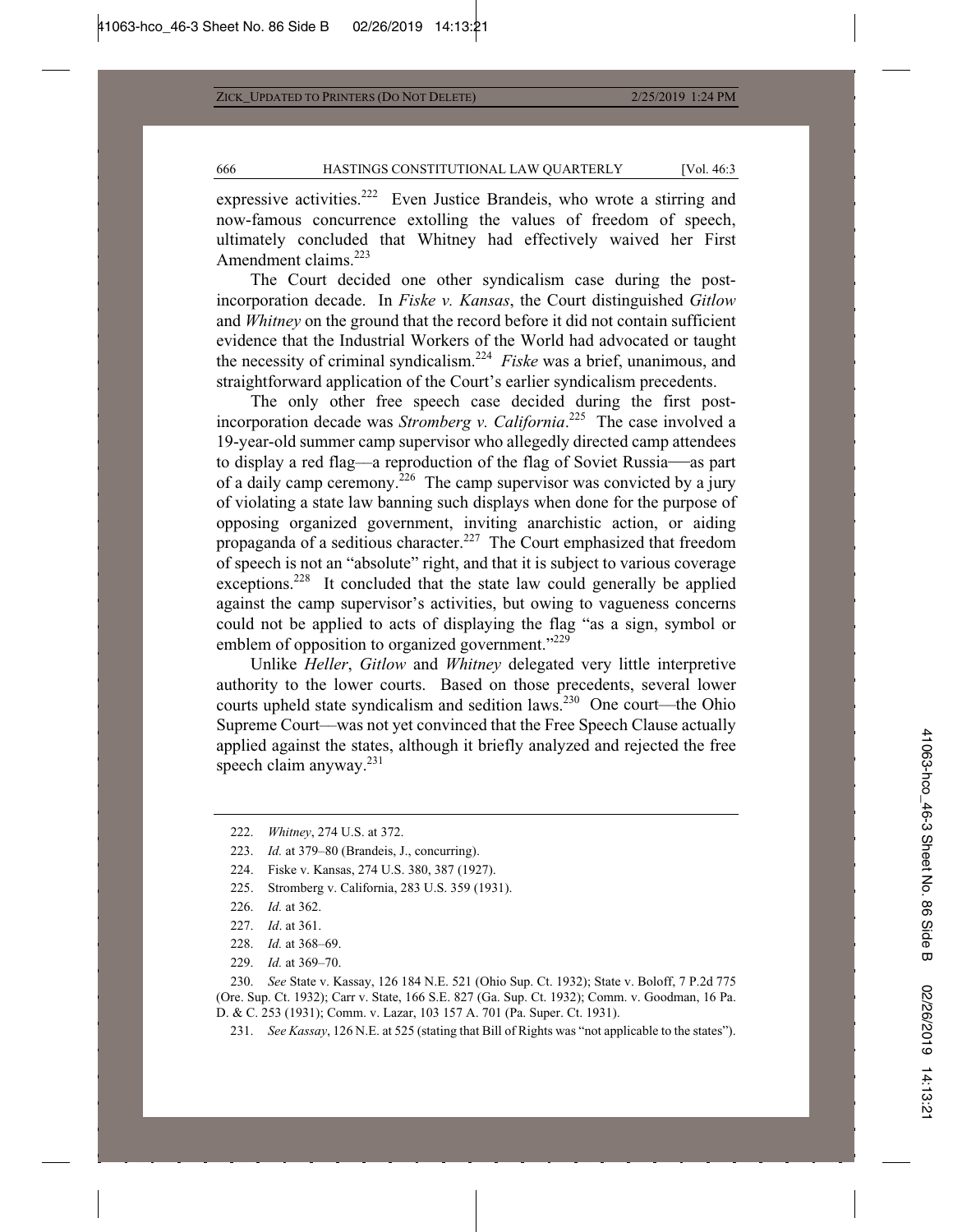expressive activities.[222] Even Justice Brandeis, who wrote a stirring and now-famous concurrence extolling the values of freedom of speech, ultimately concluded that Whitney had effectively waived her First Amendment claims.[223]

The Court decided one other syndicalism case during the post-incorporation decade. In *Fiske v. Kansas*, the Court distinguished *Gitlow* and *Whitney* on the ground that the record before it did not contain sufficient evidence that the Industrial Workers of the World had advocated or taught the necessity of criminal syndicalism.[224] *Fiske* was a brief, unanimous, and straightforward application of the Court's earlier syndicalism precedents.

The only other free speech case decided during the first post-incorporation decade was *Stromberg v. California*.[225] The case involved a 19-year-old summer camp supervisor who allegedly directed camp attendees to display a red flag—a reproduction of the flag of Soviet Russia—as part of a daily camp ceremony.[226] The camp supervisor was convicted by a jury of violating a state law banning such displays when done for the purpose of opposing organized government, inviting anarchistic action, or aiding propaganda of a seditious character.[227] The Court emphasized that freedom of speech is not an "absolute" right, and that it is subject to various coverage exceptions.[228] It concluded that the state law could generally be applied against the camp supervisor's activities, but owing to vagueness concerns could not be applied to acts of displaying the flag "as a sign, symbol or emblem of opposition to organized government."[229]

Unlike *Heller*, *Gitlow* and *Whitney* delegated very little interpretive authority to the lower courts. Based on those precedents, several lower courts upheld state syndicalism and sedition laws.[230] One court—the Ohio Supreme Court—was not yet convinced that the Free Speech Clause actually applied against the states, although it briefly analyzed and rejected the free speech claim anyway.[231]

---

222. *Whitney*, 274 U.S. at 372.

223. *Id.* at 379–80 (Brandeis, J., concurring).

224. Fiske v. Kansas, 274 U.S. 380, 387 (1927).

225. Stromberg v. California, 283 U.S. 359 (1931).

226. *Id.* at 362.

227. *Id*. at 361.

228. *Id.* at 368–69.

229. *Id.* at 369–70.

230. *See* State v. Kassay, 126 184 N.E. 521 (Ohio Sup. Ct. 1932); State v. Boloff, 7 P.2d 775 (Ore. Sup. Ct. 1932); Carr v. State, 166 S.E. 827 (Ga. Sup. Ct. 1932); Comm. v. Goodman, 16 Pa. D. & C. 253 (1931); Comm. v. Lazar, 103 157 A. 701 (Pa. Super. Ct. 1931).

231. *See Kassay*, 126 N.E. at 525 (stating that Bill of Rights was "not applicable to the states").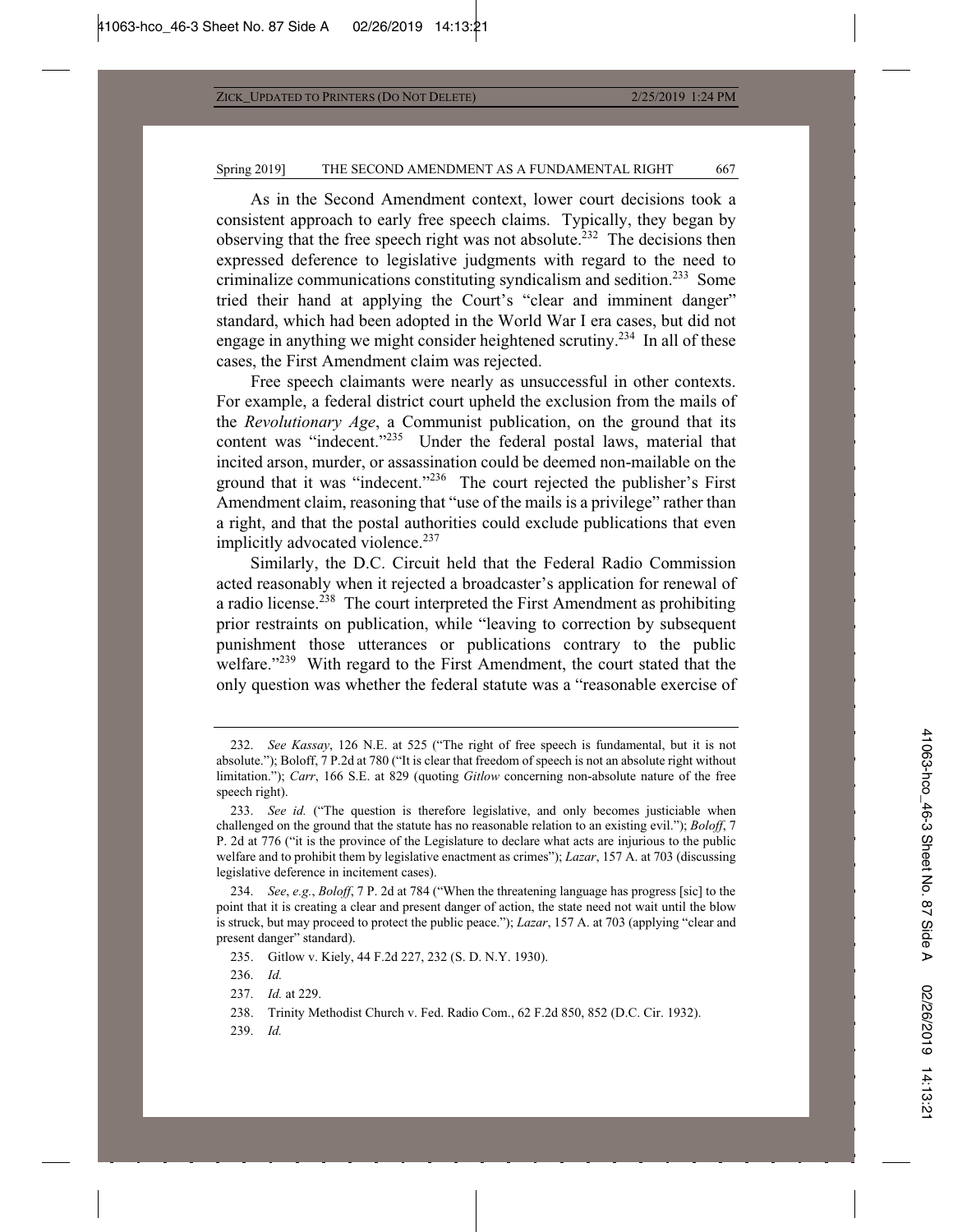As in the Second Amendment context, lower court decisions took a consistent approach to early free speech claims. Typically, they began by observing that the free speech right was not absolute.[232] The decisions then expressed deference to legislative judgments with regard to the need to criminalize communications constituting syndicalism and sedition.[233] Some tried their hand at applying the Court's "clear and imminent danger" standard, which had been adopted in the World War I era cases, but did not engage in anything we might consider heightened scrutiny.[234] In all of these cases, the First Amendment claim was rejected.

Free speech claimants were nearly as unsuccessful in other contexts. For example, a federal district court upheld the exclusion from the mails of the *Revolutionary Age*, a Communist publication, on the ground that its content was "indecent."[235] Under the federal postal laws, material that incited arson, murder, or assassination could be deemed non-mailable on the ground that it was "indecent."[236] The court rejected the publisher's First Amendment claim, reasoning that "use of the mails is a privilege" rather than a right, and that the postal authorities could exclude publications that even implicitly advocated violence.[237]

Similarly, the D.C. Circuit held that the Federal Radio Commission acted reasonably when it rejected a broadcaster's application for renewal of a radio license.[238] The court interpreted the First Amendment as prohibiting prior restraints on publication, while "leaving to correction by subsequent punishment those utterances or publications contrary to the public welfare."[239] With regard to the First Amendment, the court stated that the only question was whether the federal statute was a "reasonable exercise of

---

232. *See Kassay*, 126 N.E. at 525 ("The right of free speech is fundamental, but it is not absolute."); Boloff, 7 P.2d at 780 ("It is clear that freedom of speech is not an absolute right without limitation."); *Carr*, 166 S.E. at 829 (quoting *Gitlow* concerning non-absolute nature of the free speech right).

233. *See id.* ("The question is therefore legislative, and only becomes justiciable when challenged on the ground that the statute has no reasonable relation to an existing evil."); *Boloff*, 7 P. 2d at 776 ("it is the province of the Legislature to declare what acts are injurious to the public welfare and to prohibit them by legislative enactment as crimes"); *Lazar*, 157 A. at 703 (discussing legislative deference in incitement cases).

234. *See*, *e.g.*, *Boloff*, 7 P. 2d at 784 ("When the threatening language has progress [sic] to the point that it is creating a clear and present danger of action, the state need not wait until the blow is struck, but may proceed to protect the public peace."); *Lazar*, 157 A. at 703 (applying "clear and present danger" standard).

235. Gitlow v. Kiely, 44 F.2d 227, 232 (S. D. N.Y. 1930).

236. *Id.*

237. *Id.* at 229.

238. Trinity Methodist Church v. Fed. Radio Com., 62 F.2d 850, 852 (D.C. Cir. 1932).

239. *Id.*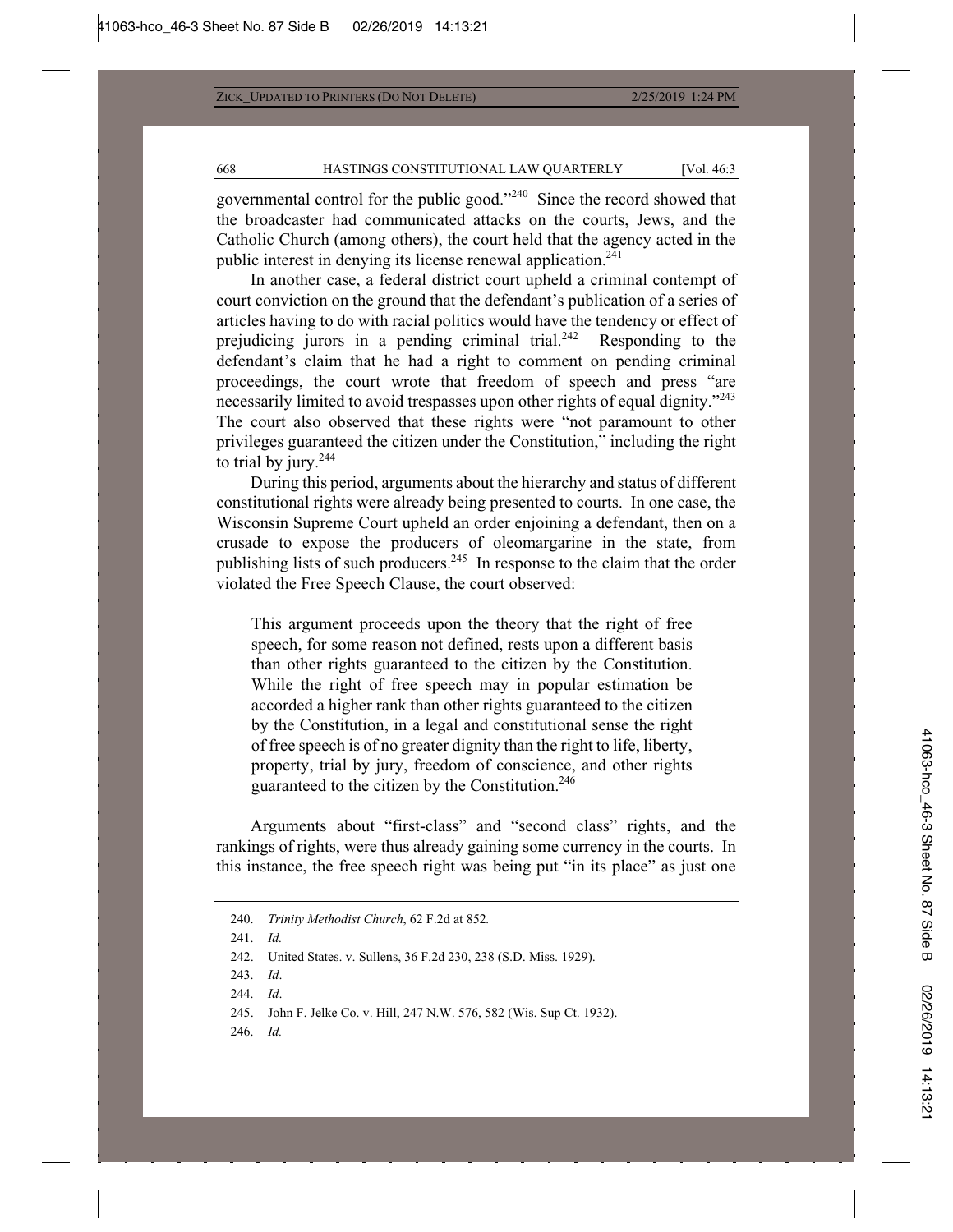governmental control for the public good."[240] Since the record showed that the broadcaster had communicated attacks on the courts, Jews, and the Catholic Church (among others), the court held that the agency acted in the public interest in denying its license renewal application.[241]

In another case, a federal district court upheld a criminal contempt of court conviction on the ground that the defendant's publication of a series of articles having to do with racial politics would have the tendency or effect of prejudicing jurors in a pending criminal trial.[242] Responding to the defendant's claim that he had a right to comment on pending criminal proceedings, the court wrote that freedom of speech and press "are necessarily limited to avoid trespasses upon other rights of equal dignity."[243] The court also observed that these rights were "not paramount to other privileges guaranteed the citizen under the Constitution," including the right to trial by jury.[244]

During this period, arguments about the hierarchy and status of different constitutional rights were already being presented to courts. In one case, the Wisconsin Supreme Court upheld an order enjoining a defendant, then on a crusade to expose the producers of oleomargarine in the state, from publishing lists of such producers.[245] In response to the claim that the order violated the Free Speech Clause, the court observed:

> This argument proceeds upon the theory that the right of free speech, for some reason not defined, rests upon a different basis than other rights guaranteed to the citizen by the Constitution. While the right of free speech may in popular estimation be accorded a higher rank than other rights guaranteed to the citizen by the Constitution, in a legal and constitutional sense the right of free speech is of no greater dignity than the right to life, liberty, property, trial by jury, freedom of conscience, and other rights guaranteed to the citizen by the Constitution.[246]

Arguments about "first-class" and "second class" rights, and the rankings of rights, were thus already gaining some currency in the courts. In this instance, the free speech right was being put "in its place" as just one

240. *Trinity Methodist Church*, 62 F.2d at 852*.*

241. *Id.*

242. United States. v. Sullens, 36 F.2d 230, 238 (S.D. Miss. 1929).

243. *Id*.

244. *Id*.

245. John F. Jelke Co. v. Hill, 247 N.W. 576, 582 (Wis. Sup Ct. 1932).

246. *Id.*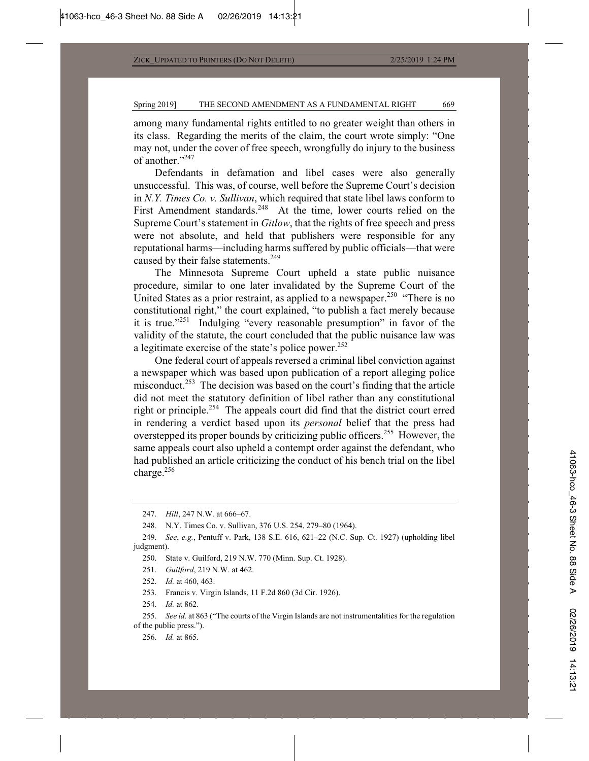among many fundamental rights entitled to no greater weight than others in its class. Regarding the merits of the claim, the court wrote simply: "One may not, under the cover of free speech, wrongfully do injury to the business of another."[247]

Defendants in defamation and libel cases were also generally unsuccessful. This was, of course, well before the Supreme Court's decision in *N.Y. Times Co. v. Sullivan*, which required that state libel laws conform to First Amendment standards.[248] At the time, lower courts relied on the Supreme Court's statement in *Gitlow*, that the rights of free speech and press were not absolute, and held that publishers were responsible for any reputational harms—including harms suffered by public officials—that were caused by their false statements.[249]

The Minnesota Supreme Court upheld a state public nuisance procedure, similar to one later invalidated by the Supreme Court of the United States as a prior restraint, as applied to a newspaper.[250] "There is no constitutional right," the court explained, "to publish a fact merely because it is true."[251] Indulging "every reasonable presumption" in favor of the validity of the statute, the court concluded that the public nuisance law was a legitimate exercise of the state's police power.[252]

One federal court of appeals reversed a criminal libel conviction against a newspaper which was based upon publication of a report alleging police misconduct.[253] The decision was based on the court's finding that the article did not meet the statutory definition of libel rather than any constitutional right or principle.[254] The appeals court did find that the district court erred in rendering a verdict based upon its *personal* belief that the press had overstepped its proper bounds by criticizing public officers.[255] However, the same appeals court also upheld a contempt order against the defendant, who had published an article criticizing the conduct of his bench trial on the libel charge.[256]

---

247. *Hill*, 247 N.W. at 666–67.

248. N.Y. Times Co. v. Sullivan, 376 U.S. 254, 279–80 (1964).

249. *See*, *e.g.*, Pentuff v. Park, 138 S.E. 616, 621–22 (N.C. Sup. Ct. 1927) (upholding libel judgment).

250. State v. Guilford, 219 N.W. 770 (Minn. Sup. Ct. 1928).

251. *Guilford*, 219 N.W. at 462.

252. *Id.* at 460, 463.

253. Francis v. Virgin Islands, 11 F.2d 860 (3d Cir. 1926).

254. *Id.* at 862.

255. *See id.* at 863 ("The courts of the Virgin Islands are not instrumentalities for the regulation of the public press.").

256. *Id.* at 865.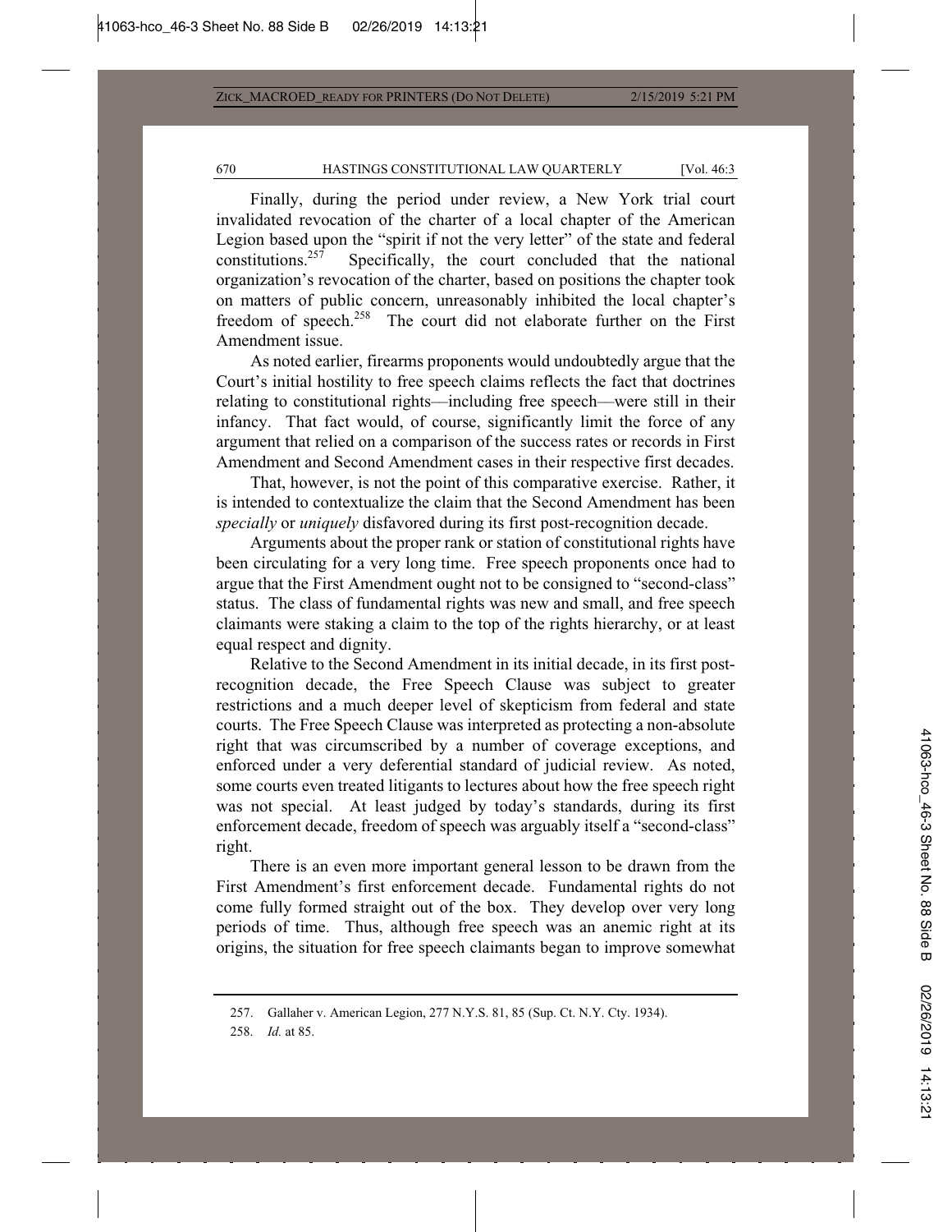Finally, during the period under review, a New York trial court invalidated revocation of the charter of a local chapter of the American Legion based upon the "spirit if not the very letter" of the state and federal constitutions.[257] Specifically, the court concluded that the national organization's revocation of the charter, based on positions the chapter took on matters of public concern, unreasonably inhibited the local chapter's freedom of speech.[258] The court did not elaborate further on the First Amendment issue.

As noted earlier, firearms proponents would undoubtedly argue that the Court's initial hostility to free speech claims reflects the fact that doctrines relating to constitutional rights—including free speech—were still in their infancy. That fact would, of course, significantly limit the force of any argument that relied on a comparison of the success rates or records in First Amendment and Second Amendment cases in their respective first decades.

That, however, is not the point of this comparative exercise. Rather, it is intended to contextualize the claim that the Second Amendment has been *specially* or *uniquely* disfavored during its first post-recognition decade.

Arguments about the proper rank or station of constitutional rights have been circulating for a very long time. Free speech proponents once had to argue that the First Amendment ought not to be consigned to "second-class" status. The class of fundamental rights was new and small, and free speech claimants were staking a claim to the top of the rights hierarchy, or at least equal respect and dignity.

Relative to the Second Amendment in its initial decade, in its first post-recognition decade, the Free Speech Clause was subject to greater restrictions and a much deeper level of skepticism from federal and state courts. The Free Speech Clause was interpreted as protecting a non-absolute right that was circumscribed by a number of coverage exceptions, and enforced under a very deferential standard of judicial review. As noted, some courts even treated litigants to lectures about how the free speech right was not special. At least judged by today's standards, during its first enforcement decade, freedom of speech was arguably itself a "second-class" right.

There is an even more important general lesson to be drawn from the First Amendment's first enforcement decade. Fundamental rights do not come fully formed straight out of the box. They develop over very long periods of time. Thus, although free speech was an anemic right at its origins, the situation for free speech claimants began to improve somewhat

---

257. Gallaher v. American Legion, 277 N.Y.S. 81, 85 (Sup. Ct. N.Y. Cty. 1934).

258. *Id.* at 85.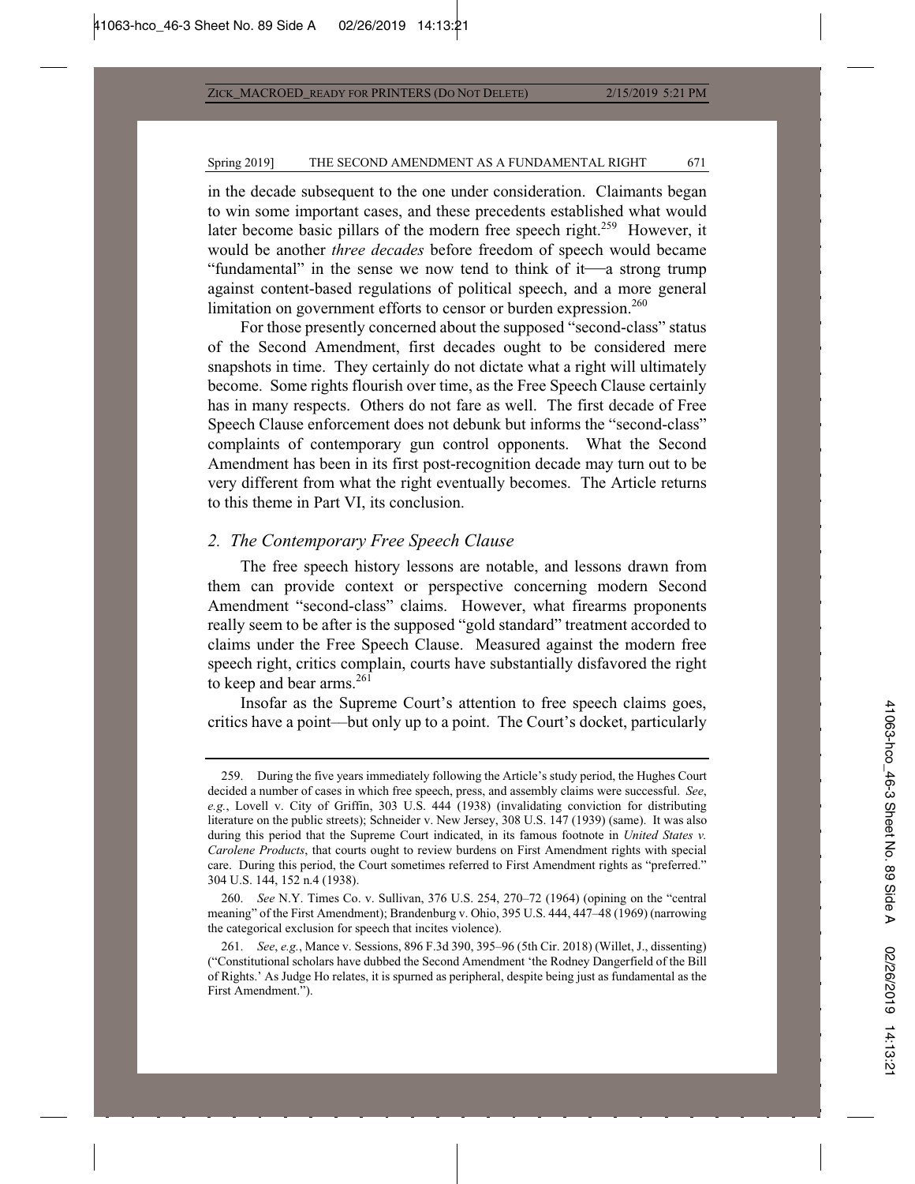in the decade subsequent to the one under consideration. Claimants began to win some important cases, and these precedents established what would later become basic pillars of the modern free speech right.[259] However, it would be another *three decades* before freedom of speech would became "fundamental" in the sense we now tend to think of it—a strong trump against content-based regulations of political speech, and a more general limitation on government efforts to censor or burden expression.[260]

For those presently concerned about the supposed "second-class" status of the Second Amendment, first decades ought to be considered mere snapshots in time. They certainly do not dictate what a right will ultimately become. Some rights flourish over time, as the Free Speech Clause certainly has in many respects. Others do not fare as well. The first decade of Free Speech Clause enforcement does not debunk but informs the "second-class" complaints of contemporary gun control opponents. What the Second Amendment has been in its first post-recognition decade may turn out to be very different from what the right eventually becomes. The Article returns to this theme in Part VI, its conclusion.

### *2. The Contemporary Free Speech Clause*

The free speech history lessons are notable, and lessons drawn from them can provide context or perspective concerning modern Second Amendment "second-class" claims. However, what firearms proponents really seem to be after is the supposed "gold standard" treatment accorded to claims under the Free Speech Clause. Measured against the modern free speech right, critics complain, courts have substantially disfavored the right to keep and bear arms.[261]

Insofar as the Supreme Court's attention to free speech claims goes, critics have a point—but only up to a point. The Court's docket, particularly

---

259. During the five years immediately following the Article's study period, the Hughes Court decided a number of cases in which free speech, press, and assembly claims were successful. *See*, *e.g.*, Lovell v. City of Griffin, 303 U.S. 444 (1938) (invalidating conviction for distributing literature on the public streets); Schneider v. New Jersey, 308 U.S. 147 (1939) (same). It was also during this period that the Supreme Court indicated, in its famous footnote in *United States v. Carolene Products*, that courts ought to review burdens on First Amendment rights with special care. During this period, the Court sometimes referred to First Amendment rights as "preferred." 304 U.S. 144, 152 n.4 (1938).

260. *See* N.Y. Times Co. v. Sullivan, 376 U.S. 254, 270–72 (1964) (opining on the "central meaning" of the First Amendment); Brandenburg v. Ohio, 395 U.S. 444, 447–48 (1969) (narrowing the categorical exclusion for speech that incites violence).

261. *See*, *e.g.*, Mance v. Sessions, 896 F.3d 390, 395–96 (5th Cir. 2018) (Willet, J., dissenting) ("Constitutional scholars have dubbed the Second Amendment 'the Rodney Dangerfield of the Bill of Rights.' As Judge Ho relates, it is spurned as peripheral, despite being just as fundamental as the First Amendment.").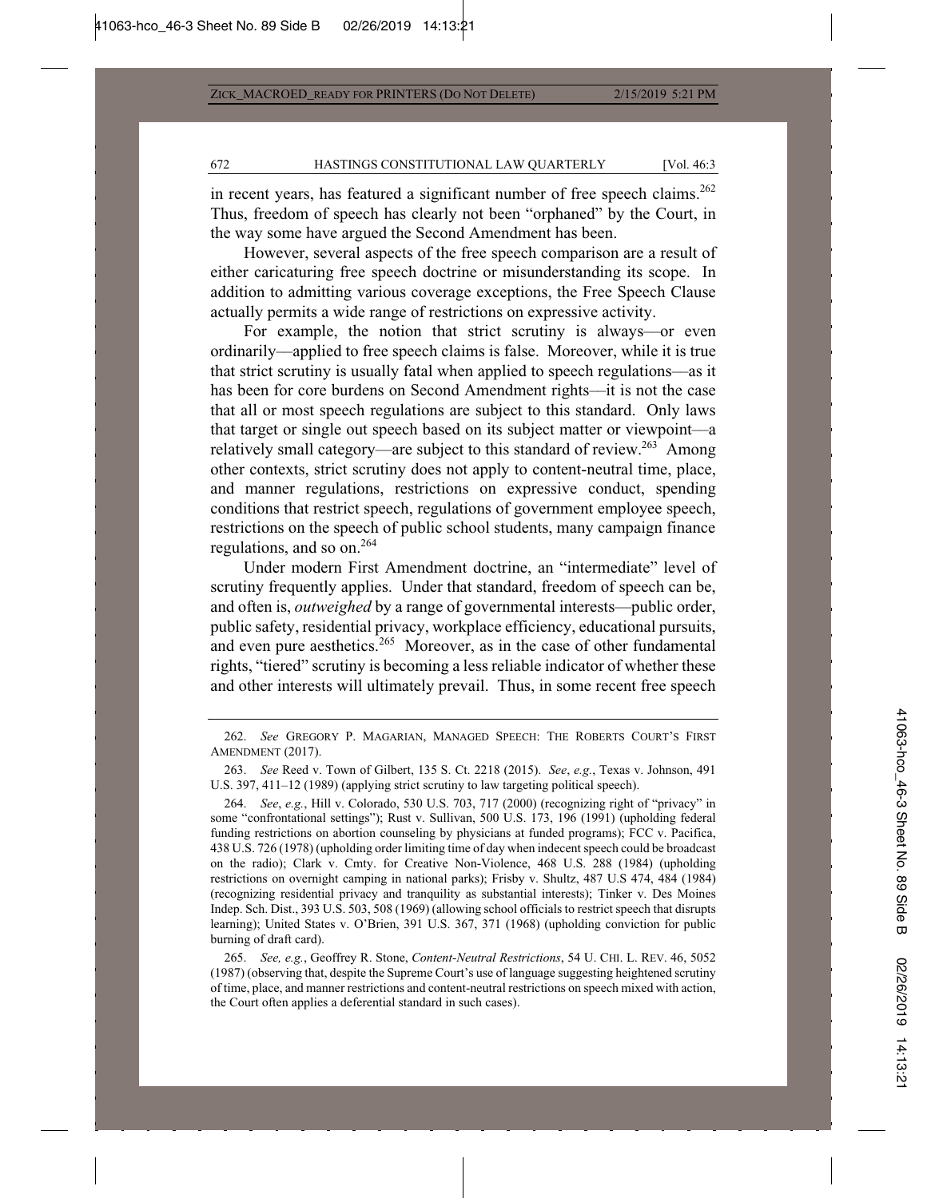in recent years, has featured a significant number of free speech claims.[262] Thus, freedom of speech has clearly not been "orphaned" by the Court, in the way some have argued the Second Amendment has been.

However, several aspects of the free speech comparison are a result of either caricaturing free speech doctrine or misunderstanding its scope. In addition to admitting various coverage exceptions, the Free Speech Clause actually permits a wide range of restrictions on expressive activity.

For example, the notion that strict scrutiny is always—or even ordinarily—applied to free speech claims is false. Moreover, while it is true that strict scrutiny is usually fatal when applied to speech regulations—as it has been for core burdens on Second Amendment rights—it is not the case that all or most speech regulations are subject to this standard. Only laws that target or single out speech based on its subject matter or viewpoint—a relatively small category—are subject to this standard of review.[263] Among other contexts, strict scrutiny does not apply to content-neutral time, place, and manner regulations, restrictions on expressive conduct, spending conditions that restrict speech, regulations of government employee speech, restrictions on the speech of public school students, many campaign finance regulations, and so on.[264]

Under modern First Amendment doctrine, an "intermediate" level of scrutiny frequently applies. Under that standard, freedom of speech can be, and often is, *outweighed* by a range of governmental interests—public order, public safety, residential privacy, workplace efficiency, educational pursuits, and even pure aesthetics.[265] Moreover, as in the case of other fundamental rights, "tiered" scrutiny is becoming a less reliable indicator of whether these and other interests will ultimately prevail. Thus, in some recent free speech

---

262. *See* GREGORY P. MAGARIAN, MANAGED SPEECH: THE ROBERTS COURT'S FIRST AMENDMENT (2017).

263. *See* Reed v. Town of Gilbert, 135 S. Ct. 2218 (2015). *See*, *e.g.*, Texas v. Johnson, 491 U.S. 397, 411–12 (1989) (applying strict scrutiny to law targeting political speech).

264. *See*, *e.g.*, Hill v. Colorado, 530 U.S. 703, 717 (2000) (recognizing right of "privacy" in some "confrontational settings"); Rust v. Sullivan, 500 U.S. 173, 196 (1991) (upholding federal funding restrictions on abortion counseling by physicians at funded programs); FCC v. Pacifica, 438 U.S. 726 (1978) (upholding order limiting time of day when indecent speech could be broadcast on the radio); Clark v. Cmty. for Creative Non-Violence, 468 U.S. 288 (1984) (upholding restrictions on overnight camping in national parks); Frisby v. Shultz, 487 U.S 474, 484 (1984) (recognizing residential privacy and tranquility as substantial interests); Tinker v. Des Moines Indep. Sch. Dist., 393 U.S. 503, 508 (1969) (allowing school officials to restrict speech that disrupts learning); United States v. O'Brien, 391 U.S. 367, 371 (1968) (upholding conviction for public burning of draft card).

265. *See, e.g.*, Geoffrey R. Stone, *Content-Neutral Restrictions*, 54 U. CHI. L. REV. 46, 5052 (1987) (observing that, despite the Supreme Court's use of language suggesting heightened scrutiny of time, place, and manner restrictions and content-neutral restrictions on speech mixed with action, the Court often applies a deferential standard in such cases).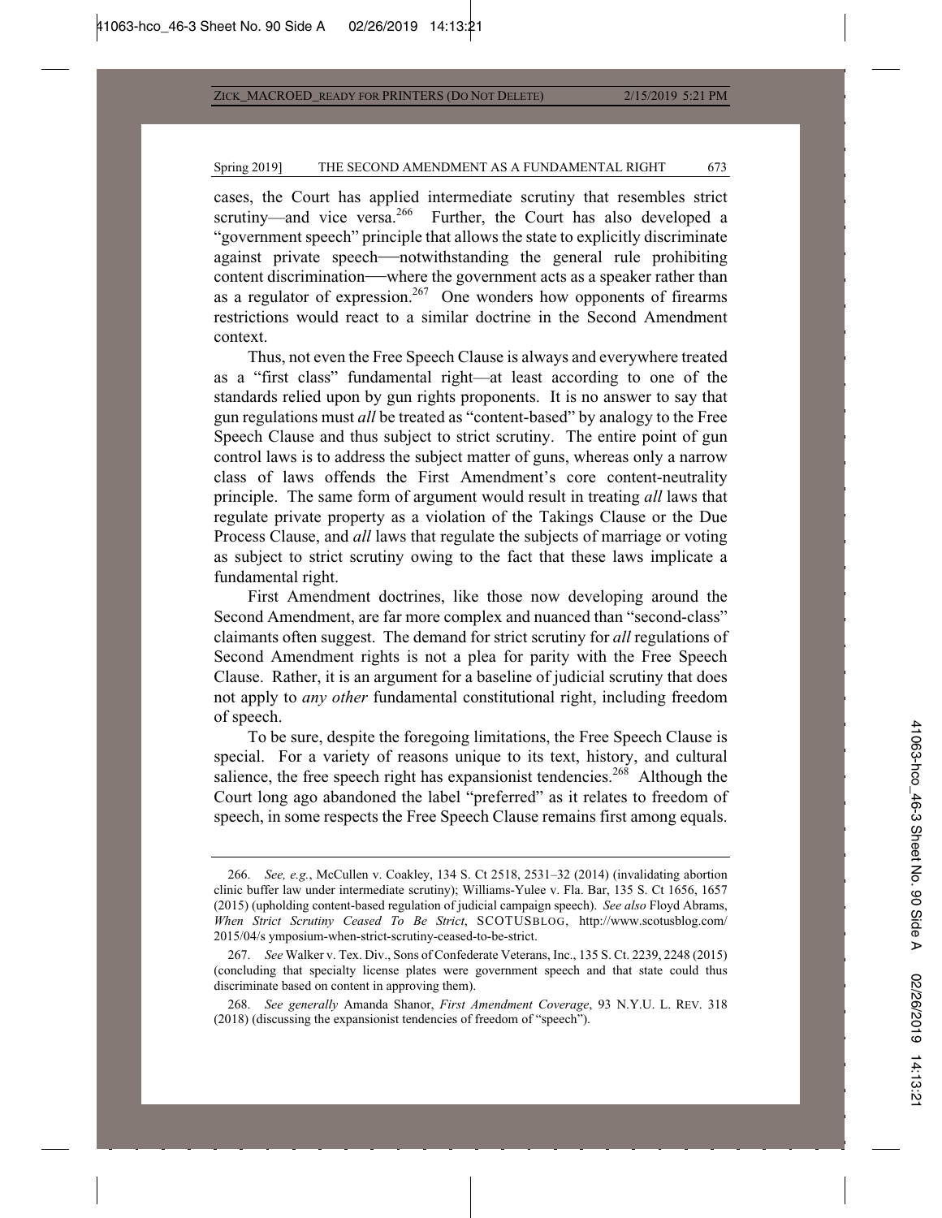cases, the Court has applied intermediate scrutiny that resembles strict scrutiny—and vice versa.[266] Further, the Court has also developed a "government speech" principle that allows the state to explicitly discriminate against private speech—notwithstanding the general rule prohibiting content discrimination—where the government acts as a speaker rather than as a regulator of expression.[267] One wonders how opponents of firearms restrictions would react to a similar doctrine in the Second Amendment context.

Thus, not even the Free Speech Clause is always and everywhere treated as a "first class" fundamental right—at least according to one of the standards relied upon by gun rights proponents. It is no answer to say that gun regulations must *all* be treated as "content-based" by analogy to the Free Speech Clause and thus subject to strict scrutiny. The entire point of gun control laws is to address the subject matter of guns, whereas only a narrow class of laws offends the First Amendment's core content-neutrality principle. The same form of argument would result in treating *all* laws that regulate private property as a violation of the Takings Clause or the Due Process Clause, and *all* laws that regulate the subjects of marriage or voting as subject to strict scrutiny owing to the fact that these laws implicate a fundamental right.

First Amendment doctrines, like those now developing around the Second Amendment, are far more complex and nuanced than "second-class" claimants often suggest. The demand for strict scrutiny for *all* regulations of Second Amendment rights is not a plea for parity with the Free Speech Clause. Rather, it is an argument for a baseline of judicial scrutiny that does not apply to *any other* fundamental constitutional right, including freedom of speech.

To be sure, despite the foregoing limitations, the Free Speech Clause is special. For a variety of reasons unique to its text, history, and cultural salience, the free speech right has expansionist tendencies.[268] Although the Court long ago abandoned the label "preferred" as it relates to freedom of speech, in some respects the Free Speech Clause remains first among equals.

---

266. *See, e.g.*, McCullen v. Coakley, 134 S. Ct 2518, 2531–32 (2014) (invalidating abortion clinic buffer law under intermediate scrutiny); Williams-Yulee v. Fla. Bar, 135 S. Ct 1656, 1657 (2015) (upholding content-based regulation of judicial campaign speech). *See also* Floyd Abrams, *When Strict Scrutiny Ceased To Be Strict*, SCOTUSBLOG, http://www.scotusblog.com/2015/04/s ymposium-when-strict-scrutiny-ceased-to-be-strict.

267. *See* Walker v. Tex. Div., Sons of Confederate Veterans, Inc., 135 S. Ct. 2239, 2248 (2015) (concluding that specialty license plates were government speech and that state could thus discriminate based on content in approving them).

268. *See generally* Amanda Shanor, *First Amendment Coverage*, 93 N.Y.U. L. REV. 318 (2018) (discussing the expansionist tendencies of freedom of "speech").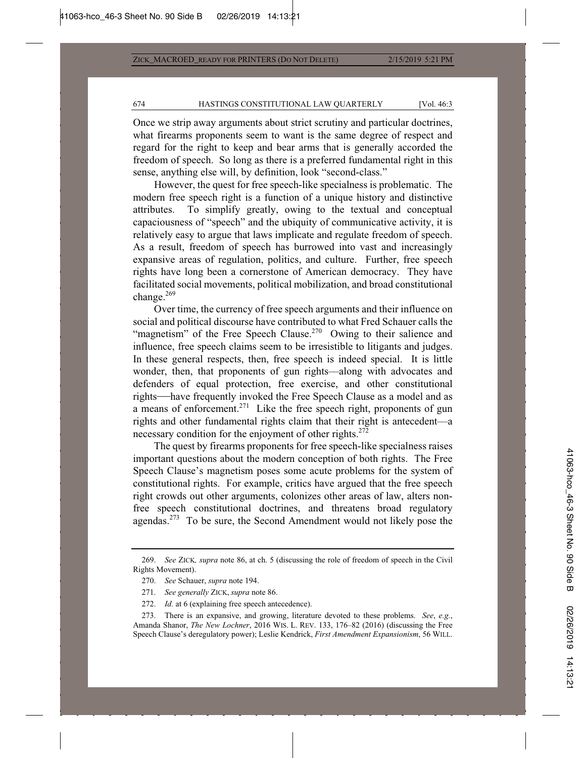Once we strip away arguments about strict scrutiny and particular doctrines, what firearms proponents seem to want is the same degree of respect and regard for the right to keep and bear arms that is generally accorded the freedom of speech. So long as there is a preferred fundamental right in this sense, anything else will, by definition, look "second-class."

However, the quest for free speech-like specialness is problematic. The modern free speech right is a function of a unique history and distinctive attributes. To simplify greatly, owing to the textual and conceptual capaciousness of "speech" and the ubiquity of communicative activity, it is relatively easy to argue that laws implicate and regulate freedom of speech. As a result, freedom of speech has burrowed into vast and increasingly expansive areas of regulation, politics, and culture. Further, free speech rights have long been a cornerstone of American democracy. They have facilitated social movements, political mobilization, and broad constitutional change.[269]

Over time, the currency of free speech arguments and their influence on social and political discourse have contributed to what Fred Schauer calls the "magnetism" of the Free Speech Clause.[270] Owing to their salience and influence, free speech claims seem to be irresistible to litigants and judges. In these general respects, then, free speech is indeed special. It is little wonder, then, that proponents of gun rights—along with advocates and defenders of equal protection, free exercise, and other constitutional rights—have frequently invoked the Free Speech Clause as a model and as a means of enforcement.[271] Like the free speech right, proponents of gun rights and other fundamental rights claim that their right is antecedent—a necessary condition for the enjoyment of other rights.[272]

The quest by firearms proponents for free speech-like specialness raises important questions about the modern conception of both rights. The Free Speech Clause's magnetism poses some acute problems for the system of constitutional rights. For example, critics have argued that the free speech right crowds out other arguments, colonizes other areas of law, alters non-free speech constitutional doctrines, and threatens broad regulatory agendas.[273] To be sure, the Second Amendment would not likely pose the

---

269. *See* ZICK, *supra* note 86, at ch. 5 (discussing the role of freedom of speech in the Civil Rights Movement).

270. *See* Schauer, *supra* note 194.

271. *See generally* ZICK, *supra* note 86.

272. *Id.* at 6 (explaining free speech antecedence).

273. There is an expansive, and growing, literature devoted to these problems. *See*, *e.g.*, Amanda Shanor, *The New Lochner*, 2016 WIS. L. REV. 133, 176–82 (2016) (discussing the Free Speech Clause's deregulatory power); Leslie Kendrick, *First Amendment Expansionism*, 56 WILL.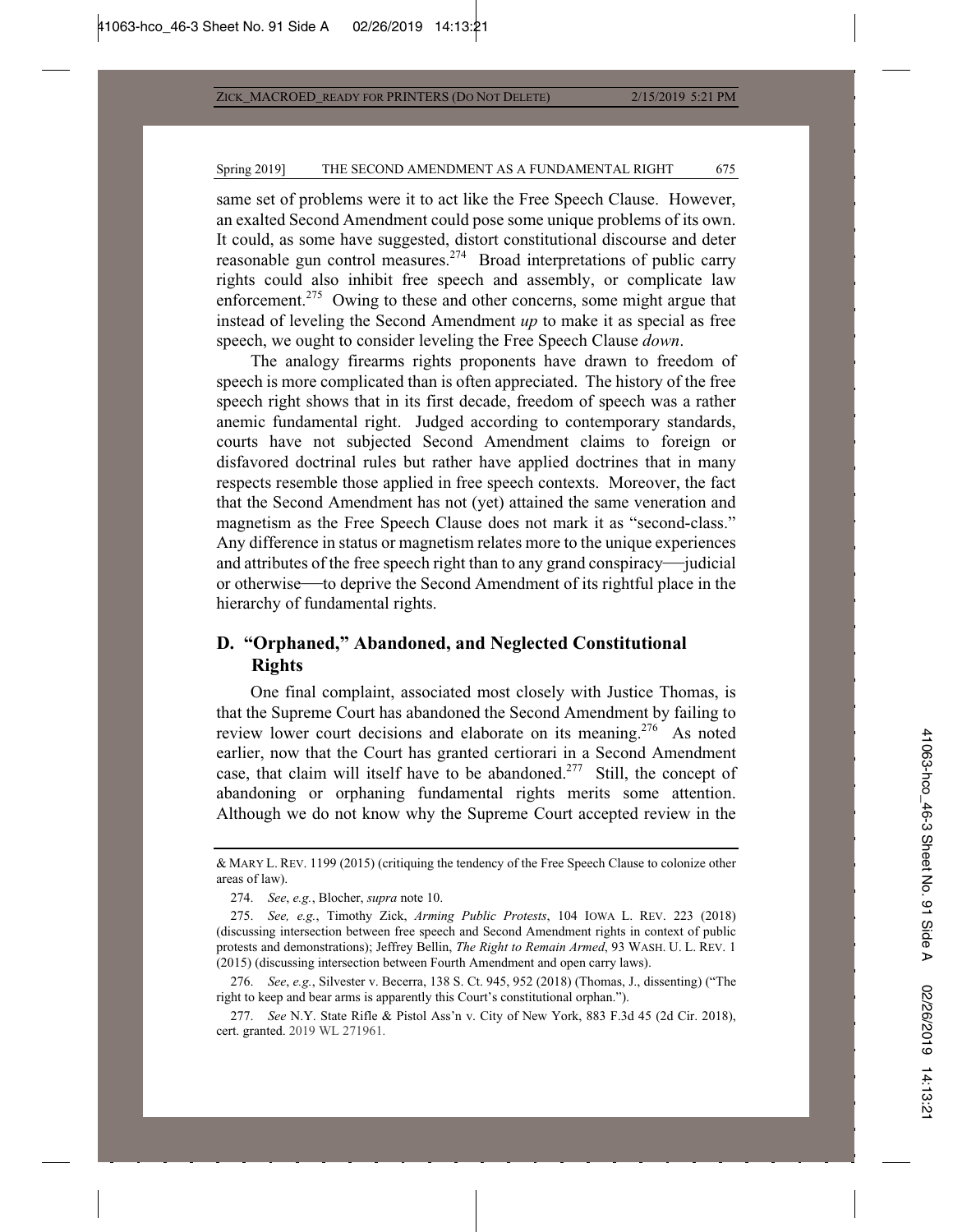same set of problems were it to act like the Free Speech Clause. However, an exalted Second Amendment could pose some unique problems of its own. It could, as some have suggested, distort constitutional discourse and deter reasonable gun control measures.[274] Broad interpretations of public carry rights could also inhibit free speech and assembly, or complicate law enforcement.[275] Owing to these and other concerns, some might argue that instead of leveling the Second Amendment *up* to make it as special as free speech, we ought to consider leveling the Free Speech Clause *down*.

The analogy firearms rights proponents have drawn to freedom of speech is more complicated than is often appreciated. The history of the free speech right shows that in its first decade, freedom of speech was a rather anemic fundamental right. Judged according to contemporary standards, courts have not subjected Second Amendment claims to foreign or disfavored doctrinal rules but rather have applied doctrines that in many respects resemble those applied in free speech contexts. Moreover, the fact that the Second Amendment has not (yet) attained the same veneration and magnetism as the Free Speech Clause does not mark it as "second-class." Any difference in status or magnetism relates more to the unique experiences and attributes of the free speech right than to any grand conspiracy—judicial or otherwise—to deprive the Second Amendment of its rightful place in the hierarchy of fundamental rights.

## D. "Orphaned," Abandoned, and Neglected Constitutional Rights

One final complaint, associated most closely with Justice Thomas, is that the Supreme Court has abandoned the Second Amendment by failing to review lower court decisions and elaborate on its meaning.[276] As noted earlier, now that the Court has granted certiorari in a Second Amendment case, that claim will itself have to be abandoned.[277] Still, the concept of abandoning or orphaning fundamental rights merits some attention. Although we do not know why the Supreme Court accepted review in the

---

& MARY L. REV. 1199 (2015) (critiquing the tendency of the Free Speech Clause to colonize other areas of law).

274. *See*, *e.g.*, Blocher, *supra* note 10.

275. *See, e.g.*, Timothy Zick, *Arming Public Protests*, 104 IOWA L. REV. 223 (2018) (discussing intersection between free speech and Second Amendment rights in context of public protests and demonstrations); Jeffrey Bellin, *The Right to Remain Armed*, 93 WASH. U. L. REV. 1 (2015) (discussing intersection between Fourth Amendment and open carry laws).

276. *See*, *e.g.*, Silvester v. Becerra, 138 S. Ct. 945, 952 (2018) (Thomas, J., dissenting) ("The right to keep and bear arms is apparently this Court's constitutional orphan.").

277. *See* N.Y. State Rifle & Pistol Ass'n v. City of New York, 883 F.3d 45 (2d Cir. 2018), cert. granted. 2019 WL 271961.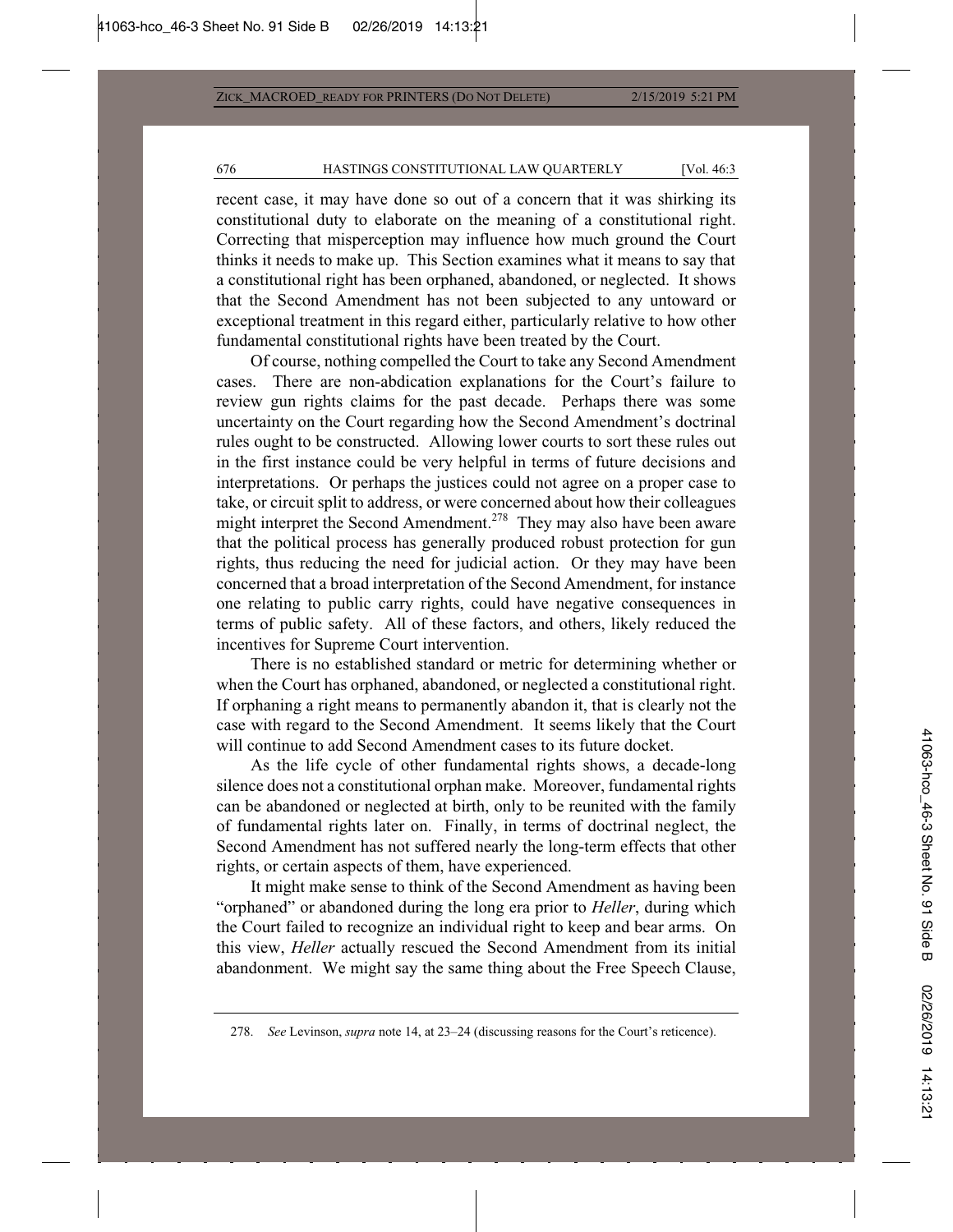recent case, it may have done so out of a concern that it was shirking its constitutional duty to elaborate on the meaning of a constitutional right. Correcting that misperception may influence how much ground the Court thinks it needs to make up. This Section examines what it means to say that a constitutional right has been orphaned, abandoned, or neglected. It shows that the Second Amendment has not been subjected to any untoward or exceptional treatment in this regard either, particularly relative to how other fundamental constitutional rights have been treated by the Court.

Of course, nothing compelled the Court to take any Second Amendment cases. There are non-abdication explanations for the Court's failure to review gun rights claims for the past decade. Perhaps there was some uncertainty on the Court regarding how the Second Amendment's doctrinal rules ought to be constructed. Allowing lower courts to sort these rules out in the first instance could be very helpful in terms of future decisions and interpretations. Or perhaps the justices could not agree on a proper case to take, or circuit split to address, or were concerned about how their colleagues might interpret the Second Amendment.[278] They may also have been aware that the political process has generally produced robust protection for gun rights, thus reducing the need for judicial action. Or they may have been concerned that a broad interpretation of the Second Amendment, for instance one relating to public carry rights, could have negative consequences in terms of public safety. All of these factors, and others, likely reduced the incentives for Supreme Court intervention.

There is no established standard or metric for determining whether or when the Court has orphaned, abandoned, or neglected a constitutional right. If orphaning a right means to permanently abandon it, that is clearly not the case with regard to the Second Amendment. It seems likely that the Court will continue to add Second Amendment cases to its future docket.

As the life cycle of other fundamental rights shows, a decade-long silence does not a constitutional orphan make. Moreover, fundamental rights can be abandoned or neglected at birth, only to be reunited with the family of fundamental rights later on. Finally, in terms of doctrinal neglect, the Second Amendment has not suffered nearly the long-term effects that other rights, or certain aspects of them, have experienced.

It might make sense to think of the Second Amendment as having been "orphaned" or abandoned during the long era prior to *Heller*, during which the Court failed to recognize an individual right to keep and bear arms. On this view, *Heller* actually rescued the Second Amendment from its initial abandonment. We might say the same thing about the Free Speech Clause,

---

278. *See* Levinson, *supra* note 14, at 23–24 (discussing reasons for the Court's reticence).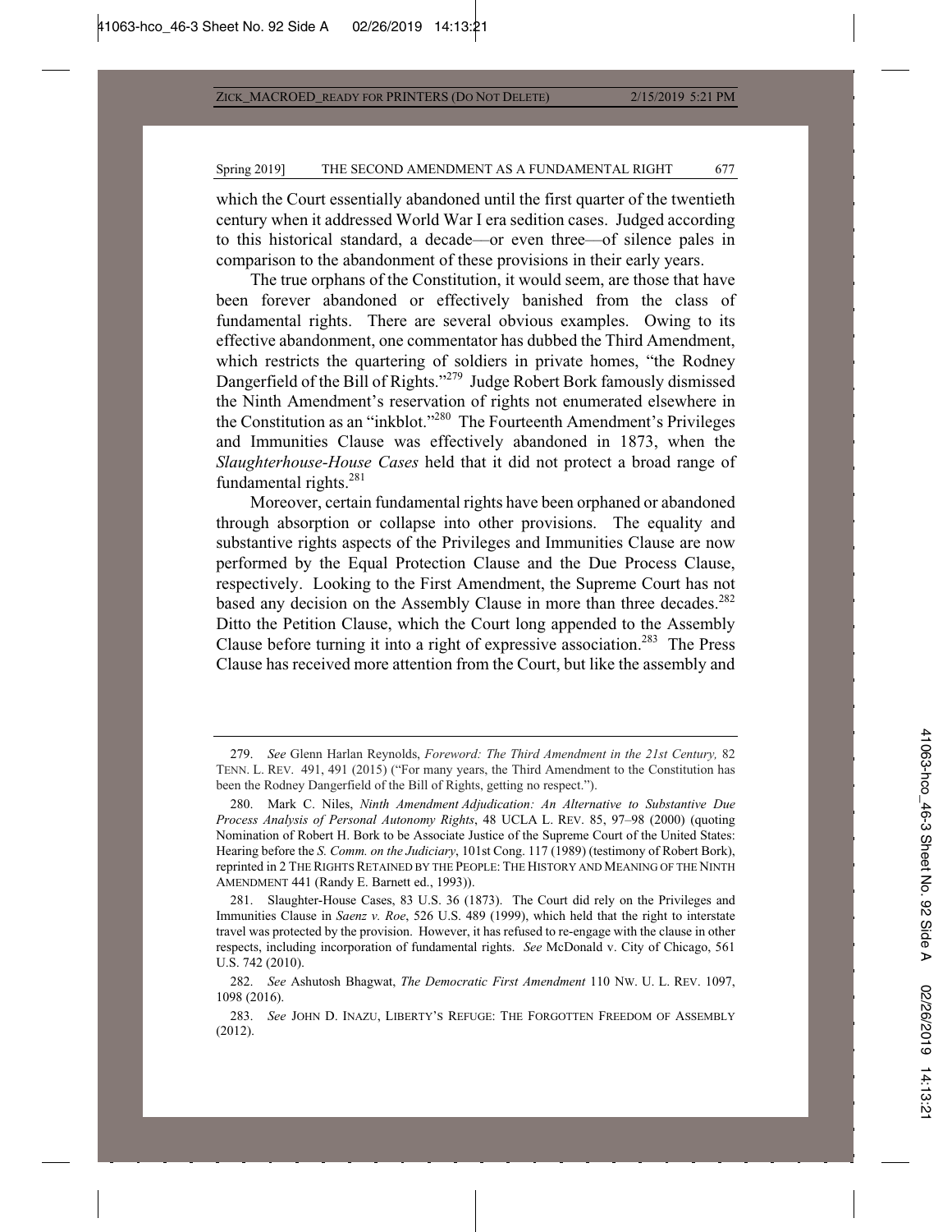which the Court essentially abandoned until the first quarter of the twentieth century when it addressed World War I era sedition cases. Judged according to this historical standard, a decade—or even three—of silence pales in comparison to the abandonment of these provisions in their early years.

The true orphans of the Constitution, it would seem, are those that have been forever abandoned or effectively banished from the class of fundamental rights. There are several obvious examples. Owing to its effective abandonment, one commentator has dubbed the Third Amendment, which restricts the quartering of soldiers in private homes, "the Rodney Dangerfield of the Bill of Rights."[279] Judge Robert Bork famously dismissed the Ninth Amendment's reservation of rights not enumerated elsewhere in the Constitution as an "inkblot."[280] The Fourteenth Amendment's Privileges and Immunities Clause was effectively abandoned in 1873, when the *Slaughter-House Cases* held that it did not protect a broad range of fundamental rights.[281]

Moreover, certain fundamental rights have been orphaned or abandoned through absorption or collapse into other provisions. The equality and substantive rights aspects of the Privileges and Immunities Clause are now performed by the Equal Protection Clause and the Due Process Clause, respectively. Looking to the First Amendment, the Supreme Court has not based any decision on the Assembly Clause in more than three decades.[282] Ditto the Petition Clause, which the Court long appended to the Assembly Clause before turning it into a right of expressive association.[283] The Press Clause has received more attention from the Court, but like the assembly and

---

279. *See* Glenn Harlan Reynolds, *Foreword: The Third Amendment in the 21st Century,* 82 TENN. L. REV. 491, 491 (2015) ("For many years, the Third Amendment to the Constitution has been the Rodney Dangerfield of the Bill of Rights, getting no respect.").

280. Mark C. Niles, *Ninth Amendment Adjudication: An Alternative to Substantive Due Process Analysis of Personal Autonomy Rights*, 48 UCLA L. REV. 85, 97–98 (2000) (quoting Nomination of Robert H. Bork to be Associate Justice of the Supreme Court of the United States: Hearing before the *S. Comm. on the Judiciary*, 101st Cong. 117 (1989) (testimony of Robert Bork), reprinted in 2 THE RIGHTS RETAINED BY THE PEOPLE: THE HISTORY AND MEANING OF THE NINTH AMENDMENT 441 (Randy E. Barnett ed., 1993)).

281. Slaughter-House Cases, 83 U.S. 36 (1873). The Court did rely on the Privileges and Immunities Clause in *Saenz v. Roe*, 526 U.S. 489 (1999), which held that the right to interstate travel was protected by the provision. However, it has refused to re-engage with the clause in other respects, including incorporation of fundamental rights. *See* McDonald v. City of Chicago, 561 U.S. 742 (2010).

282. *See* Ashutosh Bhagwat, *The Democratic First Amendment* 110 NW. U. L. REV. 1097, 1098 (2016).

283. *See* JOHN D. INAZU, LIBERTY'S REFUGE: THE FORGOTTEN FREEDOM OF ASSEMBLY (2012).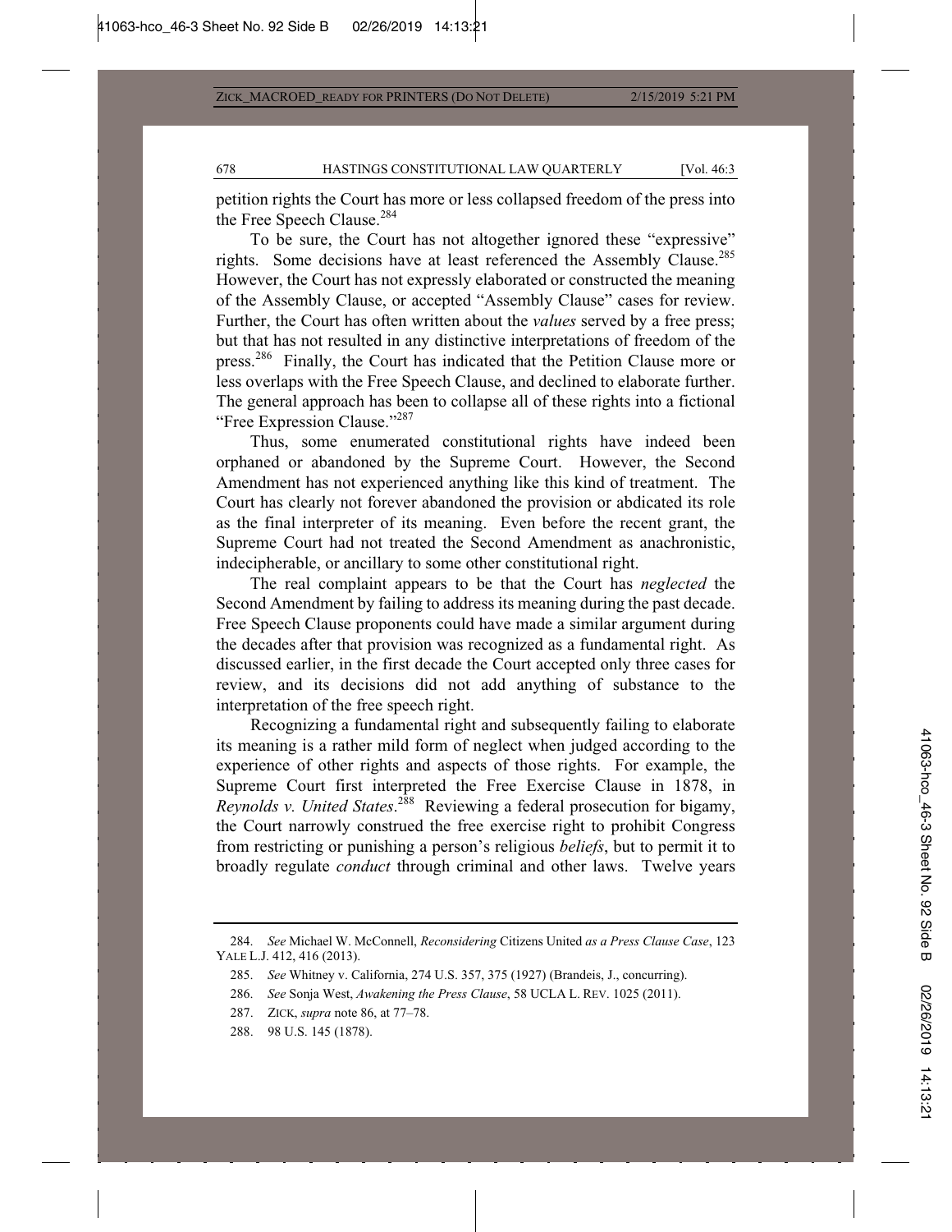petition rights the Court has more or less collapsed freedom of the press into the Free Speech Clause.[284]

To be sure, the Court has not altogether ignored these "expressive" rights. Some decisions have at least referenced the Assembly Clause.[285] However, the Court has not expressly elaborated or constructed the meaning of the Assembly Clause, or accepted "Assembly Clause" cases for review. Further, the Court has often written about the *values* served by a free press; but that has not resulted in any distinctive interpretations of freedom of the press.[286] Finally, the Court has indicated that the Petition Clause more or less overlaps with the Free Speech Clause, and declined to elaborate further. The general approach has been to collapse all of these rights into a fictional "Free Expression Clause."[287]

Thus, some enumerated constitutional rights have indeed been orphaned or abandoned by the Supreme Court. However, the Second Amendment has not experienced anything like this kind of treatment. The Court has clearly not forever abandoned the provision or abdicated its role as the final interpreter of its meaning. Even before the recent grant, the Supreme Court had not treated the Second Amendment as anachronistic, indecipherable, or ancillary to some other constitutional right.

The real complaint appears to be that the Court has *neglected* the Second Amendment by failing to address its meaning during the past decade. Free Speech Clause proponents could have made a similar argument during the decades after that provision was recognized as a fundamental right. As discussed earlier, in the first decade the Court accepted only three cases for review, and its decisions did not add anything of substance to the interpretation of the free speech right.

Recognizing a fundamental right and subsequently failing to elaborate its meaning is a rather mild form of neglect when judged according to the experience of other rights and aspects of those rights. For example, the Supreme Court first interpreted the Free Exercise Clause in 1878, in *Reynolds v. United States*.[288] Reviewing a federal prosecution for bigamy, the Court narrowly construed the free exercise right to prohibit Congress from restricting or punishing a person's religious *beliefs*, but to permit it to broadly regulate *conduct* through criminal and other laws. Twelve years

---

284. *See* Michael W. McConnell, *Reconsidering* Citizens United *as a Press Clause Case*, 123 YALE L.J. 412, 416 (2013).

285. *See* Whitney v. California, 274 U.S. 357, 375 (1927) (Brandeis, J., concurring).

286. *See* Sonja West, *Awakening the Press Clause*, 58 UCLA L. REV. 1025 (2011).

287. ZICK, *supra* note 86, at 77–78.

288. 98 U.S. 145 (1878).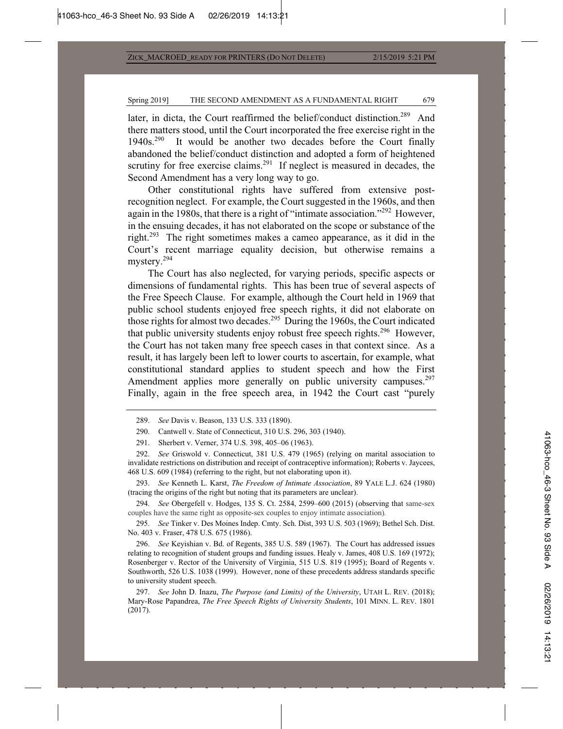later, in dicta, the Court reaffirmed the belief/conduct distinction.[289] And there matters stood, until the Court incorporated the free exercise right in the 1940s.[290] It would be another two decades before the Court finally abandoned the belief/conduct distinction and adopted a form of heightened scrutiny for free exercise claims.[291] If neglect is measured in decades, the Second Amendment has a very long way to go.

Other constitutional rights have suffered from extensive post-recognition neglect. For example, the Court suggested in the 1960s, and then again in the 1980s, that there is a right of "intimate association."[292] However, in the ensuing decades, it has not elaborated on the scope or substance of the right.[293] The right sometimes makes a cameo appearance, as it did in the Court's recent marriage equality decision, but otherwise remains a mystery.[294]

The Court has also neglected, for varying periods, specific aspects or dimensions of fundamental rights. This has been true of several aspects of the Free Speech Clause. For example, although the Court held in 1969 that public school students enjoyed free speech rights, it did not elaborate on those rights for almost two decades.[295] During the 1960s, the Court indicated that public university students enjoy robust free speech rights.[296] However, the Court has not taken many free speech cases in that context since. As a result, it has largely been left to lower courts to ascertain, for example, what constitutional standard applies to student speech and how the First Amendment applies more generally on public university campuses.[297] Finally, again in the free speech area, in 1942 the Court cast "purely

---

289. *See* Davis v. Beason, 133 U.S. 333 (1890).

290. Cantwell v. State of Connecticut, 310 U.S. 296, 303 (1940).

291. Sherbert v. Verner, 374 U.S. 398, 405–06 (1963).

292. *See* Griswold v. Connecticut, 381 U.S. 479 (1965) (relying on marital association to invalidate restrictions on distribution and receipt of contraceptive information); Roberts v. Jaycees, 468 U.S. 609 (1984) (referring to the right, but not elaborating upon it).

293. *See* Kenneth L. Karst, *The Freedom of Intimate Association*, 89 YALE L.J. 624 (1980) (tracing the origins of the right but noting that its parameters are unclear).

294. *See* Obergefell v. Hodges, 135 S. Ct. 2584, 2599–600 (2015) (observing that same-sex couples have the same right as opposite-sex couples to enjoy intimate association).

295. *See* Tinker v. Des Moines Indep. Cmty. Sch. Dist, 393 U.S. 503 (1969); Bethel Sch. Dist. No. 403 v. Fraser, 478 U.S. 675 (1986).

296. *See* Keyishian v. Bd. of Regents, 385 U.S. 589 (1967). The Court has addressed issues relating to recognition of student groups and funding issues. Healy v. James, 408 U.S. 169 (1972); Rosenberger v. Rector of the University of Virginia, 515 U.S. 819 (1995); Board of Regents v. Southworth, 526 U.S. 1038 (1999). However, none of these precedents address standards specific to university student speech.

297. *See* John D. Inazu, *The Purpose (and Limits) of the University*, UTAH L. REV. (2018); Mary-Rose Papandrea, *The Free Speech Rights of University Students*, 101 MINN. L. REV. 1801 (2017).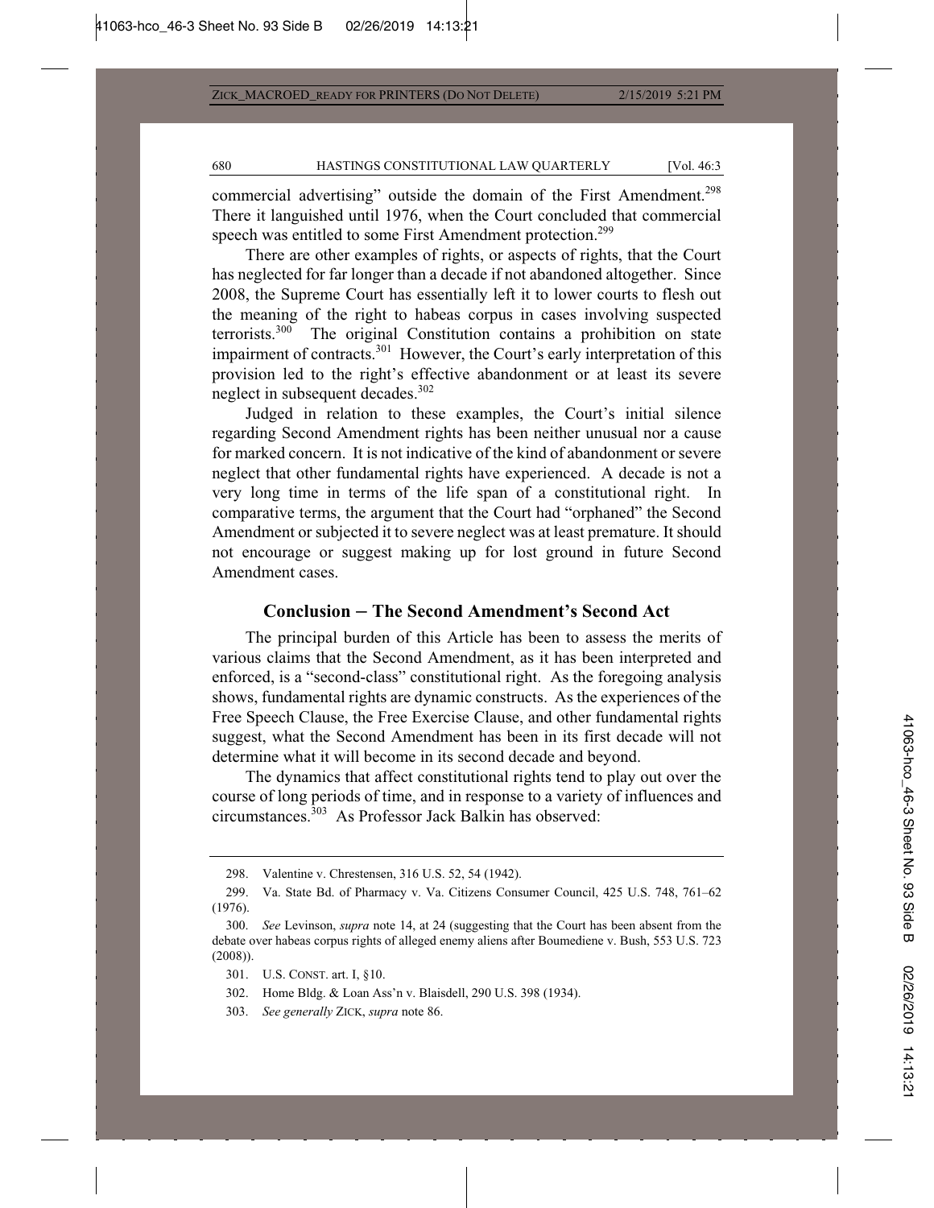commercial advertising" outside the domain of the First Amendment.[298] There it languished until 1976, when the Court concluded that commercial speech was entitled to some First Amendment protection.[299]

There are other examples of rights, or aspects of rights, that the Court has neglected for far longer than a decade if not abandoned altogether. Since 2008, the Supreme Court has essentially left it to lower courts to flesh out the meaning of the right to habeas corpus in cases involving suspected terrorists.[300] The original Constitution contains a prohibition on state impairment of contracts.[301] However, the Court's early interpretation of this provision led to the right's effective abandonment or at least its severe neglect in subsequent decades.[302]

Judged in relation to these examples, the Court's initial silence regarding Second Amendment rights has been neither unusual nor a cause for marked concern. It is not indicative of the kind of abandonment or severe neglect that other fundamental rights have experienced. A decade is not a very long time in terms of the life span of a constitutional right. In comparative terms, the argument that the Court had "orphaned" the Second Amendment or subjected it to severe neglect was at least premature. It should not encourage or suggest making up for lost ground in future Second Amendment cases.

## Conclusion – The Second Amendment's Second Act

The principal burden of this Article has been to assess the merits of various claims that the Second Amendment, as it has been interpreted and enforced, is a "second-class" constitutional right. As the foregoing analysis shows, fundamental rights are dynamic constructs. As the experiences of the Free Speech Clause, the Free Exercise Clause, and other fundamental rights suggest, what the Second Amendment has been in its first decade will not determine what it will become in its second decade and beyond.

The dynamics that affect constitutional rights tend to play out over the course of long periods of time, and in response to a variety of influences and circumstances.[303] As Professor Jack Balkin has observed:

---

298. Valentine v. Chrestensen, 316 U.S. 52, 54 (1942).

299. Va. State Bd. of Pharmacy v. Va. Citizens Consumer Council, 425 U.S. 748, 761–62 (1976).

300. *See* Levinson, *supra* note 14, at 24 (suggesting that the Court has been absent from the debate over habeas corpus rights of alleged enemy aliens after Boumediene v. Bush, 553 U.S. 723 (2008)).

301. U.S. CONST. art. I, §10.

302. Home Bldg. & Loan Ass'n v. Blaisdell, 290 U.S. 398 (1934).

303. *See generally* ZICK, *supra* note 86.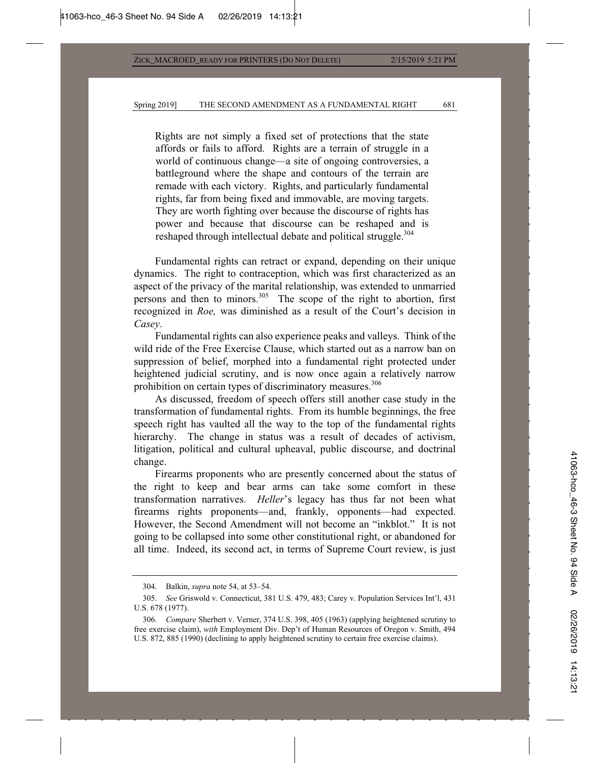> Rights are not simply a fixed set of protections that the state affords or fails to afford. Rights are a terrain of struggle in a world of continuous change—a site of ongoing controversies, a battleground where the shape and contours of the terrain are remade with each victory. Rights, and particularly fundamental rights, far from being fixed and immovable, are moving targets. They are worth fighting over because the discourse of rights has power and because that discourse can be reshaped and is reshaped through intellectual debate and political struggle.[304]

Fundamental rights can retract or expand, depending on their unique dynamics. The right to contraception, which was first characterized as an aspect of the privacy of the marital relationship, was extended to unmarried persons and then to minors.[305] The scope of the right to abortion, first recognized in *Roe,* was diminished as a result of the Court's decision in *Casey*.

Fundamental rights can also experience peaks and valleys. Think of the wild ride of the Free Exercise Clause, which started out as a narrow ban on suppression of belief, morphed into a fundamental right protected under heightened judicial scrutiny, and is now once again a relatively narrow prohibition on certain types of discriminatory measures.[306]

As discussed, freedom of speech offers still another case study in the transformation of fundamental rights. From its humble beginnings, the free speech right has vaulted all the way to the top of the fundamental rights hierarchy. The change in status was a result of decades of activism, litigation, political and cultural upheaval, public discourse, and doctrinal change.

Firearms proponents who are presently concerned about the status of the right to keep and bear arms can take some comfort in these transformation narratives. *Heller*'s legacy has thus far not been what firearms rights proponents—and, frankly, opponents—had expected. However, the Second Amendment will not become an "inkblot." It is not going to be collapsed into some other constitutional right, or abandoned for all time. Indeed, its second act, in terms of Supreme Court review, is just

---

304. Balkin, *supra* note 54, at 53–54.

305. *See* Griswold v. Connecticut, 381 U.S. 479, 483; Carey v. Population Services Int'l, 431 U.S. 678 (1977).

306. *Compare* Sherbert v. Verner, 374 U.S. 398, 405 (1963) (applying heightened scrutiny to free exercise claim), *with* Employment Div. Dep't of Human Resources of Oregon v. Smith, 494 U.S. 872, 885 (1990) (declining to apply heightened scrutiny to certain free exercise claims).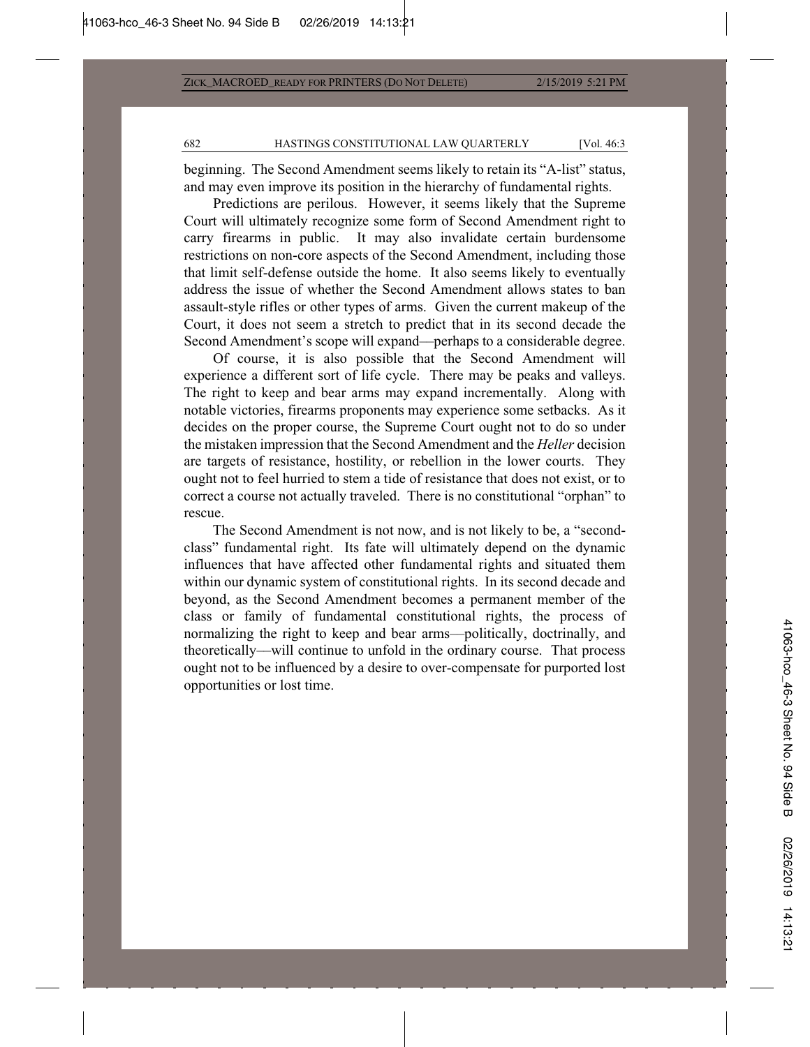beginning. The Second Amendment seems likely to retain its "A-list" status, and may even improve its position in the hierarchy of fundamental rights.

Predictions are perilous. However, it seems likely that the Supreme Court will ultimately recognize some form of Second Amendment right to carry firearms in public. It may also invalidate certain burdensome restrictions on non-core aspects of the Second Amendment, including those that limit self-defense outside the home. It also seems likely to eventually address the issue of whether the Second Amendment allows states to ban assault-style rifles or other types of arms. Given the current makeup of the Court, it does not seem a stretch to predict that in its second decade the Second Amendment's scope will expand—perhaps to a considerable degree.

Of course, it is also possible that the Second Amendment will experience a different sort of life cycle. There may be peaks and valleys. The right to keep and bear arms may expand incrementally. Along with notable victories, firearms proponents may experience some setbacks. As it decides on the proper course, the Supreme Court ought not to do so under the mistaken impression that the Second Amendment and the *Heller* decision are targets of resistance, hostility, or rebellion in the lower courts. They ought not to feel hurried to stem a tide of resistance that does not exist, or to correct a course not actually traveled. There is no constitutional "orphan" to rescue.

The Second Amendment is not now, and is not likely to be, a "second-class" fundamental right. Its fate will ultimately depend on the dynamic influences that have affected other fundamental rights and situated them within our dynamic system of constitutional rights. In its second decade and beyond, as the Second Amendment becomes a permanent member of the class or family of fundamental constitutional rights, the process of normalizing the right to keep and bear arms—politically, doctrinally, and theoretically—will continue to unfold in the ordinary course. That process ought not to be influenced by a desire to over-compensate for purported lost opportunities or lost time.